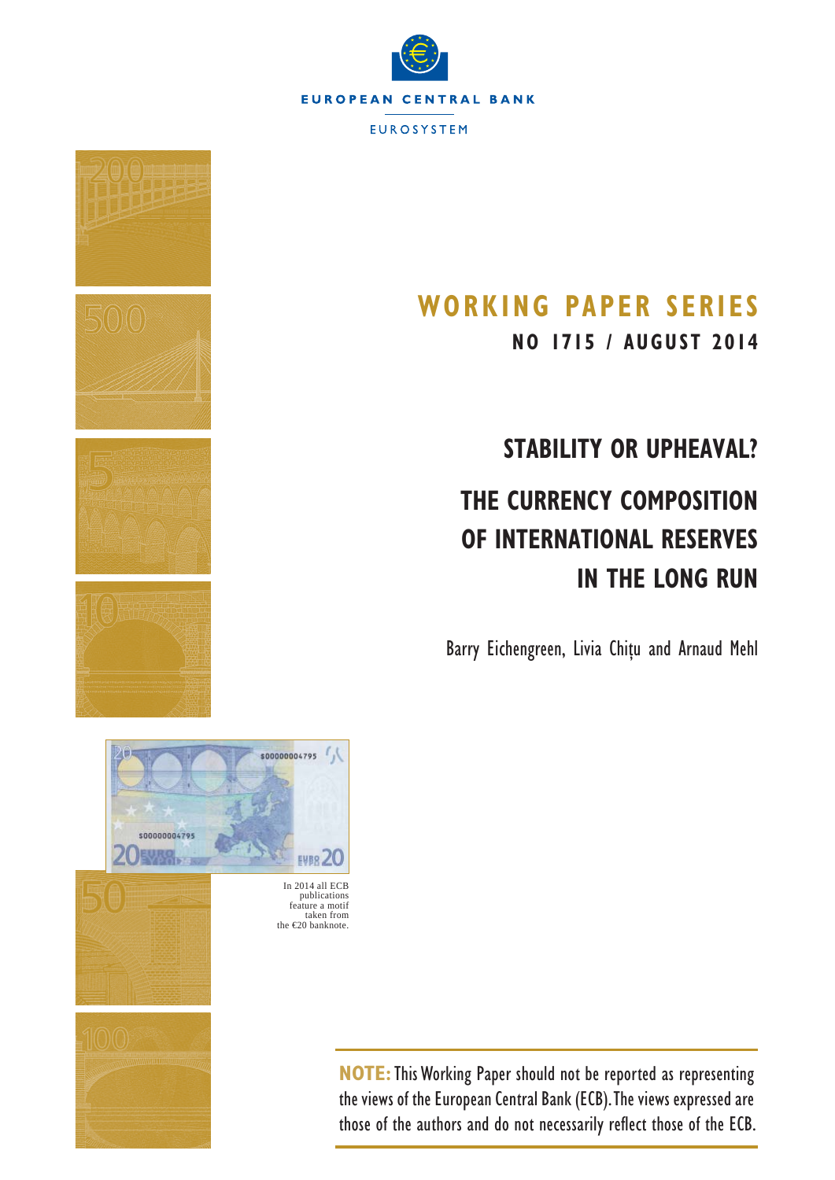EUROPEAN CENTRAL BANK

EUROSYSTEM

# WORKING PAPER SERIES

**NO 1715 / AUGUST 2014**

## STABILITY OR UPHEAVAL?

## THE CURRENCY COMPOSITION OF INTERNATIONAL RESERVES IN THE LONG RUN

Barry Eichengreen, Livia Chițu and Arnaud Mehl

In 2014 all ECB publications feature a motif taken from the €20 banknote.

**NOTE:** This Working Paper should not be reported as representing the views of the European Central Bank (ECB). The views expressed are those of the authors and do not necessarily reflect those of the ECB.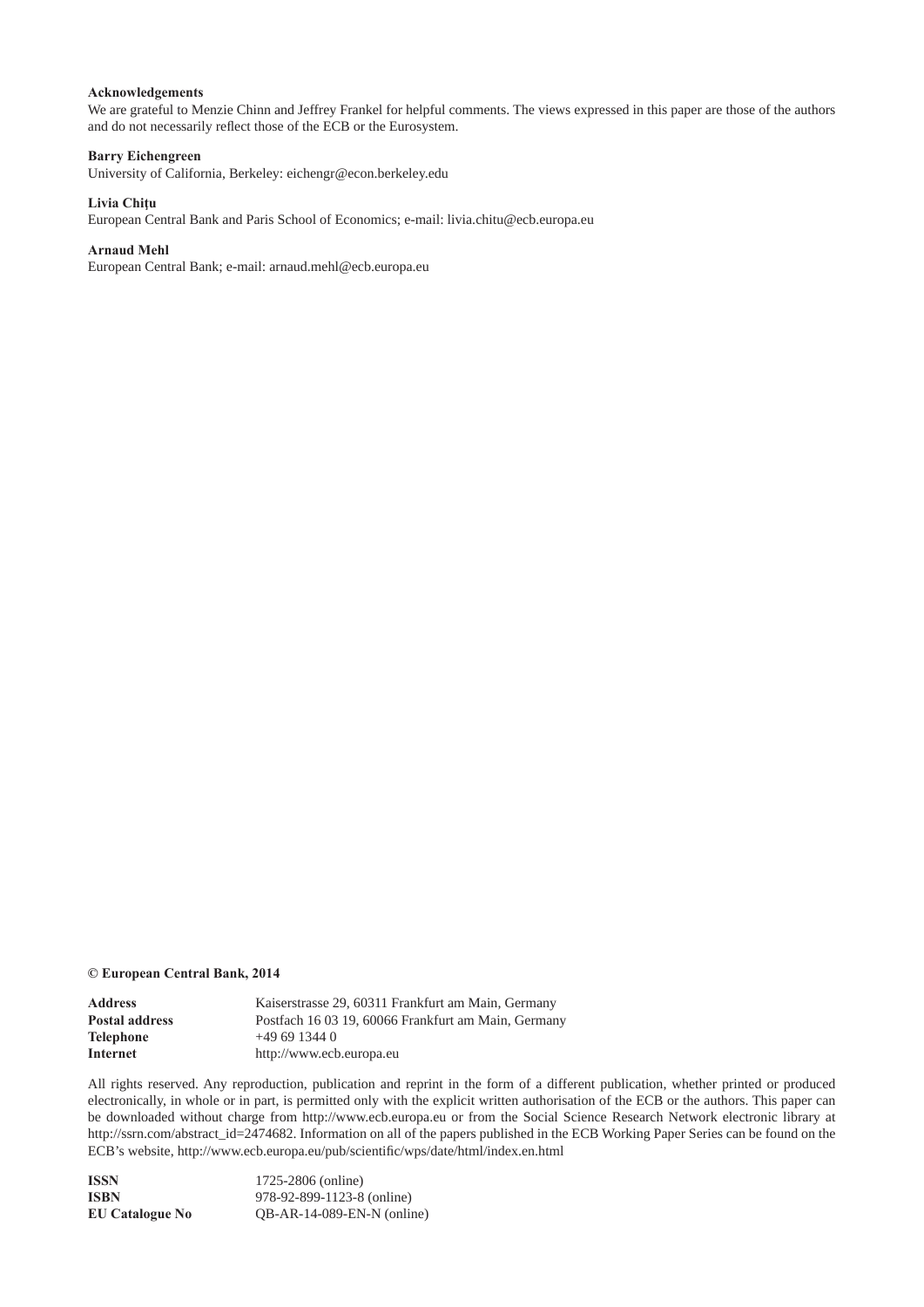**Acknowledgements**

We are grateful to Menzie Chinn and Jeffrey Frankel for helpful comments. The views expressed in this paper are those of the authors and do not necessarily reflect those of the ECB or the Eurosystem.

**Barry Eichengreen**

University of California, Berkeley: eichengr@econ.berkeley.edu

**Livia Chiţu**

European Central Bank and Paris School of Economics; e-mail: livia.chitu@ecb.europa.eu

**Arnaud Mehl**

European Central Bank; e-mail: arnaud.mehl@ecb.europa.eu

**© European Central Bank, 2014**

| | |
|---|---|
| **Address** | Kaiserstrasse 29, 60311 Frankfurt am Main, Germany |
| **Postal address** | Postfach 16 03 19, 60066 Frankfurt am Main, Germany |
| **Telephone** | +49 69 1344 0 |
| **Internet** | http://www.ecb.europa.eu |

All rights reserved. Any reproduction, publication and reprint in the form of a different publication, whether printed or produced electronically, in whole or in part, is permitted only with the explicit written authorisation of the ECB or the authors. This paper can be downloaded without charge from http://www.ecb.europa.eu or from the Social Science Research Network electronic library at http://ssrn.com/abstract_id=2474682. Information on all of the papers published in the ECB Working Paper Series can be found on the ECB's website, http://www.ecb.europa.eu/pub/scientific/wps/date/html/index.en.html

| | |
|---|---|
| **ISSN** | 1725-2806 (online) |
| **ISBN** | 978-92-899-1123-8 (online) |
| **EU Catalogue No** | QB-AR-14-089-EN-N (online) |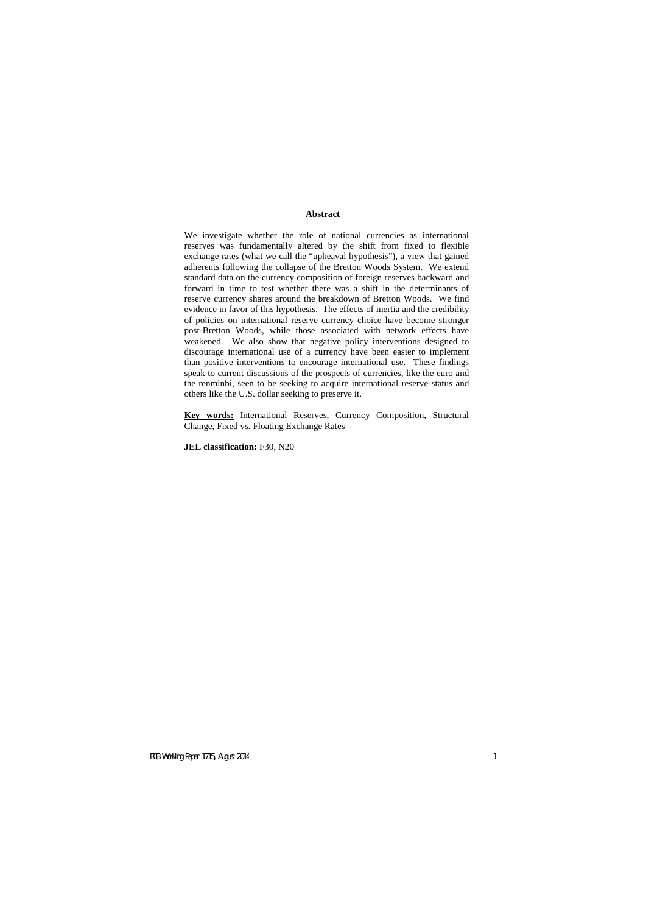## Abstract

We investigate whether the role of national currencies as international reserves was fundamentally altered by the shift from fixed to flexible exchange rates (what we call the "upheaval hypothesis"), a view that gained adherents following the collapse of the Bretton Woods System. We extend standard data on the currency composition of foreign reserves backward and forward in time to test whether there was a shift in the determinants of reserve currency shares around the breakdown of Bretton Woods. We find evidence in favor of this hypothesis. The effects of inertia and the credibility of policies on international reserve currency choice have become stronger post-Bretton Woods, while those associated with network effects have weakened. We also show that negative policy interventions designed to discourage international use of a currency have been easier to implement than positive interventions to encourage international use. These findings speak to current discussions of the prospects of currencies, like the euro and the renminbi, seen to be seeking to acquire international reserve status and others like the U.S. dollar seeking to preserve it.

**Key words:** International Reserves, Currency Composition, Structural Change, Fixed vs. Floating Exchange Rates

**JEL classification:** F30, N20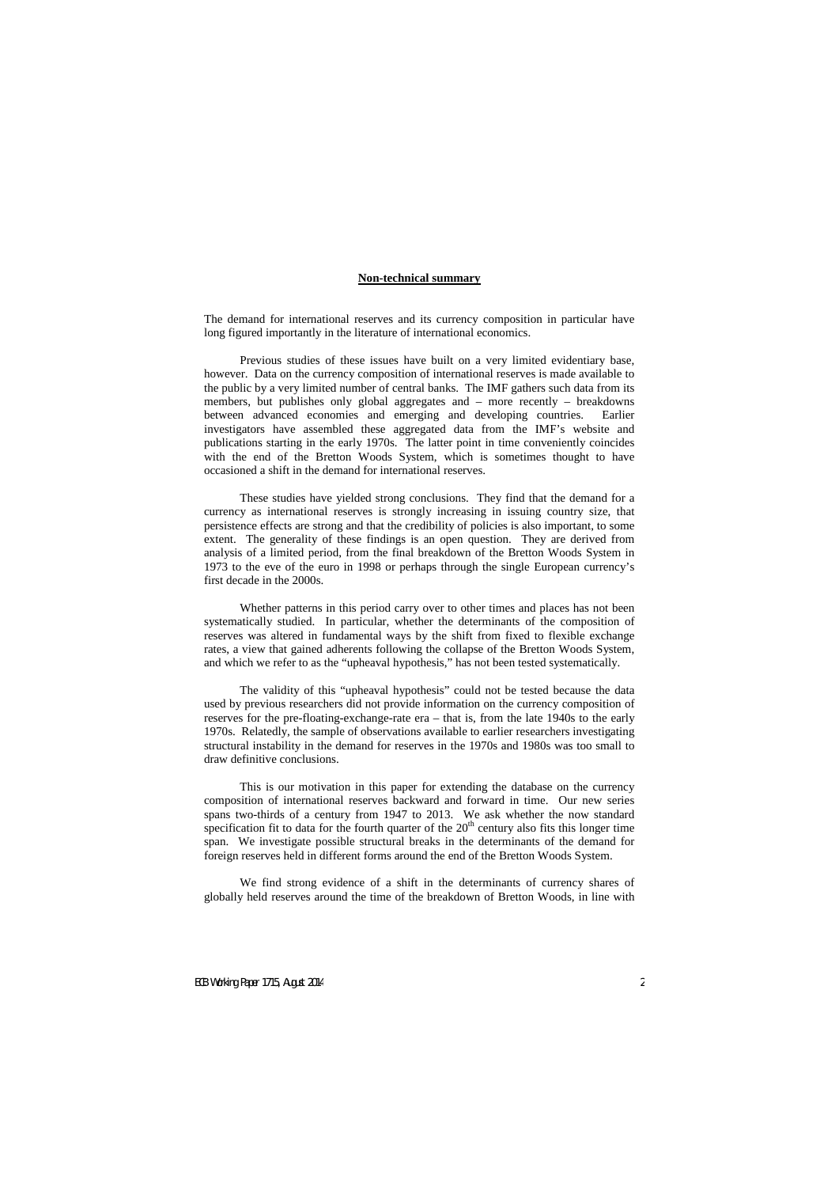## Non-technical summary

The demand for international reserves and its currency composition in particular have long figured importantly in the literature of international economics.

Previous studies of these issues have built on a very limited evidentiary base, however. Data on the currency composition of international reserves is made available to the public by a very limited number of central banks. The IMF gathers such data from its members, but publishes only global aggregates and – more recently – breakdowns between advanced economies and emerging and developing countries. Earlier investigators have assembled these aggregated data from the IMF's website and publications starting in the early 1970s. The latter point in time conveniently coincides with the end of the Bretton Woods System, which is sometimes thought to have occasioned a shift in the demand for international reserves.

These studies have yielded strong conclusions. They find that the demand for a currency as international reserves is strongly increasing in issuing country size, that persistence effects are strong and that the credibility of policies is also important, to some extent. The generality of these findings is an open question. They are derived from analysis of a limited period, from the final breakdown of the Bretton Woods System in 1973 to the eve of the euro in 1998 or perhaps through the single European currency's first decade in the 2000s.

Whether patterns in this period carry over to other times and places has not been systematically studied. In particular, whether the determinants of the composition of reserves was altered in fundamental ways by the shift from fixed to flexible exchange rates, a view that gained adherents following the collapse of the Bretton Woods System, and which we refer to as the "upheaval hypothesis," has not been tested systematically.

The validity of this "upheaval hypothesis" could not be tested because the data used by previous researchers did not provide information on the currency composition of reserves for the pre-floating-exchange-rate era – that is, from the late 1940s to the early 1970s. Relatedly, the sample of observations available to earlier researchers investigating structural instability in the demand for reserves in the 1970s and 1980s was too small to draw definitive conclusions.

This is our motivation in this paper for extending the database on the currency composition of international reserves backward and forward in time. Our new series spans two-thirds of a century from 1947 to 2013. We ask whether the now standard specification fit to data for the fourth quarter of the 20th century also fits this longer time span. We investigate possible structural breaks in the determinants of the demand for foreign reserves held in different forms around the end of the Bretton Woods System.

We find strong evidence of a shift in the determinants of currency shares of globally held reserves around the time of the breakdown of Bretton Woods, in line with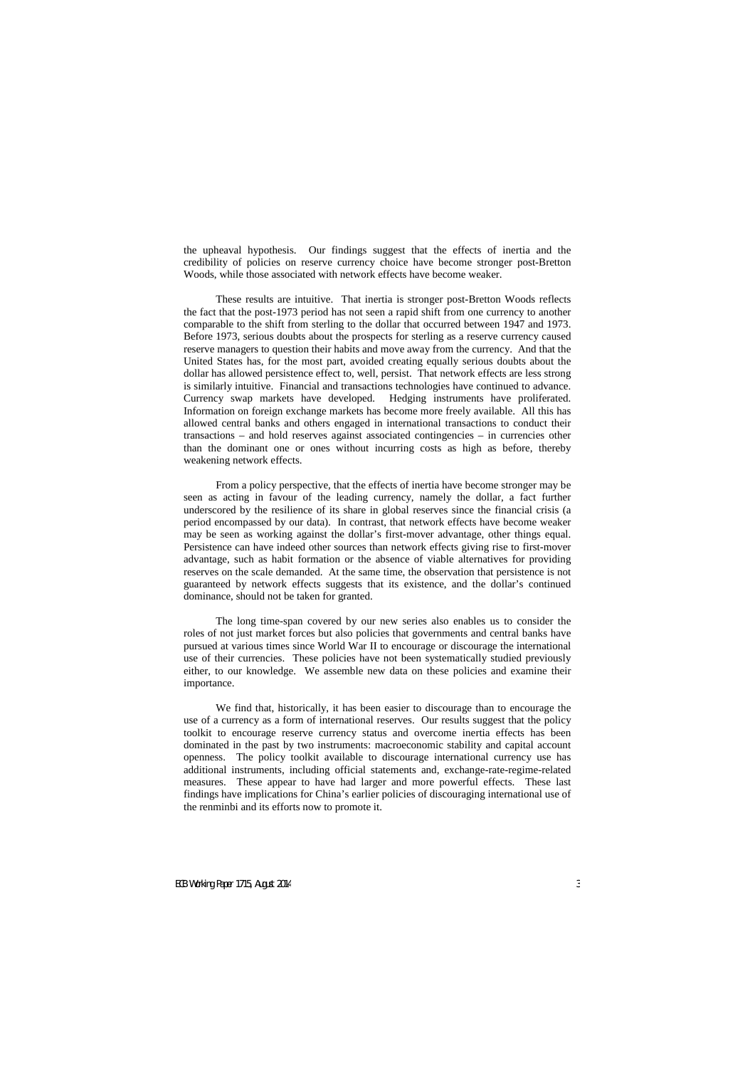the upheaval hypothesis. Our findings suggest that the effects of inertia and the credibility of policies on reserve currency choice have become stronger post-Bretton Woods, while those associated with network effects have become weaker.

These results are intuitive. That inertia is stronger post-Bretton Woods reflects the fact that the post-1973 period has not seen a rapid shift from one currency to another comparable to the shift from sterling to the dollar that occurred between 1947 and 1973. Before 1973, serious doubts about the prospects for sterling as a reserve currency caused reserve managers to question their habits and move away from the currency. And that the United States has, for the most part, avoided creating equally serious doubts about the dollar has allowed persistence effect to, well, persist. That network effects are less strong is similarly intuitive. Financial and transactions technologies have continued to advance. Currency swap markets have developed. Hedging instruments have proliferated. Information on foreign exchange markets has become more freely available. All this has allowed central banks and others engaged in international transactions to conduct their transactions – and hold reserves against associated contingencies – in currencies other than the dominant one or ones without incurring costs as high as before, thereby weakening network effects.

From a policy perspective, that the effects of inertia have become stronger may be seen as acting in favour of the leading currency, namely the dollar, a fact further underscored by the resilience of its share in global reserves since the financial crisis (a period encompassed by our data). In contrast, that network effects have become weaker may be seen as working against the dollar's first-mover advantage, other things equal. Persistence can have indeed other sources than network effects giving rise to first-mover advantage, such as habit formation or the absence of viable alternatives for providing reserves on the scale demanded. At the same time, the observation that persistence is not guaranteed by network effects suggests that its existence, and the dollar's continued dominance, should not be taken for granted.

The long time-span covered by our new series also enables us to consider the roles of not just market forces but also policies that governments and central banks have pursued at various times since World War II to encourage or discourage the international use of their currencies. These policies have not been systematically studied previously either, to our knowledge. We assemble new data on these policies and examine their importance.

We find that, historically, it has been easier to discourage than to encourage the use of a currency as a form of international reserves. Our results suggest that the policy toolkit to encourage reserve currency status and overcome inertia effects has been dominated in the past by two instruments: macroeconomic stability and capital account openness. The policy toolkit available to discourage international currency use has additional instruments, including official statements and, exchange-rate-regime-related measures. These appear to have had larger and more powerful effects. These last findings have implications for China's earlier policies of discouraging international use of the renminbi and its efforts now to promote it.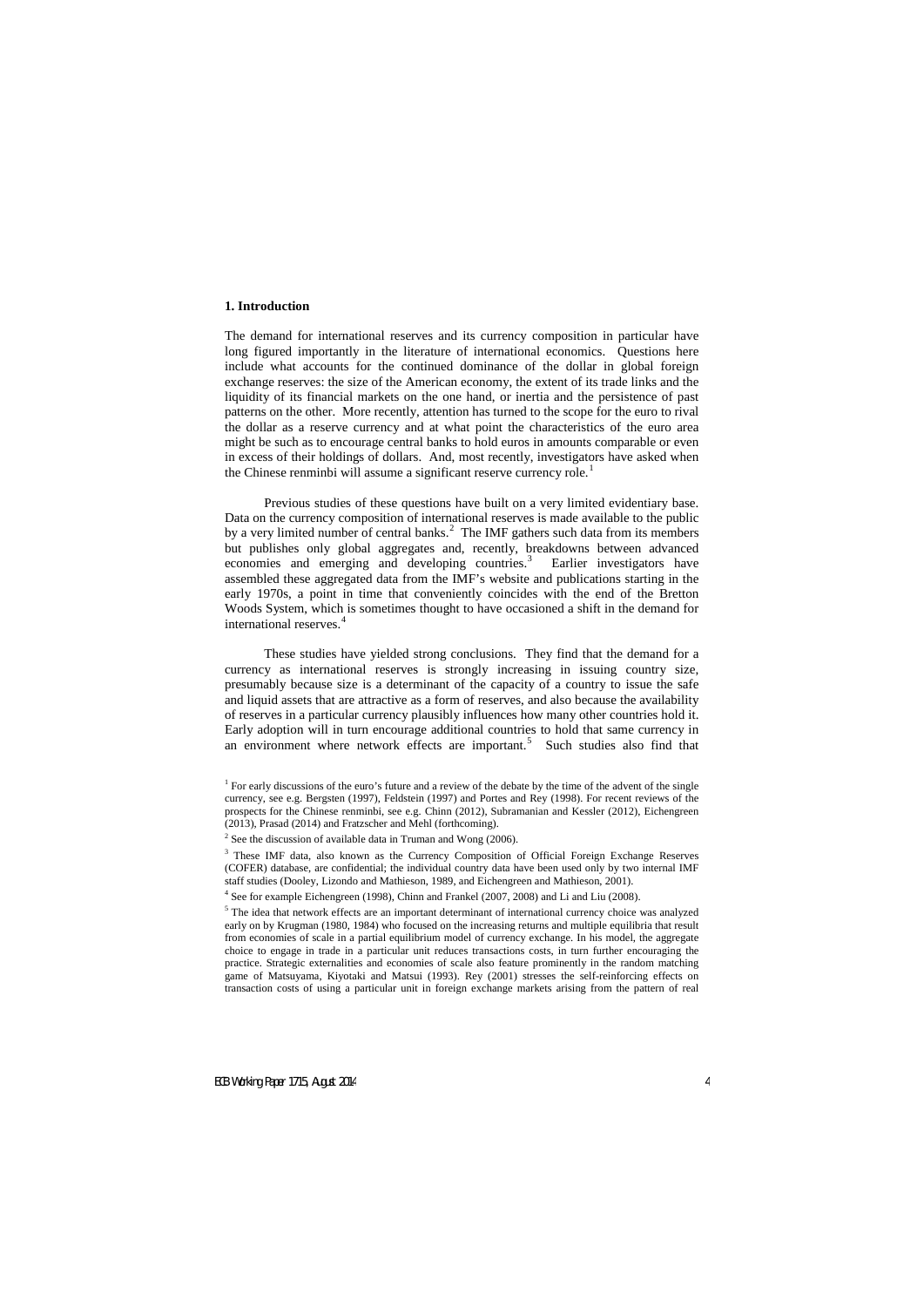## 1. Introduction

The demand for international reserves and its currency composition in particular have long figured importantly in the literature of international economics. Questions here include what accounts for the continued dominance of the dollar in global foreign exchange reserves: the size of the American economy, the extent of its trade links and the liquidity of its financial markets on the one hand, or inertia and the persistence of past patterns on the other. More recently, attention has turned to the scope for the euro to rival the dollar as a reserve currency and at what point the characteristics of the euro area might be such as to encourage central banks to hold euros in amounts comparable or even in excess of their holdings of dollars. And, most recently, investigators have asked when the Chinese renminbi will assume a significant reserve currency role.[1]

Previous studies of these questions have built on a very limited evidentiary base. Data on the currency composition of international reserves is made available to the public by a very limited number of central banks.[2] The IMF gathers such data from its members but publishes only global aggregates and, recently, breakdowns between advanced economies and emerging and developing countries.[3] Earlier investigators have assembled these aggregated data from the IMF's website and publications starting in the early 1970s, a point in time that conveniently coincides with the end of the Bretton Woods System, which is sometimes thought to have occasioned a shift in the demand for international reserves.[4]

These studies have yielded strong conclusions. They find that the demand for a currency as international reserves is strongly increasing in issuing country size, presumably because size is a determinant of the capacity of a country to issue the safe and liquid assets that are attractive as a form of reserves, and also because the availability of reserves in a particular currency plausibly influences how many other countries hold it. Early adoption will in turn encourage additional countries to hold that same currency in an environment where network effects are important.[5] Such studies also find that

[1] For early discussions of the euro's future and a review of the debate by the time of the advent of the single currency, see e.g. Bergsten (1997), Feldstein (1997) and Portes and Rey (1998). For recent reviews of the prospects for the Chinese renminbi, see e.g. Chinn (2012), Subramanian and Kessler (2012), Eichengreen (2013), Prasad (2014) and Fratzscher and Mehl (forthcoming).

[2] See the discussion of available data in Truman and Wong (2006).

[3] These IMF data, also known as the Currency Composition of Official Foreign Exchange Reserves (COFER) database, are confidential; the individual country data have been used only by two internal IMF staff studies (Dooley, Lizondo and Mathieson, 1989, and Eichengreen and Mathieson, 2001).

[4] See for example Eichengreen (1998), Chinn and Frankel (2007, 2008) and Li and Liu (2008).

[5] The idea that network effects are an important determinant of international currency choice was analyzed early on by Krugman (1980, 1984) who focused on the increasing returns and multiple equilibria that result from economies of scale in a partial equilibrium model of currency exchange. In his model, the aggregate choice to engage in trade in a particular unit reduces transactions costs, in turn further encouraging the practice. Strategic externalities and economies of scale also feature prominently in the random matching game of Matsuyama, Kiyotaki and Matsui (1993). Rey (2001) stresses the self-reinforcing effects on transaction costs of using a particular unit in foreign exchange markets arising from the pattern of real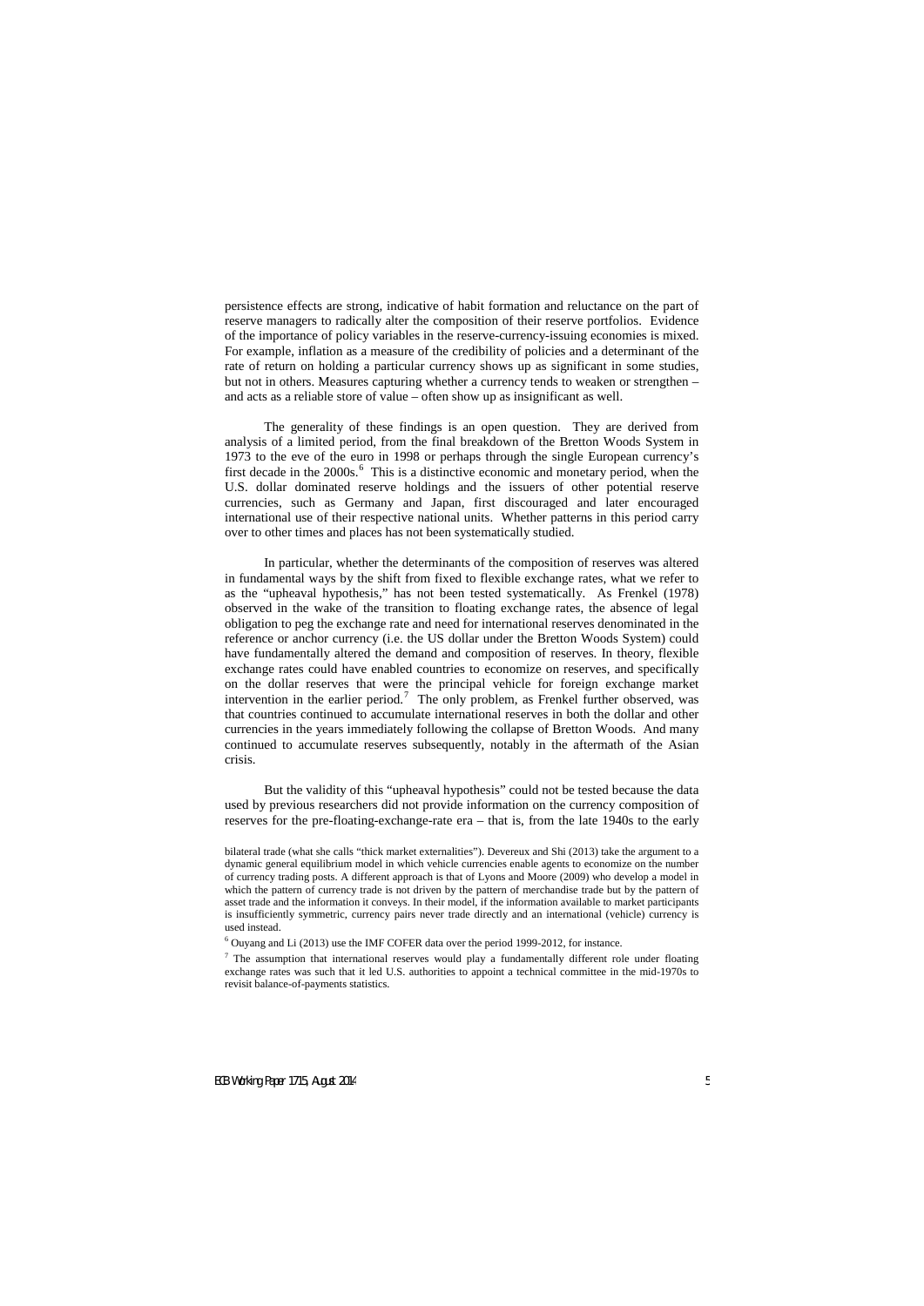persistence effects are strong, indicative of habit formation and reluctance on the part of reserve managers to radically alter the composition of their reserve portfolios. Evidence of the importance of policy variables in the reserve-currency-issuing economies is mixed. For example, inflation as a measure of the credibility of policies and a determinant of the rate of return on holding a particular currency shows up as significant in some studies, but not in others. Measures capturing whether a currency tends to weaken or strengthen – and acts as a reliable store of value – often show up as insignificant as well.

The generality of these findings is an open question. They are derived from analysis of a limited period, from the final breakdown of the Bretton Woods System in 1973 to the eve of the euro in 1998 or perhaps through the single European currency's first decade in the 2000s.[6] This is a distinctive economic and monetary period, when the U.S. dollar dominated reserve holdings and the issuers of other potential reserve currencies, such as Germany and Japan, first discouraged and later encouraged international use of their respective national units. Whether patterns in this period carry over to other times and places has not been systematically studied.

In particular, whether the determinants of the composition of reserves was altered in fundamental ways by the shift from fixed to flexible exchange rates, what we refer to as the "upheaval hypothesis," has not been tested systematically. As Frenkel (1978) observed in the wake of the transition to floating exchange rates, the absence of legal obligation to peg the exchange rate and need for international reserves denominated in the reference or anchor currency (i.e. the US dollar under the Bretton Woods System) could have fundamentally altered the demand and composition of reserves. In theory, flexible exchange rates could have enabled countries to economize on reserves, and specifically on the dollar reserves that were the principal vehicle for foreign exchange market intervention in the earlier period.[7] The only problem, as Frenkel further observed, was that countries continued to accumulate international reserves in both the dollar and other currencies in the years immediately following the collapse of Bretton Woods. And many continued to accumulate reserves subsequently, notably in the aftermath of the Asian crisis.

But the validity of this "upheaval hypothesis" could not be tested because the data used by previous researchers did not provide information on the currency composition of reserves for the pre-floating-exchange-rate era – that is, from the late 1940s to the early

bilateral trade (what she calls "thick market externalities"). Devereux and Shi (2013) take the argument to a dynamic general equilibrium model in which vehicle currencies enable agents to economize on the number of currency trading posts. A different approach is that of Lyons and Moore (2009) who develop a model in which the pattern of currency trade is not driven by the pattern of merchandise trade but by the pattern of asset trade and the information it conveys. In their model, if the information available to market participants is insufficiently symmetric, currency pairs never trade directly and an international (vehicle) currency is used instead.

[6] Ouyang and Li (2013) use the IMF COFER data over the period 1999-2012, for instance.

[7] The assumption that international reserves would play a fundamentally different role under floating exchange rates was such that it led U.S. authorities to appoint a technical committee in the mid-1970s to revisit balance-of-payments statistics.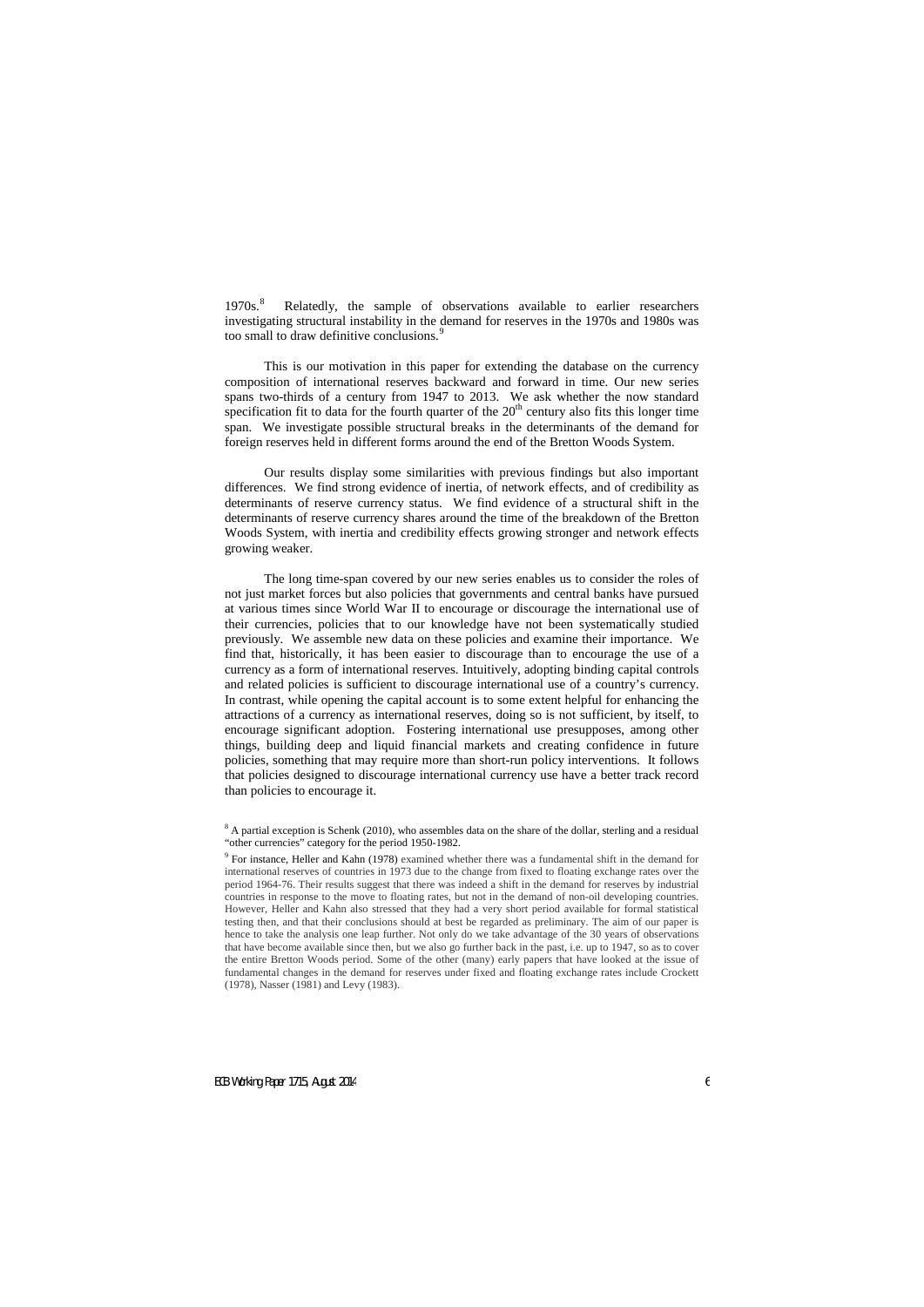1970s.[8] Relatedly, the sample of observations available to earlier researchers investigating structural instability in the demand for reserves in the 1970s and 1980s was too small to draw definitive conclusions.[9]

This is our motivation in this paper for extending the database on the currency composition of international reserves backward and forward in time. Our new series spans two-thirds of a century from 1947 to 2013. We ask whether the now standard specification fit to data for the fourth quarter of the 20th century also fits this longer time span. We investigate possible structural breaks in the determinants of the demand for foreign reserves held in different forms around the end of the Bretton Woods System.

Our results display some similarities with previous findings but also important differences. We find strong evidence of inertia, of network effects, and of credibility as determinants of reserve currency status. We find evidence of a structural shift in the determinants of reserve currency shares around the time of the breakdown of the Bretton Woods System, with inertia and credibility effects growing stronger and network effects growing weaker.

The long time-span covered by our new series enables us to consider the roles of not just market forces but also policies that governments and central banks have pursued at various times since World War II to encourage or discourage the international use of their currencies, policies that to our knowledge have not been systematically studied previously. We assemble new data on these policies and examine their importance. We find that, historically, it has been easier to discourage than to encourage the use of a currency as a form of international reserves. Intuitively, adopting binding capital controls and related policies is sufficient to discourage international use of a country's currency. In contrast, while opening the capital account is to some extent helpful for enhancing the attractions of a currency as international reserves, doing so is not sufficient, by itself, to encourage significant adoption. Fostering international use presupposes, among other things, building deep and liquid financial markets and creating confidence in future policies, something that may require more than short-run policy interventions. It follows that policies designed to discourage international currency use have a better track record than policies to encourage it.

---

[8] A partial exception is Schenk (2010), who assembles data on the share of the dollar, sterling and a residual "other currencies" category for the period 1950-1982.

[9] For instance, Heller and Kahn (1978) examined whether there was a fundamental shift in the demand for international reserves of countries in 1973 due to the change from fixed to floating exchange rates over the period 1964-76. Their results suggest that there was indeed a shift in the demand for reserves by industrial countries in response to the move to floating rates, but not in the demand of non-oil developing countries. However, Heller and Kahn also stressed that they had a very short period available for formal statistical testing then, and that their conclusions should at best be regarded as preliminary. The aim of our paper is hence to take the analysis one leap further. Not only do we take advantage of the 30 years of observations that have become available since then, but we also go further back in the past, i.e. up to 1947, so as to cover the entire Bretton Woods period. Some of the other (many) early papers that have looked at the issue of fundamental changes in the demand for reserves under fixed and floating exchange rates include Crockett (1978), Nasser (1981) and Levy (1983).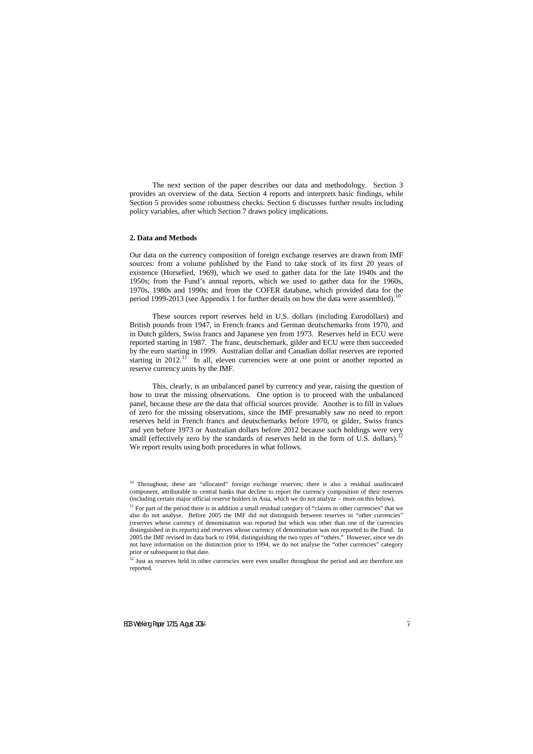The next section of the paper describes our data and methodology. Section 3 provides an overview of the data. Section 4 reports and interprets basic findings, while Section 5 provides some robustness checks. Section 6 discusses further results including policy variables, after which Section 7 draws policy implications.

## 2. Data and Methods

Our data on the currency composition of foreign exchange reserves are drawn from IMF sources: from a volume published by the Fund to take stock of its first 20 years of existence (Horsefied, 1969), which we used to gather data for the late 1940s and the 1950s; from the Fund's annual reports, which we used to gather data for the 1960s, 1970s, 1980s and 1990s; and from the COFER database, which provided data for the period 1999-2013 (see Appendix 1 for further details on how the data were assembled).[10]

These sources report reserves held in U.S. dollars (including Eurodollars) and British pounds from 1947, in French francs and German deutschemarks from 1970, and in Dutch gilders, Swiss francs and Japanese yen from 1973. Reserves held in ECU were reported starting in 1987. The franc, deutschemark, gilder and ECU were then succeeded by the euro starting in 1999. Australian dollar and Canadian dollar reserves are reported starting in 2012.[11] In all, eleven currencies were at one point or another reported as reserve currency units by the IMF.

This, clearly, is an unbalanced panel by currency and year, raising the question of how to treat the missing observations. One option is to proceed with the unbalanced panel, because these are the data that official sources provide. Another is to fill in values of zero for the missing observations, since the IMF presumably saw no need to report reserves held in French francs and deutschemarks before 1970, or gilder, Swiss francs and yen before 1973 or Australian dollars before 2012 because such holdings were very small (effectively zero by the standards of reserves held in the form of U.S. dollars).[12] We report results using both procedures in what follows.

---

[10] Throughout, these are "allocated" foreign exchange reserves; there is also a residual unallocated component, attributable to central banks that decline to report the currency composition of their reserves (including certain major official reserve holders in Asia, which we do not analyze – more on this below).

[11] For part of the period there is in addition a small residual category of "claims in other currencies" that we also do not analyse. Before 2005 the IMF did not distinguish between reserves in "other currencies" (reserves whose currency of denomination was reported but which was other than one of the currencies distinguished in its reports) and reserves whose currency of denomination was not reported to the Fund. In 2005 the IMF revised its data back to 1994, distinguishing the two types of "others." However, since we do not have information on the distinction prior to 1994, we do not analyse the "other currencies" category prior or subsequent to that date.

[12] Just as reserves held in other currencies were even smaller throughout the period and are therefore not reported.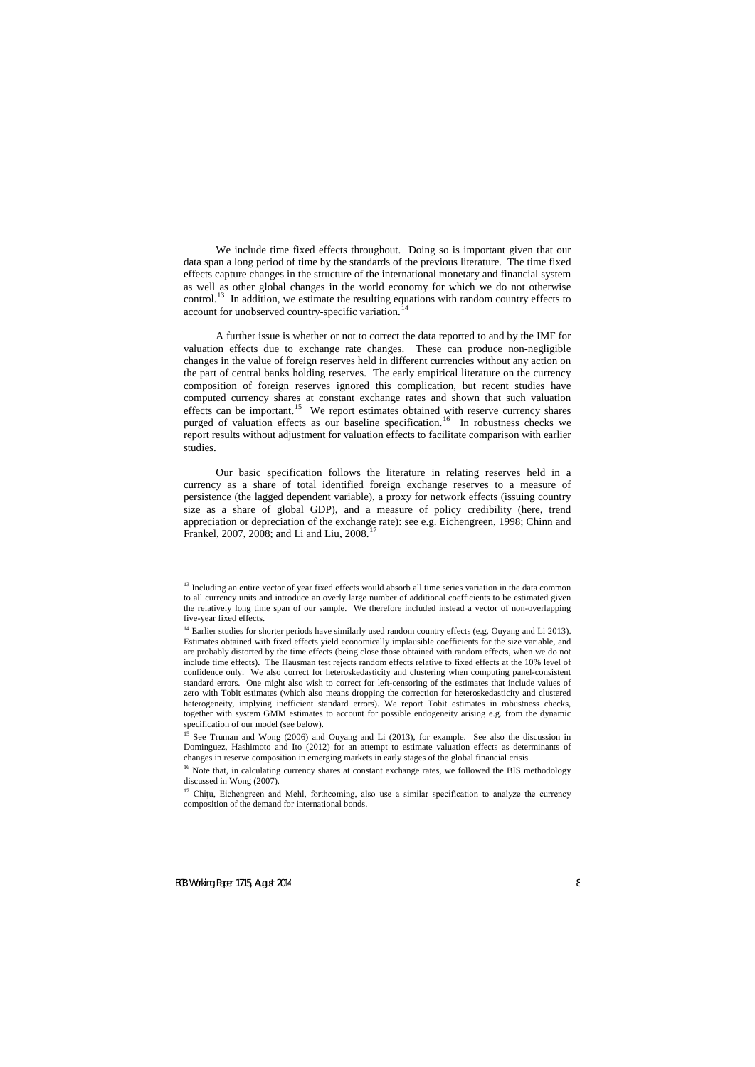We include time fixed effects throughout. Doing so is important given that our data span a long period of time by the standards of the previous literature. The time fixed effects capture changes in the structure of the international monetary and financial system as well as other global changes in the world economy for which we do not otherwise control.[13] In addition, we estimate the resulting equations with random country effects to account for unobserved country-specific variation.[14]

A further issue is whether or not to correct the data reported to and by the IMF for valuation effects due to exchange rate changes. These can produce non-negligible changes in the value of foreign reserves held in different currencies without any action on the part of central banks holding reserves. The early empirical literature on the currency composition of foreign reserves ignored this complication, but recent studies have computed currency shares at constant exchange rates and shown that such valuation effects can be important.[15] We report estimates obtained with reserve currency shares purged of valuation effects as our baseline specification.[16] In robustness checks we report results without adjustment for valuation effects to facilitate comparison with earlier studies.

Our basic specification follows the literature in relating reserves held in a currency as a share of total identified foreign exchange reserves to a measure of persistence (the lagged dependent variable), a proxy for network effects (issuing country size as a share of global GDP), and a measure of policy credibility (here, trend appreciation or depreciation of the exchange rate): see e.g. Eichengreen, 1998; Chinn and Frankel, 2007, 2008; and Li and Liu, 2008.[17]

[13] Including an entire vector of year fixed effects would absorb all time series variation in the data common to all currency units and introduce an overly large number of additional coefficients to be estimated given the relatively long time span of our sample. We therefore included instead a vector of non-overlapping five-year fixed effects.

[14] Earlier studies for shorter periods have similarly used random country effects (e.g. Ouyang and Li 2013). Estimates obtained with fixed effects yield economically implausible coefficients for the size variable, and are probably distorted by the time effects (being close those obtained with random effects, when we do not include time effects). The Hausman test rejects random effects relative to fixed effects at the 10% level of confidence only. We also correct for heteroskedasticity and clustering when computing panel-consistent standard errors. One might also wish to correct for left-censoring of the estimates that include values of zero with Tobit estimates (which also means dropping the correction for heteroskedasticity and clustered heterogeneity, implying inefficient standard errors). We report Tobit estimates in robustness checks, together with system GMM estimates to account for possible endogeneity arising e.g. from the dynamic specification of our model (see below).

[15] See Truman and Wong (2006) and Ouyang and Li (2013), for example. See also the discussion in Dominguez, Hashimoto and Ito (2012) for an attempt to estimate valuation effects as determinants of changes in reserve composition in emerging markets in early stages of the global financial crisis.

[16] Note that, in calculating currency shares at constant exchange rates, we followed the BIS methodology discussed in Wong (2007).

[17] Chițu, Eichengreen and Mehl, forthcoming, also use a similar specification to analyze the currency composition of the demand for international bonds.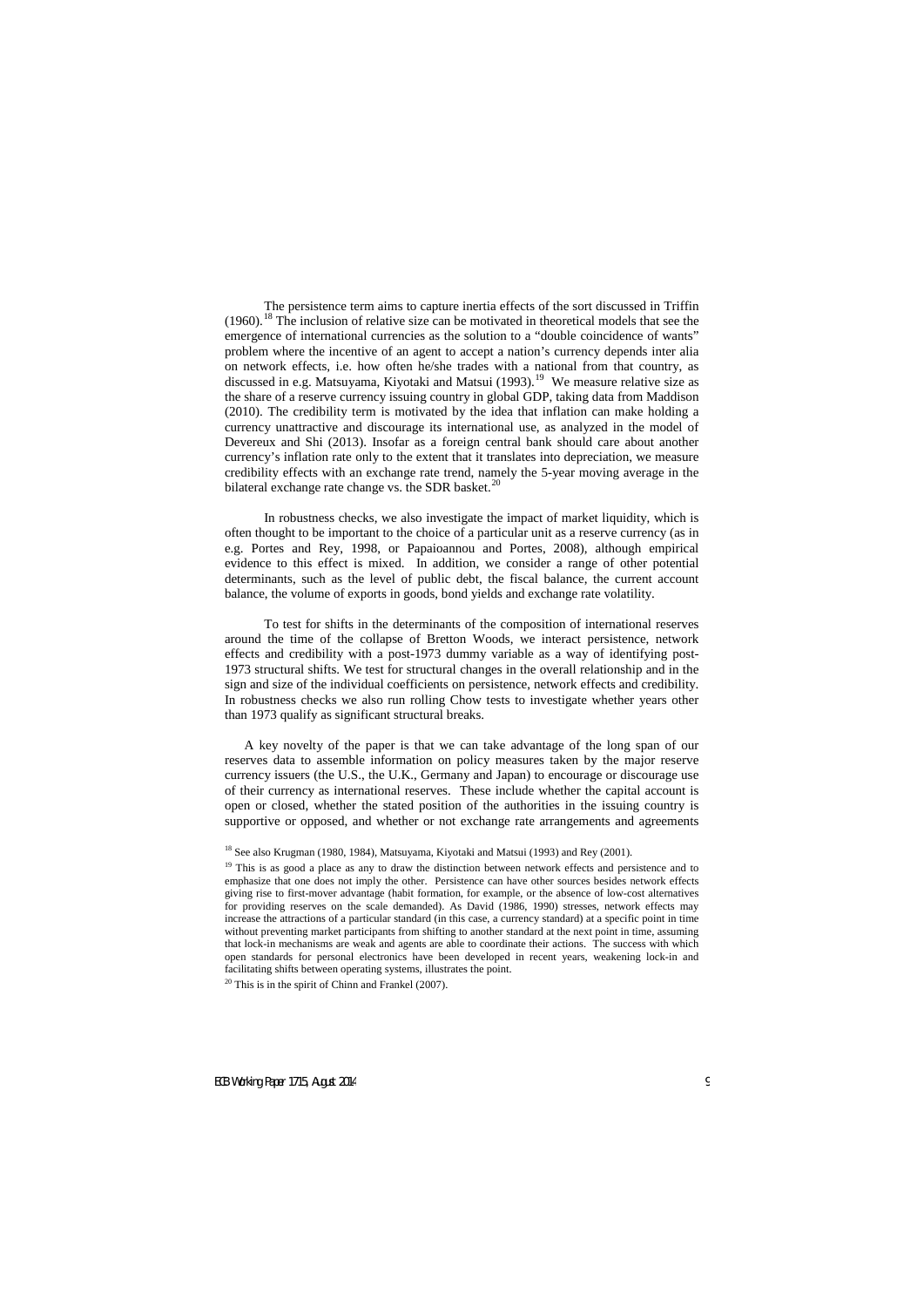The persistence term aims to capture inertia effects of the sort discussed in Triffin (1960).[18] The inclusion of relative size can be motivated in theoretical models that see the emergence of international currencies as the solution to a "double coincidence of wants" problem where the incentive of an agent to accept a nation's currency depends inter alia on network effects, i.e. how often he/she trades with a national from that country, as discussed in e.g. Matsuyama, Kiyotaki and Matsui (1993).[19] We measure relative size as the share of a reserve currency issuing country in global GDP, taking data from Maddison (2010). The credibility term is motivated by the idea that inflation can make holding a currency unattractive and discourage its international use, as analyzed in the model of Devereux and Shi (2013). Insofar as a foreign central bank should care about another currency's inflation rate only to the extent that it translates into depreciation, we measure credibility effects with an exchange rate trend, namely the 5-year moving average in the bilateral exchange rate change vs. the SDR basket.[20]

In robustness checks, we also investigate the impact of market liquidity, which is often thought to be important to the choice of a particular unit as a reserve currency (as in e.g. Portes and Rey, 1998, or Papaioannou and Portes, 2008), although empirical evidence to this effect is mixed. In addition, we consider a range of other potential determinants, such as the level of public debt, the fiscal balance, the current account balance, the volume of exports in goods, bond yields and exchange rate volatility.

To test for shifts in the determinants of the composition of international reserves around the time of the collapse of Bretton Woods, we interact persistence, network effects and credibility with a post-1973 dummy variable as a way of identifying post-1973 structural shifts. We test for structural changes in the overall relationship and in the sign and size of the individual coefficients on persistence, network effects and credibility. In robustness checks we also run rolling Chow tests to investigate whether years other than 1973 qualify as significant structural breaks.

A key novelty of the paper is that we can take advantage of the long span of our reserves data to assemble information on policy measures taken by the major reserve currency issuers (the U.S., the U.K., Germany and Japan) to encourage or discourage use of their currency as international reserves. These include whether the capital account is open or closed, whether the stated position of the authorities in the issuing country is supportive or opposed, and whether or not exchange rate arrangements and agreements

[18] See also Krugman (1980, 1984), Matsuyama, Kiyotaki and Matsui (1993) and Rey (2001).

[19] This is as good a place as any to draw the distinction between network effects and persistence and to emphasize that one does not imply the other. Persistence can have other sources besides network effects giving rise to first-mover advantage (habit formation, for example, or the absence of low-cost alternatives for providing reserves on the scale demanded). As David (1986, 1990) stresses, network effects may increase the attractions of a particular standard (in this case, a currency standard) at a specific point in time without preventing market participants from shifting to another standard at the next point in time, assuming that lock-in mechanisms are weak and agents are able to coordinate their actions. The success with which open standards for personal electronics have been developed in recent years, weakening lock-in and facilitating shifts between operating systems, illustrates the point.

[20] This is in the spirit of Chinn and Frankel (2007).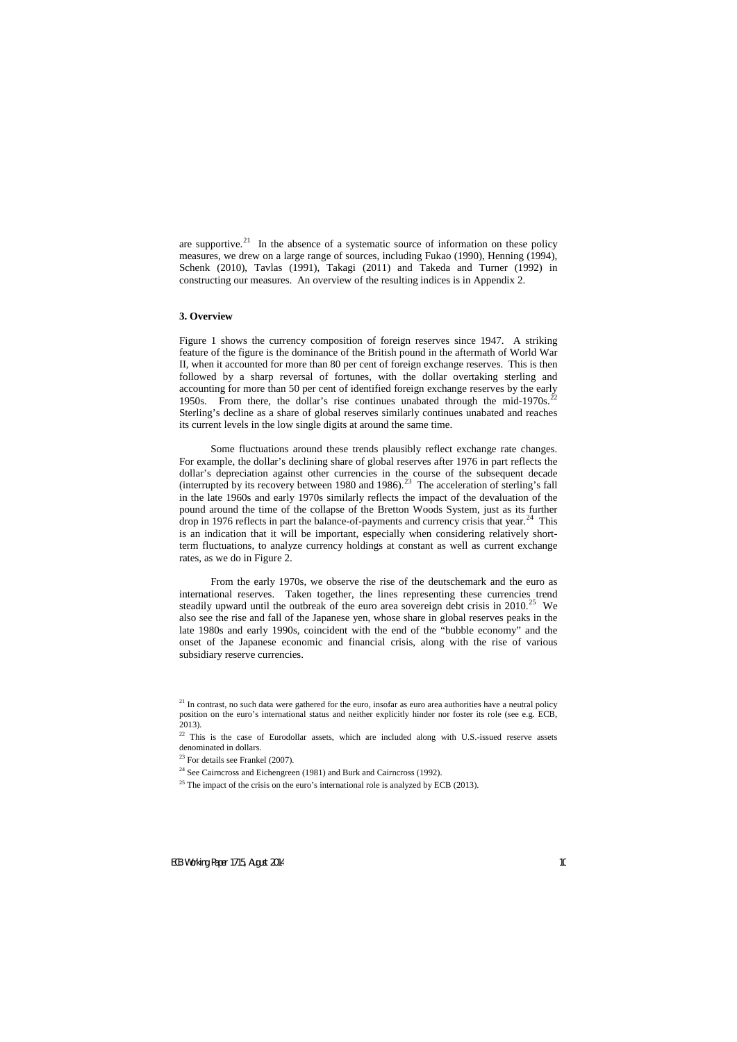are supportive.[21] In the absence of a systematic source of information on these policy measures, we drew on a large range of sources, including Fukao (1990), Henning (1994), Schenk (2010), Tavlas (1991), Takagi (2011) and Takeda and Turner (1992) in constructing our measures. An overview of the resulting indices is in Appendix 2.

## 3. Overview

Figure 1 shows the currency composition of foreign reserves since 1947. A striking feature of the figure is the dominance of the British pound in the aftermath of World War II, when it accounted for more than 80 per cent of foreign exchange reserves. This is then followed by a sharp reversal of fortunes, with the dollar overtaking sterling and accounting for more than 50 per cent of identified foreign exchange reserves by the early 1950s. From there, the dollar's rise continues unabated through the mid-1970s.[22] Sterling's decline as a share of global reserves similarly continues unabated and reaches its current levels in the low single digits at around the same time.

Some fluctuations around these trends plausibly reflect exchange rate changes. For example, the dollar's declining share of global reserves after 1976 in part reflects the dollar's depreciation against other currencies in the course of the subsequent decade (interrupted by its recovery between 1980 and 1986).[23] The acceleration of sterling's fall in the late 1960s and early 1970s similarly reflects the impact of the devaluation of the pound around the time of the collapse of the Bretton Woods System, just as its further drop in 1976 reflects in part the balance-of-payments and currency crisis that year.[24] This is an indication that it will be important, especially when considering relatively short-term fluctuations, to analyze currency holdings at constant as well as current exchange rates, as we do in Figure 2.

From the early 1970s, we observe the rise of the deutschemark and the euro as international reserves. Taken together, the lines representing these currencies trend steadily upward until the outbreak of the euro area sovereign debt crisis in 2010.[25] We also see the rise and fall of the Japanese yen, whose share in global reserves peaks in the late 1980s and early 1990s, coincident with the end of the "bubble economy" and the onset of the Japanese economic and financial crisis, along with the rise of various subsidiary reserve currencies.

[21] In contrast, no such data were gathered for the euro, insofar as euro area authorities have a neutral policy position on the euro's international status and neither explicitly hinder nor foster its role (see e.g. ECB, 2013).

[22] This is the case of Eurodollar assets, which are included along with U.S.-issued reserve assets denominated in dollars.

[23] For details see Frankel (2007).

[24] See Cairncross and Eichengreen (1981) and Burk and Cairncross (1992).

[25] The impact of the crisis on the euro's international role is analyzed by ECB (2013).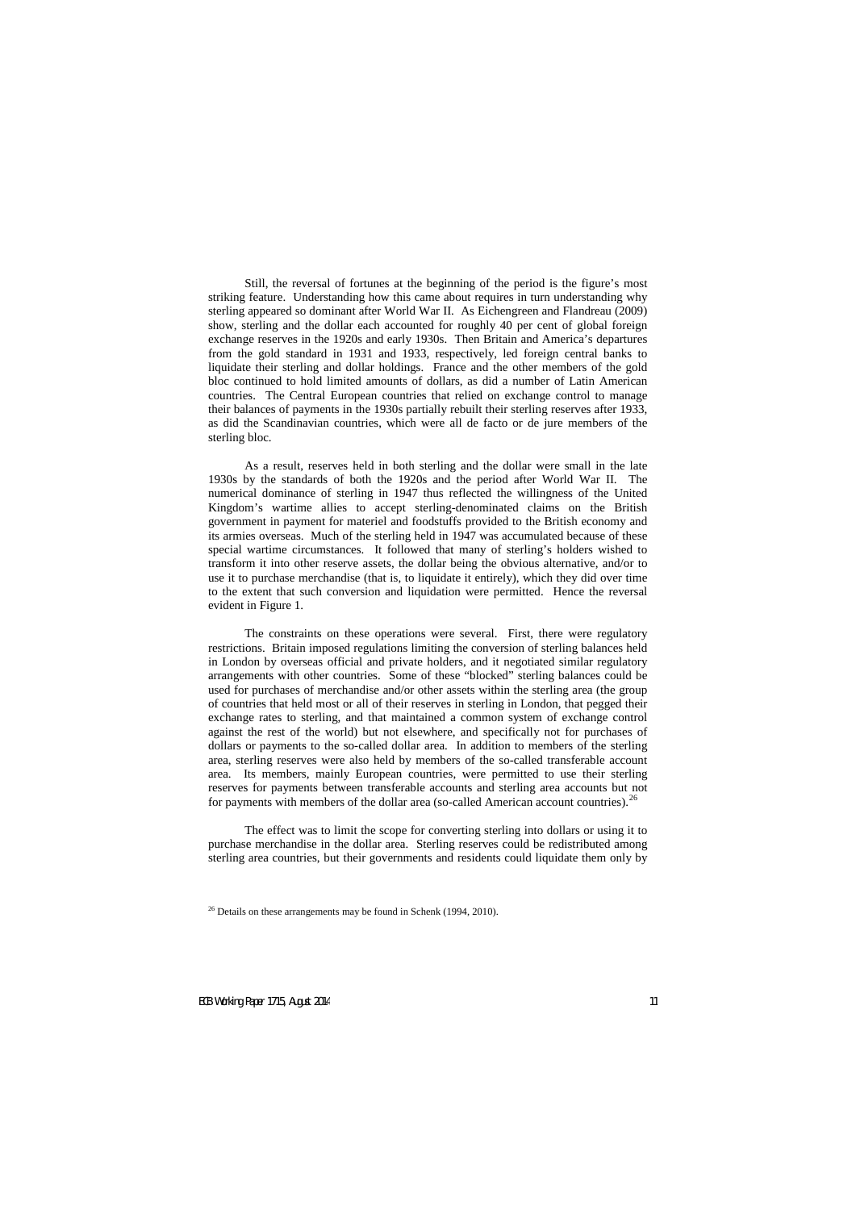Still, the reversal of fortunes at the beginning of the period is the figure's most striking feature. Understanding how this came about requires in turn understanding why sterling appeared so dominant after World War II. As Eichengreen and Flandreau (2009) show, sterling and the dollar each accounted for roughly 40 per cent of global foreign exchange reserves in the 1920s and early 1930s. Then Britain and America's departures from the gold standard in 1931 and 1933, respectively, led foreign central banks to liquidate their sterling and dollar holdings. France and the other members of the gold bloc continued to hold limited amounts of dollars, as did a number of Latin American countries. The Central European countries that relied on exchange control to manage their balances of payments in the 1930s partially rebuilt their sterling reserves after 1933, as did the Scandinavian countries, which were all de facto or de jure members of the sterling bloc.

As a result, reserves held in both sterling and the dollar were small in the late 1930s by the standards of both the 1920s and the period after World War II. The numerical dominance of sterling in 1947 thus reflected the willingness of the United Kingdom's wartime allies to accept sterling-denominated claims on the British government in payment for materiel and foodstuffs provided to the British economy and its armies overseas. Much of the sterling held in 1947 was accumulated because of these special wartime circumstances. It followed that many of sterling's holders wished to transform it into other reserve assets, the dollar being the obvious alternative, and/or to use it to purchase merchandise (that is, to liquidate it entirely), which they did over time to the extent that such conversion and liquidation were permitted. Hence the reversal evident in Figure 1.

The constraints on these operations were several. First, there were regulatory restrictions. Britain imposed regulations limiting the conversion of sterling balances held in London by overseas official and private holders, and it negotiated similar regulatory arrangements with other countries. Some of these "blocked" sterling balances could be used for purchases of merchandise and/or other assets within the sterling area (the group of countries that held most or all of their reserves in sterling in London, that pegged their exchange rates to sterling, and that maintained a common system of exchange control against the rest of the world) but not elsewhere, and specifically not for purchases of dollars or payments to the so-called dollar area. In addition to members of the sterling area, sterling reserves were also held by members of the so-called transferable account area. Its members, mainly European countries, were permitted to use their sterling reserves for payments between transferable accounts and sterling area accounts but not for payments with members of the dollar area (so-called American account countries).[26]

The effect was to limit the scope for converting sterling into dollars or using it to purchase merchandise in the dollar area. Sterling reserves could be redistributed among sterling area countries, but their governments and residents could liquidate them only by

[26] Details on these arrangements may be found in Schenk (1994, 2010).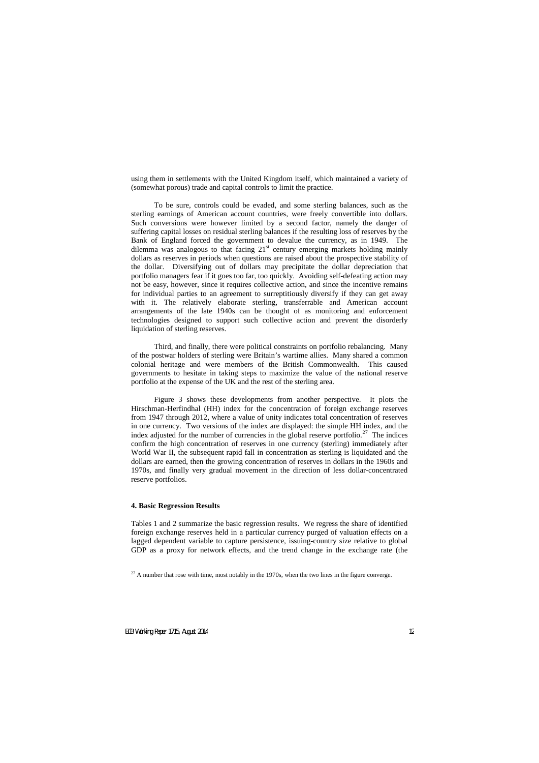using them in settlements with the United Kingdom itself, which maintained a variety of (somewhat porous) trade and capital controls to limit the practice.

To be sure, controls could be evaded, and some sterling balances, such as the sterling earnings of American account countries, were freely convertible into dollars. Such conversions were however limited by a second factor, namely the danger of suffering capital losses on residual sterling balances if the resulting loss of reserves by the Bank of England forced the government to devalue the currency, as in 1949. The dilemma was analogous to that facing 21st century emerging markets holding mainly dollars as reserves in periods when questions are raised about the prospective stability of the dollar. Diversifying out of dollars may precipitate the dollar depreciation that portfolio managers fear if it goes too far, too quickly. Avoiding self-defeating action may not be easy, however, since it requires collective action, and since the incentive remains for individual parties to an agreement to surreptitiously diversify if they can get away with it. The relatively elaborate sterling, transferrable and American account arrangements of the late 1940s can be thought of as monitoring and enforcement technologies designed to support such collective action and prevent the disorderly liquidation of sterling reserves.

Third, and finally, there were political constraints on portfolio rebalancing. Many of the postwar holders of sterling were Britain's wartime allies. Many shared a common colonial heritage and were members of the British Commonwealth. This caused governments to hesitate in taking steps to maximize the value of the national reserve portfolio at the expense of the UK and the rest of the sterling area.

Figure 3 shows these developments from another perspective. It plots the Hirschman-Herfindhal (HH) index for the concentration of foreign exchange reserves from 1947 through 2012, where a value of unity indicates total concentration of reserves in one currency. Two versions of the index are displayed: the simple HH index, and the index adjusted for the number of currencies in the global reserve portfolio.[27] The indices confirm the high concentration of reserves in one currency (sterling) immediately after World War II, the subsequent rapid fall in concentration as sterling is liquidated and the dollars are earned, then the growing concentration of reserves in dollars in the 1960s and 1970s, and finally very gradual movement in the direction of less dollar-concentrated reserve portfolios.

### 4. Basic Regression Results

Tables 1 and 2 summarize the basic regression results. We regress the share of identified foreign exchange reserves held in a particular currency purged of valuation effects on a lagged dependent variable to capture persistence, issuing-country size relative to global GDP as a proxy for network effects, and the trend change in the exchange rate (the

[27] A number that rose with time, most notably in the 1970s, when the two lines in the figure converge.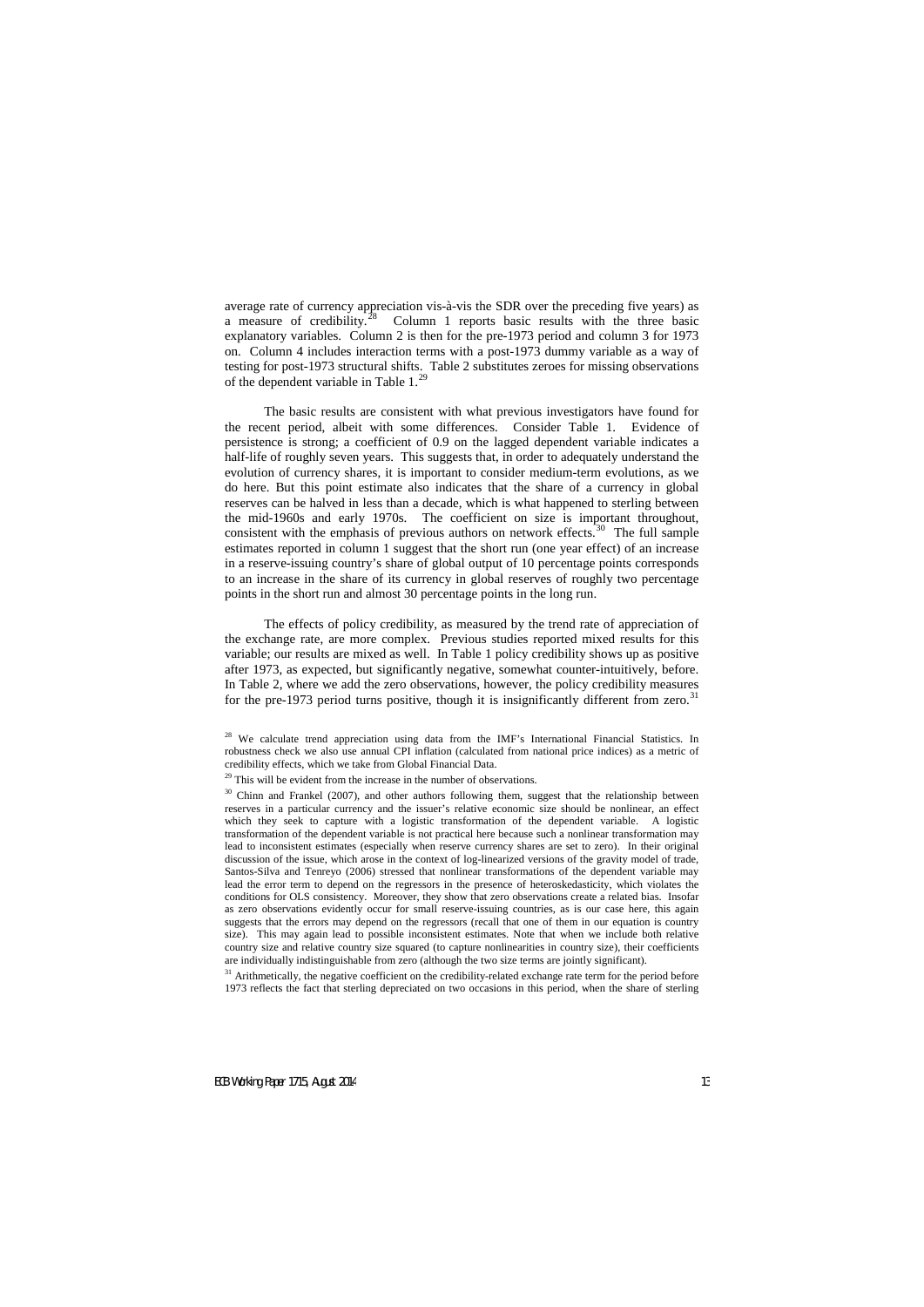average rate of currency appreciation vis-à-vis the SDR over the preceding five years) as a measure of credibility.[28] Column 1 reports basic results with the three basic explanatory variables. Column 2 is then for the pre-1973 period and column 3 for 1973 on. Column 4 includes interaction terms with a post-1973 dummy variable as a way of testing for post-1973 structural shifts. Table 2 substitutes zeroes for missing observations of the dependent variable in Table 1.[29]

The basic results are consistent with what previous investigators have found for the recent period, albeit with some differences. Consider Table 1. Evidence of persistence is strong; a coefficient of 0.9 on the lagged dependent variable indicates a half-life of roughly seven years. This suggests that, in order to adequately understand the evolution of currency shares, it is important to consider medium-term evolutions, as we do here. But this point estimate also indicates that the share of a currency in global reserves can be halved in less than a decade, which is what happened to sterling between the mid-1960s and early 1970s. The coefficient on size is important throughout, consistent with the emphasis of previous authors on network effects.[30] The full sample estimates reported in column 1 suggest that the short run (one year effect) of an increase in a reserve-issuing country's share of global output of 10 percentage points corresponds to an increase in the share of its currency in global reserves of roughly two percentage points in the short run and almost 30 percentage points in the long run.

The effects of policy credibility, as measured by the trend rate of appreciation of the exchange rate, are more complex. Previous studies reported mixed results for this variable; our results are mixed as well. In Table 1 policy credibility shows up as positive after 1973, as expected, but significantly negative, somewhat counter-intuitively, before. In Table 2, where we add the zero observations, however, the policy credibility measures for the pre-1973 period turns positive, though it is insignificantly different from zero.[31]

[28] We calculate trend appreciation using data from the IMF's International Financial Statistics. In robustness check we also use annual CPI inflation (calculated from national price indices) as a metric of credibility effects, which we take from Global Financial Data.

[29] This will be evident from the increase in the number of observations.

[30] Chinn and Frankel (2007), and other authors following them, suggest that the relationship between reserves in a particular currency and the issuer's relative economic size should be nonlinear, an effect which they seek to capture with a logistic transformation of the dependent variable. A logistic transformation of the dependent variable is not practical here because such a nonlinear transformation may lead to inconsistent estimates (especially when reserve currency shares are set to zero). In their original discussion of the issue, which arose in the context of log-linearized versions of the gravity model of trade, Santos-Silva and Tenreyo (2006) stressed that nonlinear transformations of the dependent variable may lead the error term to depend on the regressors in the presence of heteroskedasticity, which violates the conditions for OLS consistency. Moreover, they show that zero observations create a related bias. Insofar as zero observations evidently occur for small reserve-issuing countries, as is our case here, this again suggests that the errors may depend on the regressors (recall that one of them in our equation is country size). This may again lead to possible inconsistent estimates. Note that when we include both relative country size and relative country size squared (to capture nonlinearities in country size), their coefficients are individually indistinguishable from zero (although the two size terms are jointly significant).

[31] Arithmetically, the negative coefficient on the credibility-related exchange rate term for the period before 1973 reflects the fact that sterling depreciated on two occasions in this period, when the share of sterling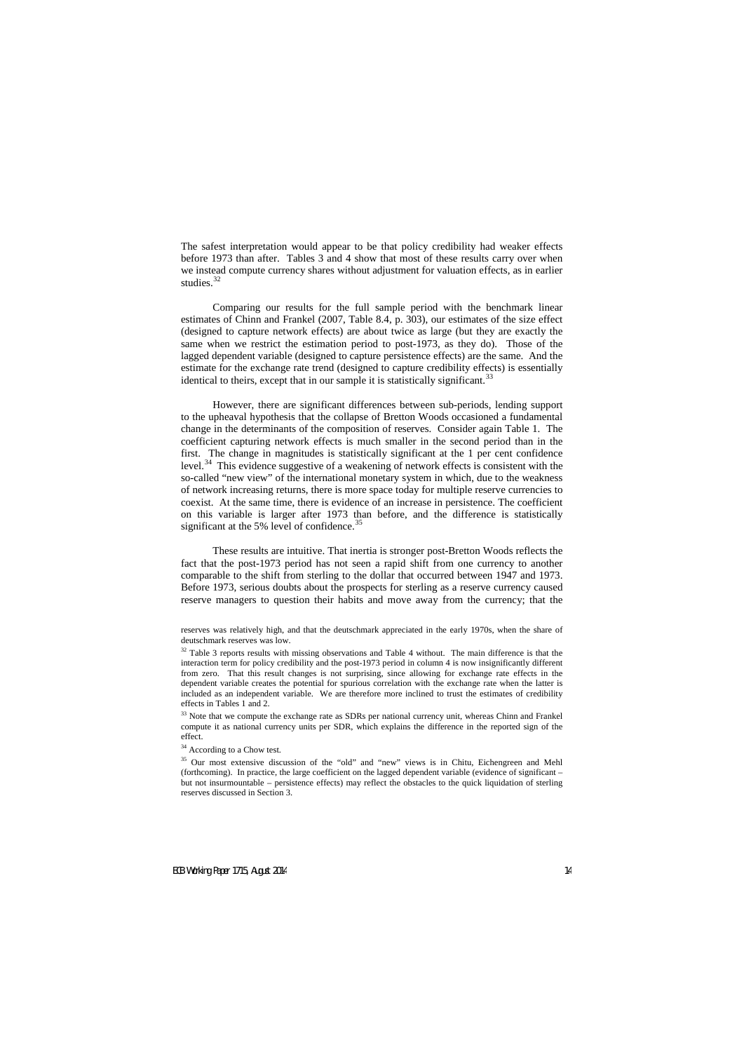The safest interpretation would appear to be that policy credibility had weaker effects before 1973 than after. Tables 3 and 4 show that most of these results carry over when we instead compute currency shares without adjustment for valuation effects, as in earlier studies.[32]

Comparing our results for the full sample period with the benchmark linear estimates of Chinn and Frankel (2007, Table 8.4, p. 303), our estimates of the size effect (designed to capture network effects) are about twice as large (but they are exactly the same when we restrict the estimation period to post-1973, as they do). Those of the lagged dependent variable (designed to capture persistence effects) are the same. And the estimate for the exchange rate trend (designed to capture credibility effects) is essentially identical to theirs, except that in our sample it is statistically significant.[33]

However, there are significant differences between sub-periods, lending support to the upheaval hypothesis that the collapse of Bretton Woods occasioned a fundamental change in the determinants of the composition of reserves. Consider again Table 1. The coefficient capturing network effects is much smaller in the second period than in the first. The change in magnitudes is statistically significant at the 1 per cent confidence level.[34] This evidence suggestive of a weakening of network effects is consistent with the so-called "new view" of the international monetary system in which, due to the weakness of network increasing returns, there is more space today for multiple reserve currencies to coexist. At the same time, there is evidence of an increase in persistence. The coefficient on this variable is larger after 1973 than before, and the difference is statistically significant at the 5% level of confidence.[35]

These results are intuitive. That inertia is stronger post-Bretton Woods reflects the fact that the post-1973 period has not seen a rapid shift from one currency to another comparable to the shift from sterling to the dollar that occurred between 1947 and 1973. Before 1973, serious doubts about the prospects for sterling as a reserve currency caused reserve managers to question their habits and move away from the currency; that the

---

reserves was relatively high, and that the deutschmark appreciated in the early 1970s, when the share of deutschmark reserves was low.

[32] Table 3 reports results with missing observations and Table 4 without. The main difference is that the interaction term for policy credibility and the post-1973 period in column 4 is now insignificantly different from zero. That this result changes is not surprising, since allowing for exchange rate effects in the dependent variable creates the potential for spurious correlation with the exchange rate when the latter is included as an independent variable. We are therefore more inclined to trust the estimates of credibility effects in Tables 1 and 2.

[33] Note that we compute the exchange rate as SDRs per national currency unit, whereas Chinn and Frankel compute it as national currency units per SDR, which explains the difference in the reported sign of the effect.

[34] According to a Chow test.

[35] Our most extensive discussion of the "old" and "new" views is in Chitu, Eichengreen and Mehl (forthcoming). In practice, the large coefficient on the lagged dependent variable (evidence of significant – but not insurmountable – persistence effects) may reflect the obstacles to the quick liquidation of sterling reserves discussed in Section 3.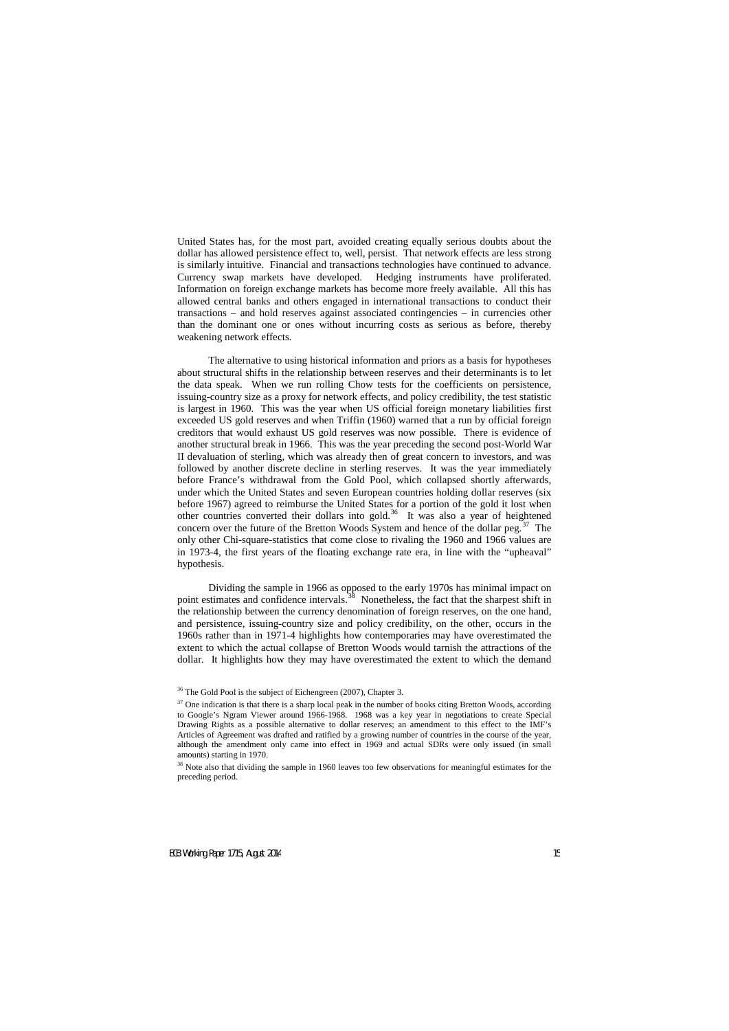United States has, for the most part, avoided creating equally serious doubts about the dollar has allowed persistence effect to, well, persist. That network effects are less strong is similarly intuitive. Financial and transactions technologies have continued to advance. Currency swap markets have developed. Hedging instruments have proliferated. Information on foreign exchange markets has become more freely available. All this has allowed central banks and others engaged in international transactions to conduct their transactions – and hold reserves against associated contingencies – in currencies other than the dominant one or ones without incurring costs as serious as before, thereby weakening network effects.

The alternative to using historical information and priors as a basis for hypotheses about structural shifts in the relationship between reserves and their determinants is to let the data speak. When we run rolling Chow tests for the coefficients on persistence, issuing-country size as a proxy for network effects, and policy credibility, the test statistic is largest in 1960. This was the year when US official foreign monetary liabilities first exceeded US gold reserves and when Triffin (1960) warned that a run by official foreign creditors that would exhaust US gold reserves was now possible. There is evidence of another structural break in 1966. This was the year preceding the second post-World War II devaluation of sterling, which was already then of great concern to investors, and was followed by another discrete decline in sterling reserves. It was the year immediately before France's withdrawal from the Gold Pool, which collapsed shortly afterwards, under which the United States and seven European countries holding dollar reserves (six before 1967) agreed to reimburse the United States for a portion of the gold it lost when other countries converted their dollars into gold.[36] It was also a year of heightened concern over the future of the Bretton Woods System and hence of the dollar peg.[37] The only other Chi-square-statistics that come close to rivaling the 1960 and 1966 values are in 1973-4, the first years of the floating exchange rate era, in line with the "upheaval" hypothesis.

Dividing the sample in 1966 as opposed to the early 1970s has minimal impact on point estimates and confidence intervals.[38] Nonetheless, the fact that the sharpest shift in the relationship between the currency denomination of foreign reserves, on the one hand, and persistence, issuing-country size and policy credibility, on the other, occurs in the 1960s rather than in 1971-4 highlights how contemporaries may have overestimated the extent to which the actual collapse of Bretton Woods would tarnish the attractions of the dollar. It highlights how they may have overestimated the extent to which the demand

[36] The Gold Pool is the subject of Eichengreen (2007), Chapter 3.

[37] One indication is that there is a sharp local peak in the number of books citing Bretton Woods, according to Google's Ngram Viewer around 1966-1968. 1968 was a key year in negotiations to create Special Drawing Rights as a possible alternative to dollar reserves; an amendment to this effect to the IMF's Articles of Agreement was drafted and ratified by a growing number of countries in the course of the year, although the amendment only came into effect in 1969 and actual SDRs were only issued (in small amounts) starting in 1970.

[38] Note also that dividing the sample in 1960 leaves too few observations for meaningful estimates for the preceding period.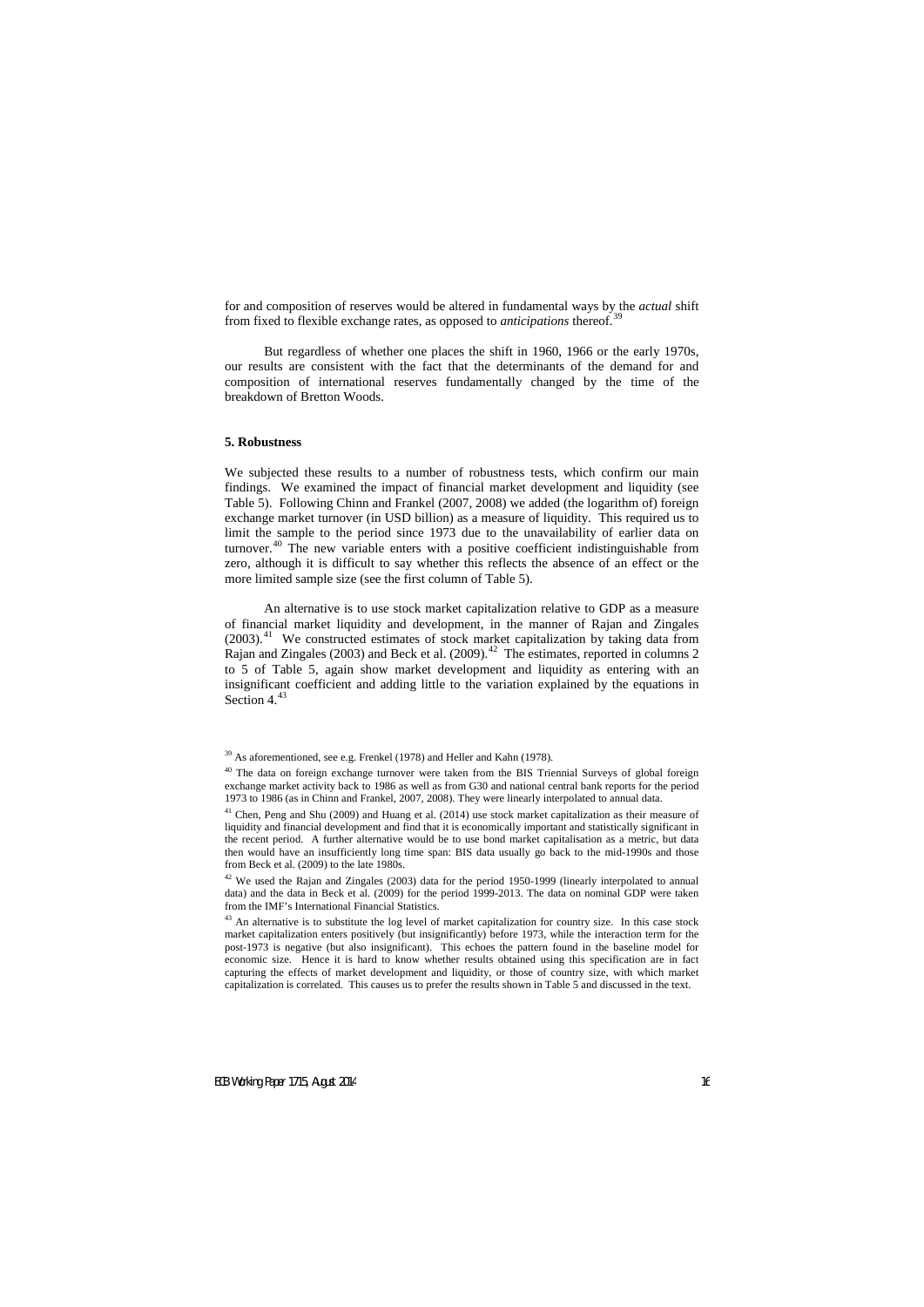for and composition of reserves would be altered in fundamental ways by the *actual* shift from fixed to flexible exchange rates, as opposed to *anticipations* thereof.[39]

But regardless of whether one places the shift in 1960, 1966 or the early 1970s, our results are consistent with the fact that the determinants of the demand for and composition of international reserves fundamentally changed by the time of the breakdown of Bretton Woods.

## 5. Robustness

We subjected these results to a number of robustness tests, which confirm our main findings. We examined the impact of financial market development and liquidity (see Table 5). Following Chinn and Frankel (2007, 2008) we added (the logarithm of) foreign exchange market turnover (in USD billion) as a measure of liquidity. This required us to limit the sample to the period since 1973 due to the unavailability of earlier data on turnover.[40] The new variable enters with a positive coefficient indistinguishable from zero, although it is difficult to say whether this reflects the absence of an effect or the more limited sample size (see the first column of Table 5).

An alternative is to use stock market capitalization relative to GDP as a measure of financial market liquidity and development, in the manner of Rajan and Zingales (2003).[41] We constructed estimates of stock market capitalization by taking data from Rajan and Zingales (2003) and Beck et al. (2009).[42] The estimates, reported in columns 2 to 5 of Table 5, again show market development and liquidity as entering with an insignificant coefficient and adding little to the variation explained by the equations in Section 4.[43]

[39] As aforementioned, see e.g. Frenkel (1978) and Heller and Kahn (1978).

[40] The data on foreign exchange turnover were taken from the BIS Triennial Surveys of global foreign exchange market activity back to 1986 as well as from G30 and national central bank reports for the period 1973 to 1986 (as in Chinn and Frankel, 2007, 2008). They were linearly interpolated to annual data.

[41] Chen, Peng and Shu (2009) and Huang et al. (2014) use stock market capitalization as their measure of liquidity and financial development and find that it is economically important and statistically significant in the recent period. A further alternative would be to use bond market capitalisation as a metric, but data then would have an insufficiently long time span: BIS data usually go back to the mid-1990s and those from Beck et al. (2009) to the late 1980s.

[42] We used the Rajan and Zingales (2003) data for the period 1950-1999 (linearly interpolated to annual data) and the data in Beck et al. (2009) for the period 1999-2013. The data on nominal GDP were taken from the IMF's International Financial Statistics.

[43] An alternative is to substitute the log level of market capitalization for country size. In this case stock market capitalization enters positively (but insignificantly) before 1973, while the interaction term for the post-1973 is negative (but also insignificant). This echoes the pattern found in the baseline model for economic size. Hence it is hard to know whether results obtained using this specification are in fact capturing the effects of market development and liquidity, or those of country size, with which market capitalization is correlated. This causes us to prefer the results shown in Table 5 and discussed in the text.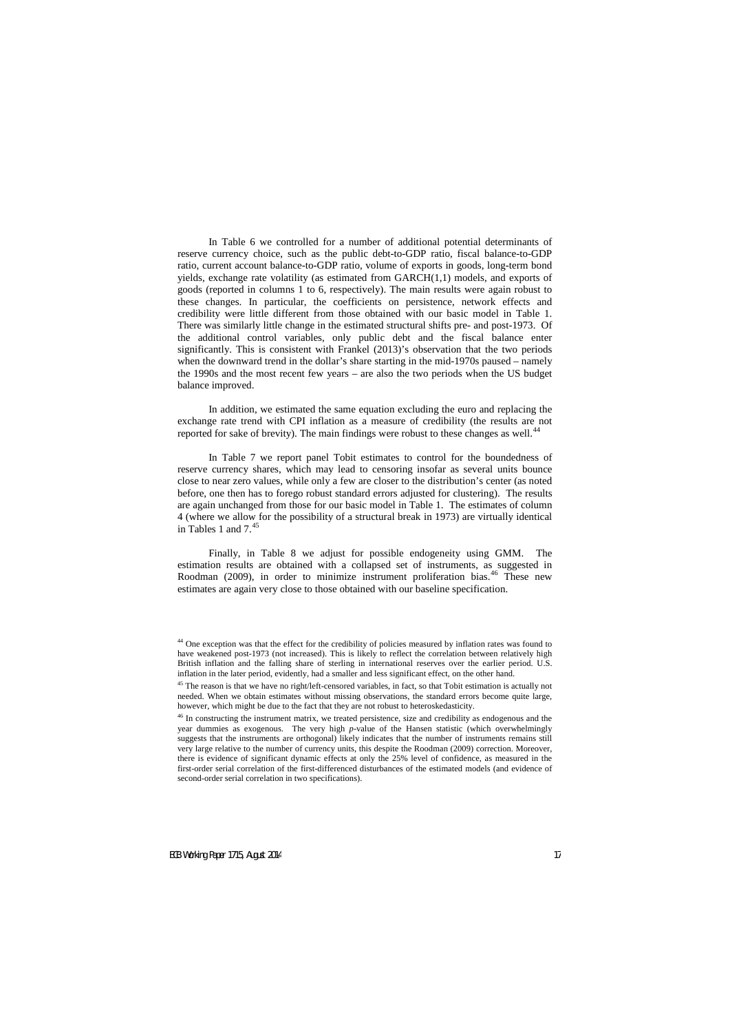In Table 6 we controlled for a number of additional potential determinants of reserve currency choice, such as the public debt-to-GDP ratio, fiscal balance-to-GDP ratio, current account balance-to-GDP ratio, volume of exports in goods, long-term bond yields, exchange rate volatility (as estimated from GARCH(1,1) models, and exports of goods (reported in columns 1 to 6, respectively). The main results were again robust to these changes. In particular, the coefficients on persistence, network effects and credibility were little different from those obtained with our basic model in Table 1. There was similarly little change in the estimated structural shifts pre- and post-1973. Of the additional control variables, only public debt and the fiscal balance enter significantly. This is consistent with Frankel (2013)'s observation that the two periods when the downward trend in the dollar's share starting in the mid-1970s paused – namely the 1990s and the most recent few years – are also the two periods when the US budget balance improved.

In addition, we estimated the same equation excluding the euro and replacing the exchange rate trend with CPI inflation as a measure of credibility (the results are not reported for sake of brevity). The main findings were robust to these changes as well.[44]

In Table 7 we report panel Tobit estimates to control for the boundedness of reserve currency shares, which may lead to censoring insofar as several units bounce close to near zero values, while only a few are closer to the distribution's center (as noted before, one then has to forego robust standard errors adjusted for clustering). The results are again unchanged from those for our basic model in Table 1. The estimates of column 4 (where we allow for the possibility of a structural break in 1973) are virtually identical in Tables 1 and 7.[45]

Finally, in Table 8 we adjust for possible endogeneity using GMM. The estimation results are obtained with a collapsed set of instruments, as suggested in Roodman (2009), in order to minimize instrument proliferation bias.[46] These new estimates are again very close to those obtained with our baseline specification.

[44] One exception was that the effect for the credibility of policies measured by inflation rates was found to have weakened post-1973 (not increased). This is likely to reflect the correlation between relatively high British inflation and the falling share of sterling in international reserves over the earlier period. U.S. inflation in the later period, evidently, had a smaller and less significant effect, on the other hand.

[45] The reason is that we have no right/left-censored variables, in fact, so that Tobit estimation is actually not needed. When we obtain estimates without missing observations, the standard errors become quite large, however, which might be due to the fact that they are not robust to heteroskedasticity.

[46] In constructing the instrument matrix, we treated persistence, size and credibility as endogenous and the year dummies as exogenous. The very high *p*-value of the Hansen statistic (which overwhelmingly suggests that the instruments are orthogonal) likely indicates that the number of instruments remains still very large relative to the number of currency units, this despite the Roodman (2009) correction. Moreover, there is evidence of significant dynamic effects at only the 25% level of confidence, as measured in the first-order serial correlation of the first-differenced disturbances of the estimated models (and evidence of second-order serial correlation in two specifications).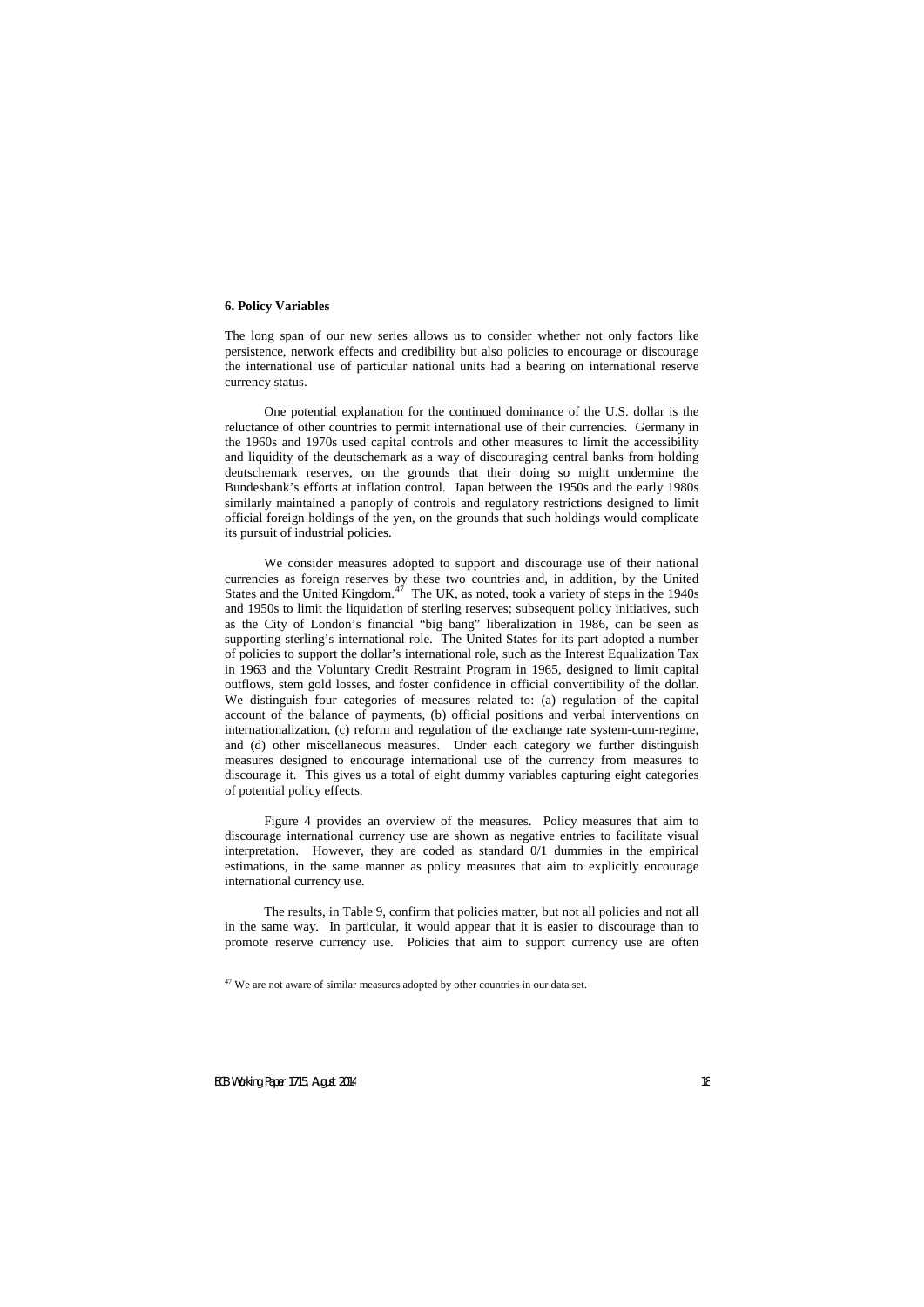### 6. Policy Variables

The long span of our new series allows us to consider whether not only factors like persistence, network effects and credibility but also policies to encourage or discourage the international use of particular national units had a bearing on international reserve currency status.

One potential explanation for the continued dominance of the U.S. dollar is the reluctance of other countries to permit international use of their currencies. Germany in the 1960s and 1970s used capital controls and other measures to limit the accessibility and liquidity of the deutschemark as a way of discouraging central banks from holding deutschemark reserves, on the grounds that their doing so might undermine the Bundesbank's efforts at inflation control. Japan between the 1950s and the early 1980s similarly maintained a panoply of controls and regulatory restrictions designed to limit official foreign holdings of the yen, on the grounds that such holdings would complicate its pursuit of industrial policies.

We consider measures adopted to support and discourage use of their national currencies as foreign reserves by these two countries and, in addition, by the United States and the United Kingdom.[47] The UK, as noted, took a variety of steps in the 1940s and 1950s to limit the liquidation of sterling reserves; subsequent policy initiatives, such as the City of London's financial "big bang" liberalization in 1986, can be seen as supporting sterling's international role. The United States for its part adopted a number of policies to support the dollar's international role, such as the Interest Equalization Tax in 1963 and the Voluntary Credit Restraint Program in 1965, designed to limit capital outflows, stem gold losses, and foster confidence in official convertibility of the dollar. We distinguish four categories of measures related to: (a) regulation of the capital account of the balance of payments, (b) official positions and verbal interventions on internationalization, (c) reform and regulation of the exchange rate system-cum-regime, and (d) other miscellaneous measures. Under each category we further distinguish measures designed to encourage international use of the currency from measures to discourage it. This gives us a total of eight dummy variables capturing eight categories of potential policy effects.

Figure 4 provides an overview of the measures. Policy measures that aim to discourage international currency use are shown as negative entries to facilitate visual interpretation. However, they are coded as standard 0/1 dummies in the empirical estimations, in the same manner as policy measures that aim to explicitly encourage international currency use.

The results, in Table 9, confirm that policies matter, but not all policies and not all in the same way. In particular, it would appear that it is easier to discourage than to promote reserve currency use. Policies that aim to support currency use are often

[47] We are not aware of similar measures adopted by other countries in our data set.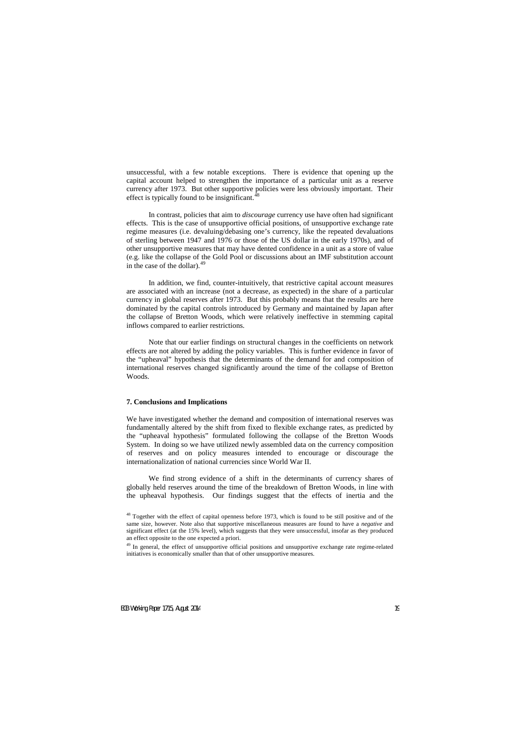unsuccessful, with a few notable exceptions. There is evidence that opening up the capital account helped to strengthen the importance of a particular unit as a reserve currency after 1973. But other supportive policies were less obviously important. Their effect is typically found to be insignificant.[48]

In contrast, policies that aim to *discourage* currency use have often had significant effects. This is the case of unsupportive official positions, of unsupportive exchange rate regime measures (i.e. devaluing/debasing one's currency, like the repeated devaluations of sterling between 1947 and 1976 or those of the US dollar in the early 1970s), and of other unsupportive measures that may have dented confidence in a unit as a store of value (e.g. like the collapse of the Gold Pool or discussions about an IMF substitution account in the case of the dollar).[49]

In addition, we find, counter-intuitively, that restrictive capital account measures are associated with an increase (not a decrease, as expected) in the share of a particular currency in global reserves after 1973. But this probably means that the results are here dominated by the capital controls introduced by Germany and maintained by Japan after the collapse of Bretton Woods, which were relatively ineffective in stemming capital inflows compared to earlier restrictions.

Note that our earlier findings on structural changes in the coefficients on network effects are not altered by adding the policy variables. This is further evidence in favor of the "upheaval" hypothesis that the determinants of the demand for and composition of international reserves changed significantly around the time of the collapse of Bretton Woods.

## 7. Conclusions and Implications

We have investigated whether the demand and composition of international reserves was fundamentally altered by the shift from fixed to flexible exchange rates, as predicted by the "upheaval hypothesis" formulated following the collapse of the Bretton Woods System. In doing so we have utilized newly assembled data on the currency composition of reserves and on policy measures intended to encourage or discourage the internationalization of national currencies since World War II.

We find strong evidence of a shift in the determinants of currency shares of globally held reserves around the time of the breakdown of Bretton Woods, in line with the upheaval hypothesis. Our findings suggest that the effects of inertia and the

[48] Together with the effect of capital openness before 1973, which is found to be still positive and of the same size, however. Note also that supportive miscellaneous measures are found to have a *negative* and significant effect (at the 15% level), which suggests that they were unsuccessful, insofar as they produced an effect opposite to the one expected a priori.

[49] In general, the effect of unsupportive official positions and unsupportive exchange rate regime-related initiatives is economically smaller than that of other unsupportive measures.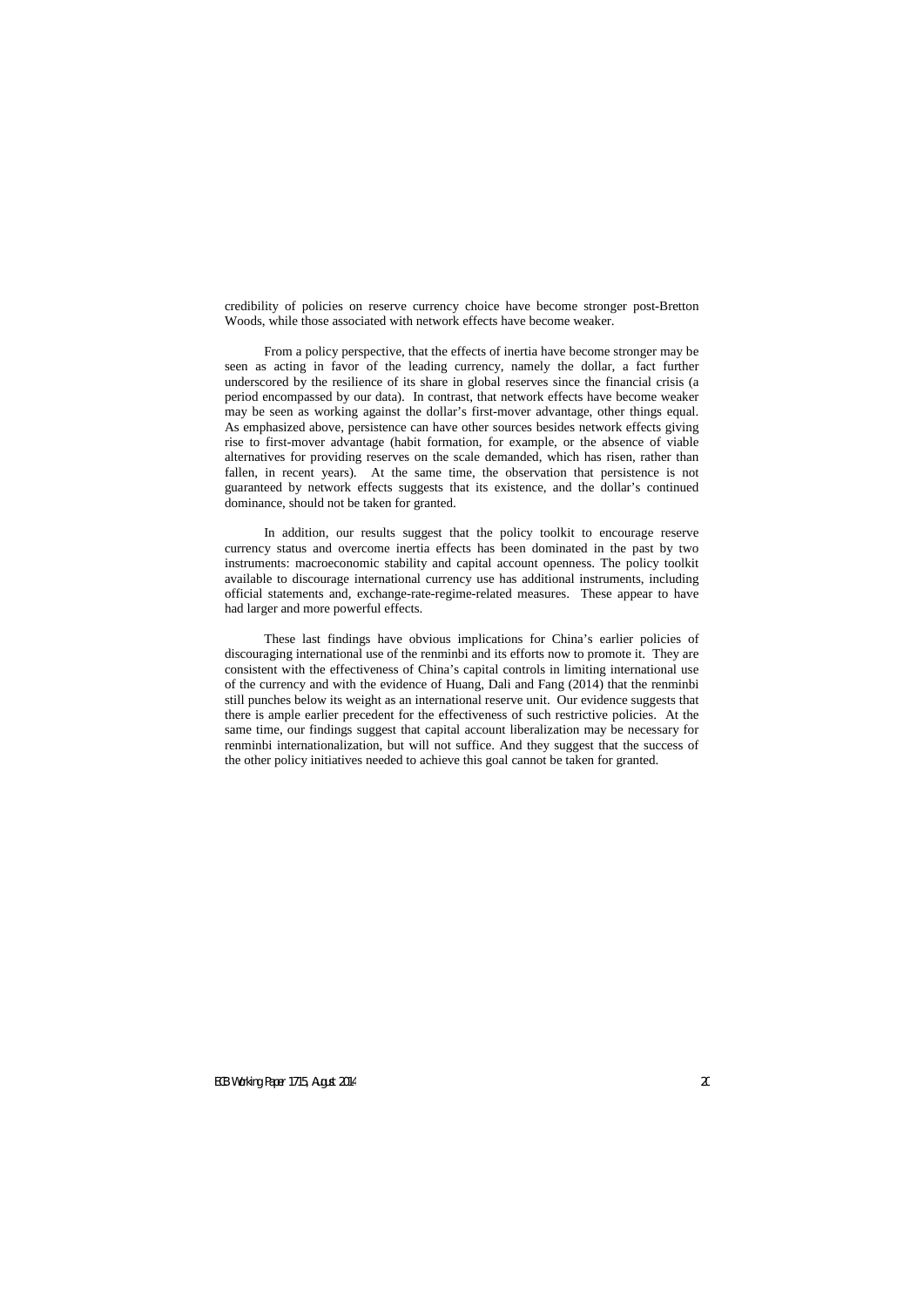credibility of policies on reserve currency choice have become stronger post-Bretton Woods, while those associated with network effects have become weaker.

From a policy perspective, that the effects of inertia have become stronger may be seen as acting in favor of the leading currency, namely the dollar, a fact further underscored by the resilience of its share in global reserves since the financial crisis (a period encompassed by our data). In contrast, that network effects have become weaker may be seen as working against the dollar's first-mover advantage, other things equal. As emphasized above, persistence can have other sources besides network effects giving rise to first-mover advantage (habit formation, for example, or the absence of viable alternatives for providing reserves on the scale demanded, which has risen, rather than fallen, in recent years). At the same time, the observation that persistence is not guaranteed by network effects suggests that its existence, and the dollar's continued dominance, should not be taken for granted.

In addition, our results suggest that the policy toolkit to encourage reserve currency status and overcome inertia effects has been dominated in the past by two instruments: macroeconomic stability and capital account openness. The policy toolkit available to discourage international currency use has additional instruments, including official statements and, exchange-rate-regime-related measures. These appear to have had larger and more powerful effects.

These last findings have obvious implications for China's earlier policies of discouraging international use of the renminbi and its efforts now to promote it. They are consistent with the effectiveness of China's capital controls in limiting international use of the currency and with the evidence of Huang, Dali and Fang (2014) that the renminbi still punches below its weight as an international reserve unit. Our evidence suggests that there is ample earlier precedent for the effectiveness of such restrictive policies. At the same time, our findings suggest that capital account liberalization may be necessary for renminbi internationalization, but will not suffice. And they suggest that the success of the other policy initiatives needed to achieve this goal cannot be taken for granted.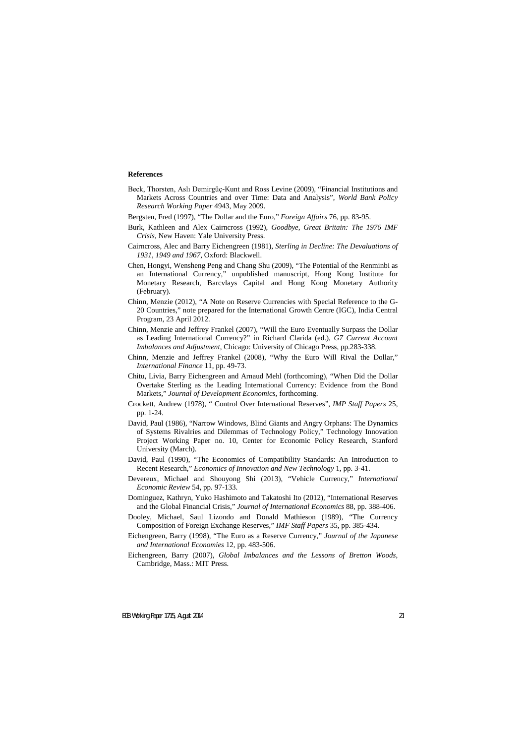**References**

Beck, Thorsten, Aslı Demirgüç-Kunt and Ross Levine (2009), "Financial Institutions and Markets Across Countries and over Time: Data and Analysis", *World Bank Policy Research Working Paper* 4943, May 2009.

Bergsten, Fred (1997), "The Dollar and the Euro," *Foreign Affairs* 76, pp. 83-95.

Burk, Kathleen and Alex Cairncross (1992), *Goodbye, Great Britain: The 1976 IMF Crisis*, New Haven: Yale University Press.

Cairncross, Alec and Barry Eichengreen (1981), *Sterling in Decline: The Devaluations of 1931, 1949 and 1967*, Oxford: Blackwell.

Chen, Hongyi, Wensheng Peng and Chang Shu (2009), "The Potential of the Renminbi as an International Currency," unpublished manuscript, Hong Kong Institute for Monetary Research, Barcvlays Capital and Hong Kong Monetary Authority (February).

Chinn, Menzie (2012), "A Note on Reserve Currencies with Special Reference to the G-20 Countries," note prepared for the International Growth Centre (IGC), India Central Program, 23 April 2012.

Chinn, Menzie and Jeffrey Frankel (2007), "Will the Euro Eventually Surpass the Dollar as Leading International Currency?" in Richard Clarida (ed.), *G7 Current Account Imbalances and Adjustment*, Chicago: University of Chicago Press, pp.283-338.

Chinn, Menzie and Jeffrey Frankel (2008), "Why the Euro Will Rival the Dollar," *International Finance* 11, pp. 49-73.

Chitu, Livia, Barry Eichengreen and Arnaud Mehl (forthcoming), "When Did the Dollar Overtake Sterling as the Leading International Currency: Evidence from the Bond Markets," *Journal of Development Economics*, forthcoming.

Crockett, Andrew (1978), " Control Over International Reserves", *IMP Staff Papers* 25, pp. 1-24.

David, Paul (1986), "Narrow Windows, Blind Giants and Angry Orphans: The Dynamics of Systems Rivalries and Dilemmas of Technology Policy," Technology Innovation Project Working Paper no. 10, Center for Economic Policy Research, Stanford University (March).

David, Paul (1990), "The Economics of Compatibility Standards: An Introduction to Recent Research," *Economics of Innovation and New Technology* 1, pp. 3-41.

Devereux, Michael and Shouyong Shi (2013), "Vehicle Currency," *International Economic Review* 54, pp. 97-133.

Dominguez, Kathryn, Yuko Hashimoto and Takatoshi Ito (2012), "International Reserves and the Global Financial Crisis," *Journal of International Economics* 88, pp. 388-406.

Dooley, Michael, Saul Lizondo and Donald Mathieson (1989), "The Currency Composition of Foreign Exchange Reserves," *IMF Staff Papers* 35, pp. 385-434.

Eichengreen, Barry (1998), "The Euro as a Reserve Currency," *Journal of the Japanese and International Economies* 12, pp. 483-506.

Eichengreen, Barry (2007), *Global Imbalances and the Lessons of Bretton Woods*, Cambridge, Mass.: MIT Press.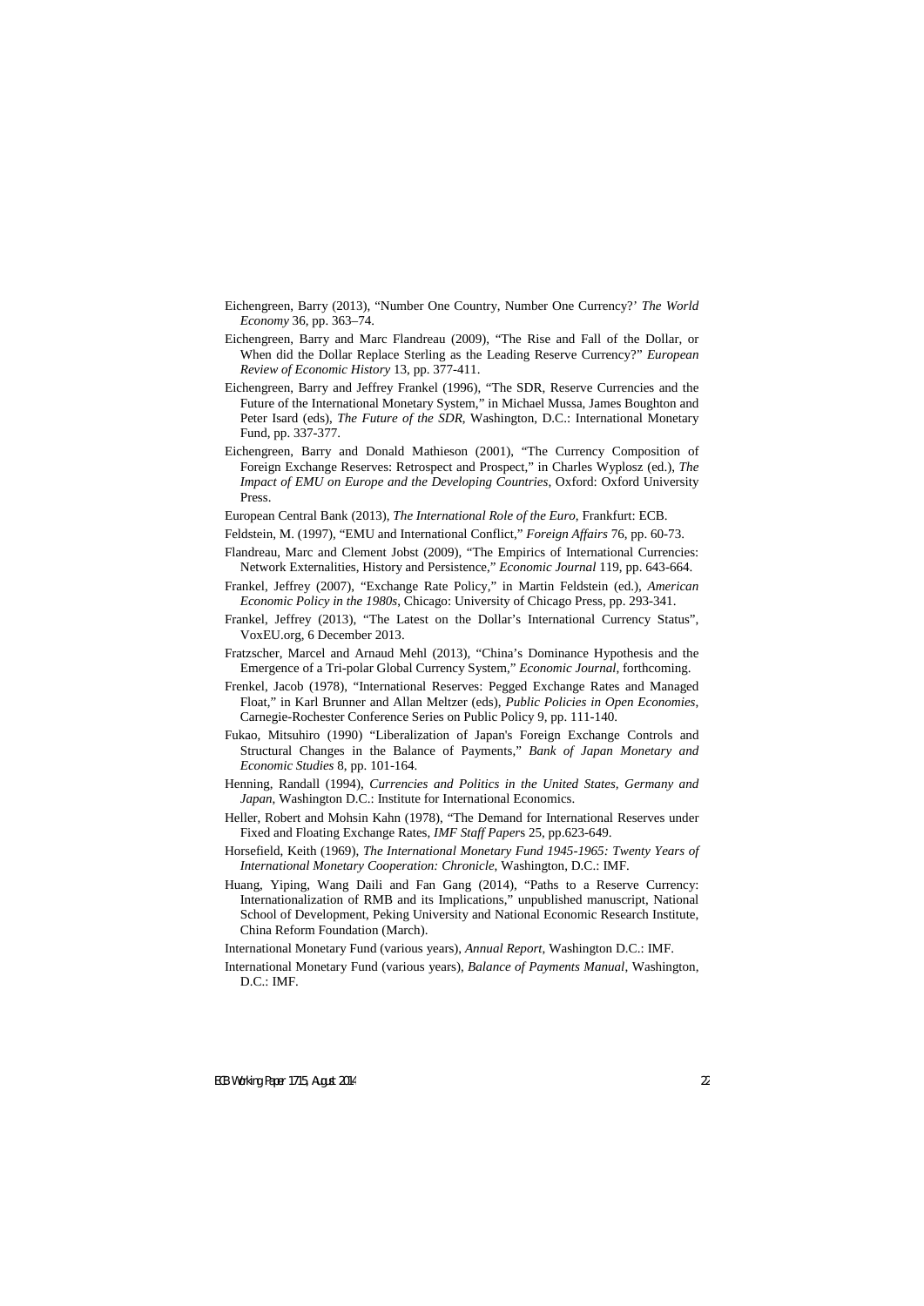Eichengreen, Barry (2013), "Number One Country, Number One Currency?' *The World Economy* 36, pp. 363–74.

Eichengreen, Barry and Marc Flandreau (2009), "The Rise and Fall of the Dollar, or When did the Dollar Replace Sterling as the Leading Reserve Currency?" *European Review of Economic History* 13, pp. 377-411.

Eichengreen, Barry and Jeffrey Frankel (1996), "The SDR, Reserve Currencies and the Future of the International Monetary System," in Michael Mussa, James Boughton and Peter Isard (eds), *The Future of the SDR*, Washington, D.C.: International Monetary Fund, pp. 337-377.

Eichengreen, Barry and Donald Mathieson (2001), "The Currency Composition of Foreign Exchange Reserves: Retrospect and Prospect," in Charles Wyplosz (ed.), *The Impact of EMU on Europe and the Developing Countries*, Oxford: Oxford University Press.

European Central Bank (2013), *The International Role of the Euro*, Frankfurt: ECB.

Feldstein, M. (1997), "EMU and International Conflict," *Foreign Affairs* 76, pp. 60-73.

Flandreau, Marc and Clement Jobst (2009), "The Empirics of International Currencies: Network Externalities, History and Persistence," *Economic Journal* 119, pp. 643-664.

Frankel, Jeffrey (2007), "Exchange Rate Policy," in Martin Feldstein (ed.), *American Economic Policy in the 1980s*, Chicago: University of Chicago Press, pp. 293-341.

Frankel, Jeffrey (2013), "The Latest on the Dollar's International Currency Status", VoxEU.org, 6 December 2013.

Fratzscher, Marcel and Arnaud Mehl (2013), "China's Dominance Hypothesis and the Emergence of a Tri-polar Global Currency System," *Economic Journal*, forthcoming.

Frenkel, Jacob (1978), "International Reserves: Pegged Exchange Rates and Managed Float," in Karl Brunner and Allan Meltzer (eds), *Public Policies in Open Economies*, Carnegie-Rochester Conference Series on Public Policy 9, pp. 111-140.

Fukao, Mitsuhiro (1990) "Liberalization of Japan's Foreign Exchange Controls and Structural Changes in the Balance of Payments," *Bank of Japan Monetary and Economic Studies* 8, pp. 101-164.

Henning, Randall (1994), *Currencies and Politics in the United States, Germany and Japan*, Washington D.C.: Institute for International Economics.

Heller, Robert and Mohsin Kahn (1978), "The Demand for International Reserves under Fixed and Floating Exchange Rates, *IMF Staff Papers* 25, pp.623-649.

Horsefield, Keith (1969), *The International Monetary Fund 1945-1965: Twenty Years of International Monetary Cooperation: Chronicle*, Washington, D.C.: IMF.

Huang, Yiping, Wang Daili and Fan Gang (2014), "Paths to a Reserve Currency: Internationalization of RMB and its Implications," unpublished manuscript, National School of Development, Peking University and National Economic Research Institute, China Reform Foundation (March).

International Monetary Fund (various years), *Annual Report*, Washington D.C.: IMF.

International Monetary Fund (various years), *Balance of Payments Manual*, Washington, D.C.: IMF.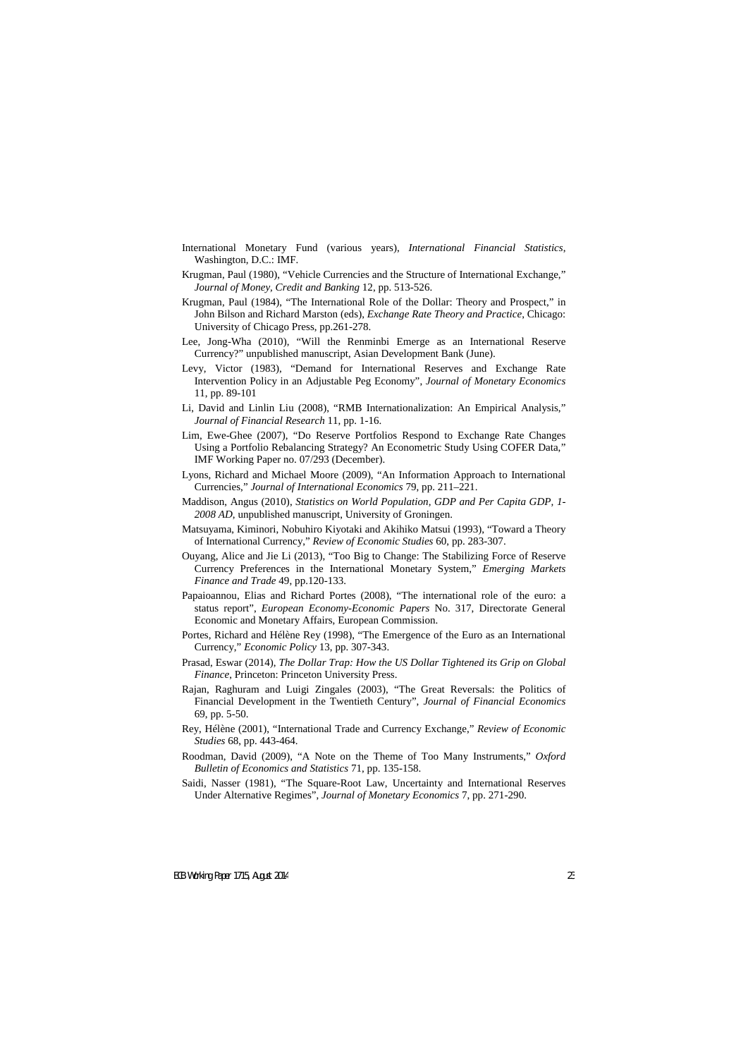International Monetary Fund (various years), *International Financial Statistics*, Washington, D.C.: IMF.

Krugman, Paul (1980), "Vehicle Currencies and the Structure of International Exchange," *Journal of Money, Credit and Banking* 12, pp. 513-526.

Krugman, Paul (1984), "The International Role of the Dollar: Theory and Prospect," in John Bilson and Richard Marston (eds), *Exchange Rate Theory and Practice*, Chicago: University of Chicago Press, pp.261-278.

Lee, Jong-Wha (2010), "Will the Renminbi Emerge as an International Reserve Currency?" unpublished manuscript, Asian Development Bank (June).

Levy, Victor (1983), "Demand for International Reserves and Exchange Rate Intervention Policy in an Adjustable Peg Economy", *Journal of Monetary Economics* 11, pp. 89-101

Li, David and Linlin Liu (2008), "RMB Internationalization: An Empirical Analysis," *Journal of Financial Research* 11, pp. 1-16.

Lim, Ewe-Ghee (2007), "Do Reserve Portfolios Respond to Exchange Rate Changes Using a Portfolio Rebalancing Strategy? An Econometric Study Using COFER Data," IMF Working Paper no. 07/293 (December).

Lyons, Richard and Michael Moore (2009), "An Information Approach to International Currencies," *Journal of International Economics* 79, pp. 211–221.

Maddison, Angus (2010), *Statistics on World Population, GDP and Per Capita GDP, 1-2008 AD*, unpublished manuscript, University of Groningen.

Matsuyama, Kiminori, Nobuhiro Kiyotaki and Akihiko Matsui (1993), "Toward a Theory of International Currency," *Review of Economic Studies* 60, pp. 283-307.

Ouyang, Alice and Jie Li (2013), "Too Big to Change: The Stabilizing Force of Reserve Currency Preferences in the International Monetary System," *Emerging Markets Finance and Trade* 49, pp.120-133.

Papaioannou, Elias and Richard Portes (2008), "The international role of the euro: a status report", *European Economy-Economic Papers* No. 317, Directorate General Economic and Monetary Affairs, European Commission.

Portes, Richard and Hélène Rey (1998), "The Emergence of the Euro as an International Currency," *Economic Policy* 13, pp. 307-343.

Prasad, Eswar (2014), *The Dollar Trap: How the US Dollar Tightened its Grip on Global Finance*, Princeton: Princeton University Press.

Rajan, Raghuram and Luigi Zingales (2003), "The Great Reversals: the Politics of Financial Development in the Twentieth Century", *Journal of Financial Economics* 69, pp. 5-50.

Rey, Hélène (2001), "International Trade and Currency Exchange," *Review of Economic Studies* 68, pp. 443-464.

Roodman, David (2009), "A Note on the Theme of Too Many Instruments," *Oxford Bulletin of Economics and Statistics* 71, pp. 135-158.

Saidi, Nasser (1981), "The Square-Root Law, Uncertainty and International Reserves Under Alternative Regimes", *Journal of Monetary Economics* 7, pp. 271-290.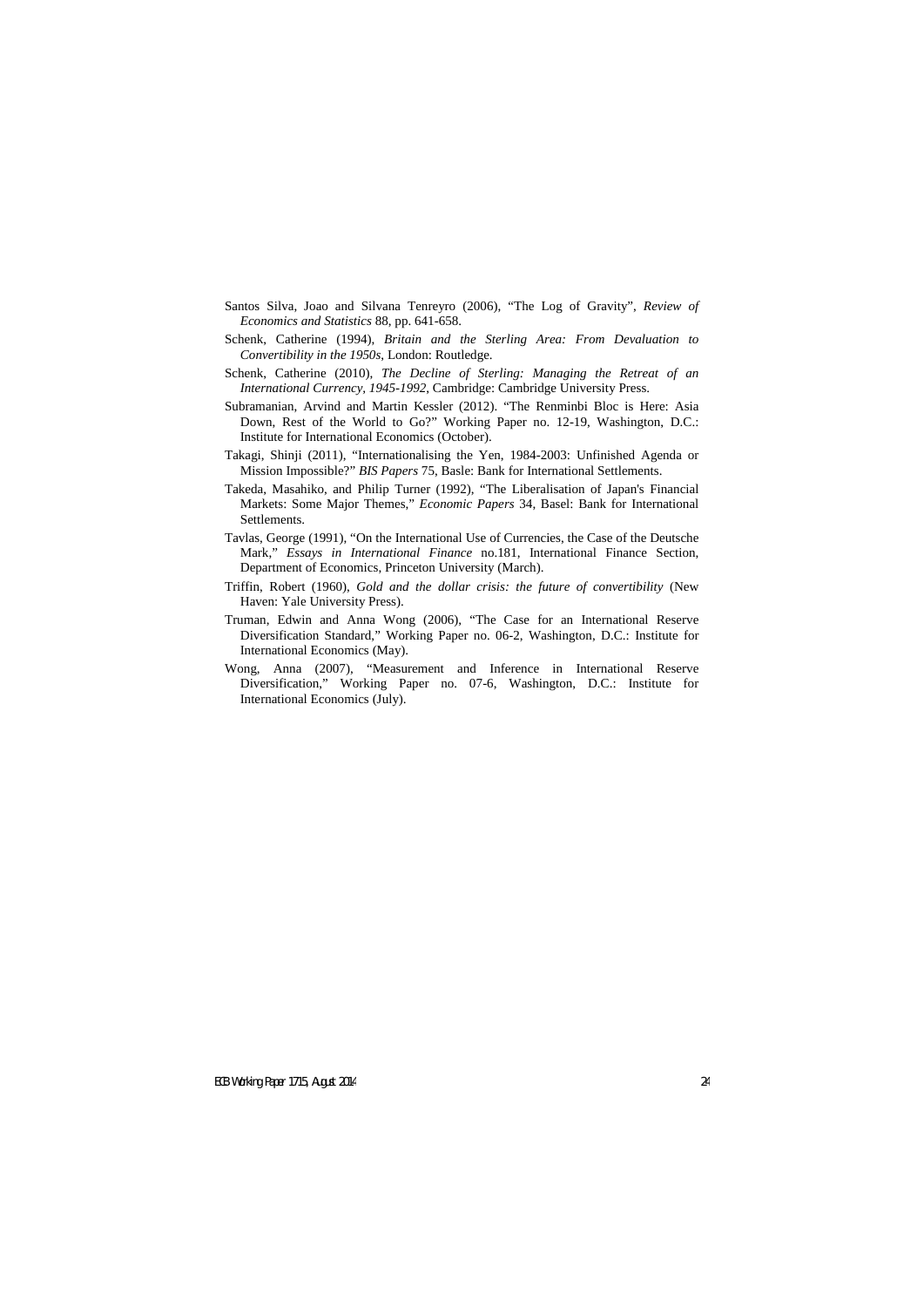Santos Silva, Joao and Silvana Tenreyro (2006), "The Log of Gravity", *Review of Economics and Statistics* 88, pp. 641-658.

Schenk, Catherine (1994), *Britain and the Sterling Area: From Devaluation to Convertibility in the 1950s*, London: Routledge.

Schenk, Catherine (2010), *The Decline of Sterling: Managing the Retreat of an International Currency, 1945-1992*, Cambridge: Cambridge University Press.

Subramanian, Arvind and Martin Kessler (2012). "The Renminbi Bloc is Here: Asia Down, Rest of the World to Go?" Working Paper no. 12-19, Washington, D.C.: Institute for International Economics (October).

Takagi, Shinji (2011), "Internationalising the Yen, 1984-2003: Unfinished Agenda or Mission Impossible?" *BIS Papers* 75, Basle: Bank for International Settlements.

Takeda, Masahiko, and Philip Turner (1992), "The Liberalisation of Japan's Financial Markets: Some Major Themes," *Economic Papers* 34, Basel: Bank for International Settlements.

Tavlas, George (1991), "On the International Use of Currencies, the Case of the Deutsche Mark," *Essays in International Finance* no.181, International Finance Section, Department of Economics, Princeton University (March).

Triffin, Robert (1960), *Gold and the dollar crisis: the future of convertibility* (New Haven: Yale University Press).

Truman, Edwin and Anna Wong (2006), "The Case for an International Reserve Diversification Standard," Working Paper no. 06-2, Washington, D.C.: Institute for International Economics (May).

Wong, Anna (2007), "Measurement and Inference in International Reserve Diversification," Working Paper no. 07-6, Washington, D.C.: Institute for International Economics (July).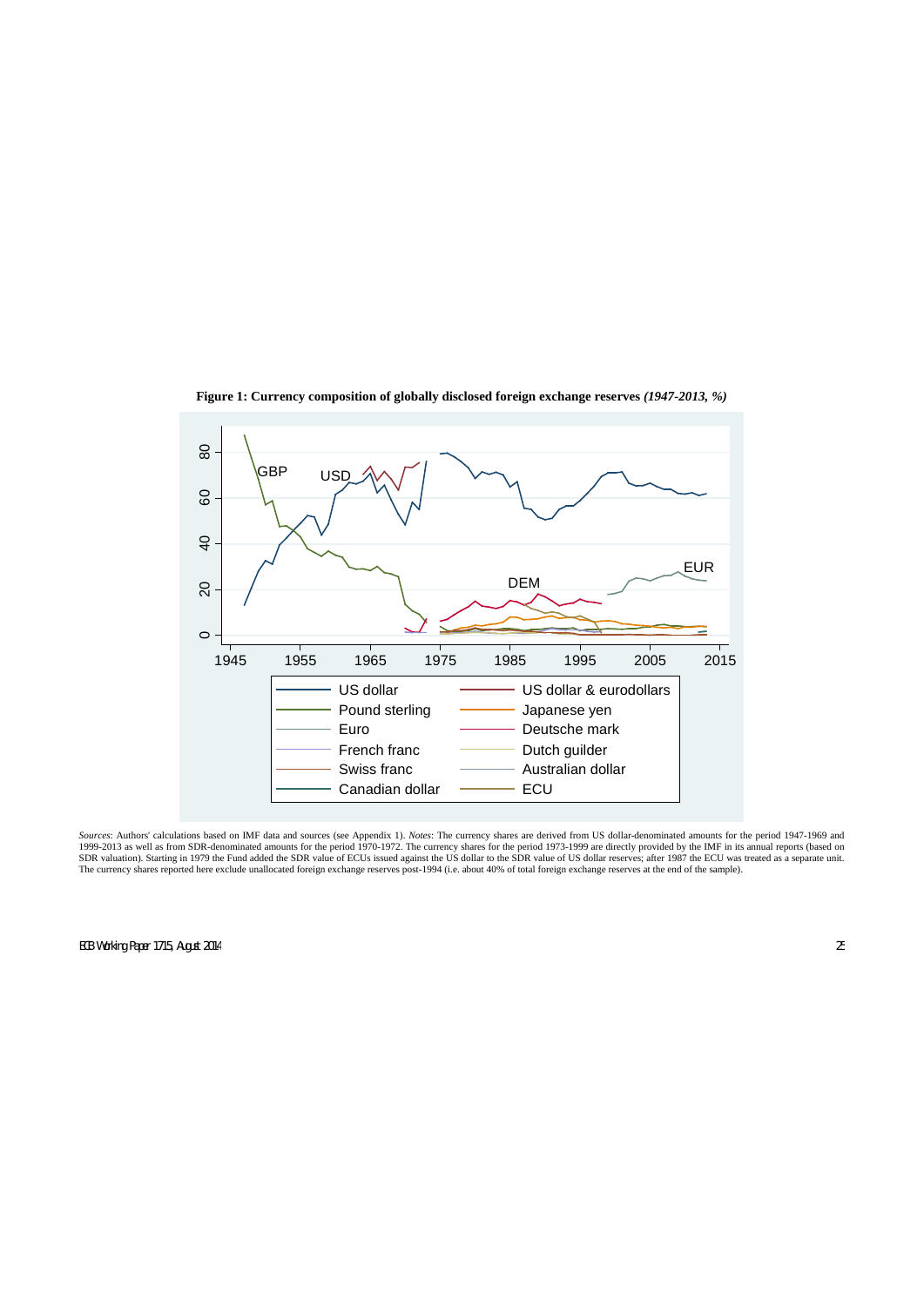**Figure 1: Currency composition of globally disclosed foreign exchange reserves** ***(1947-2013, %)***

*Sources*: Authors' calculations based on IMF data and sources (see Appendix 1). *Notes*: The currency shares are derived from US dollar-denominated amounts for the period 1947-1969 and 1999-2013 as well as from SDR-denominated amounts for the period 1970-1972. The currency shares for the period 1973-1999 are directly provided by the IMF in its annual reports (based on SDR valuation). Starting in 1979 the Fund added the SDR value of ECUs issued against the US dollar to the SDR value of US dollar reserves; after 1987 the ECU was treated as a separate unit. The currency shares reported here exclude unallocated foreign exchange reserves post-1994 (i.e. about 40% of total foreign exchange reserves at the end of the sample).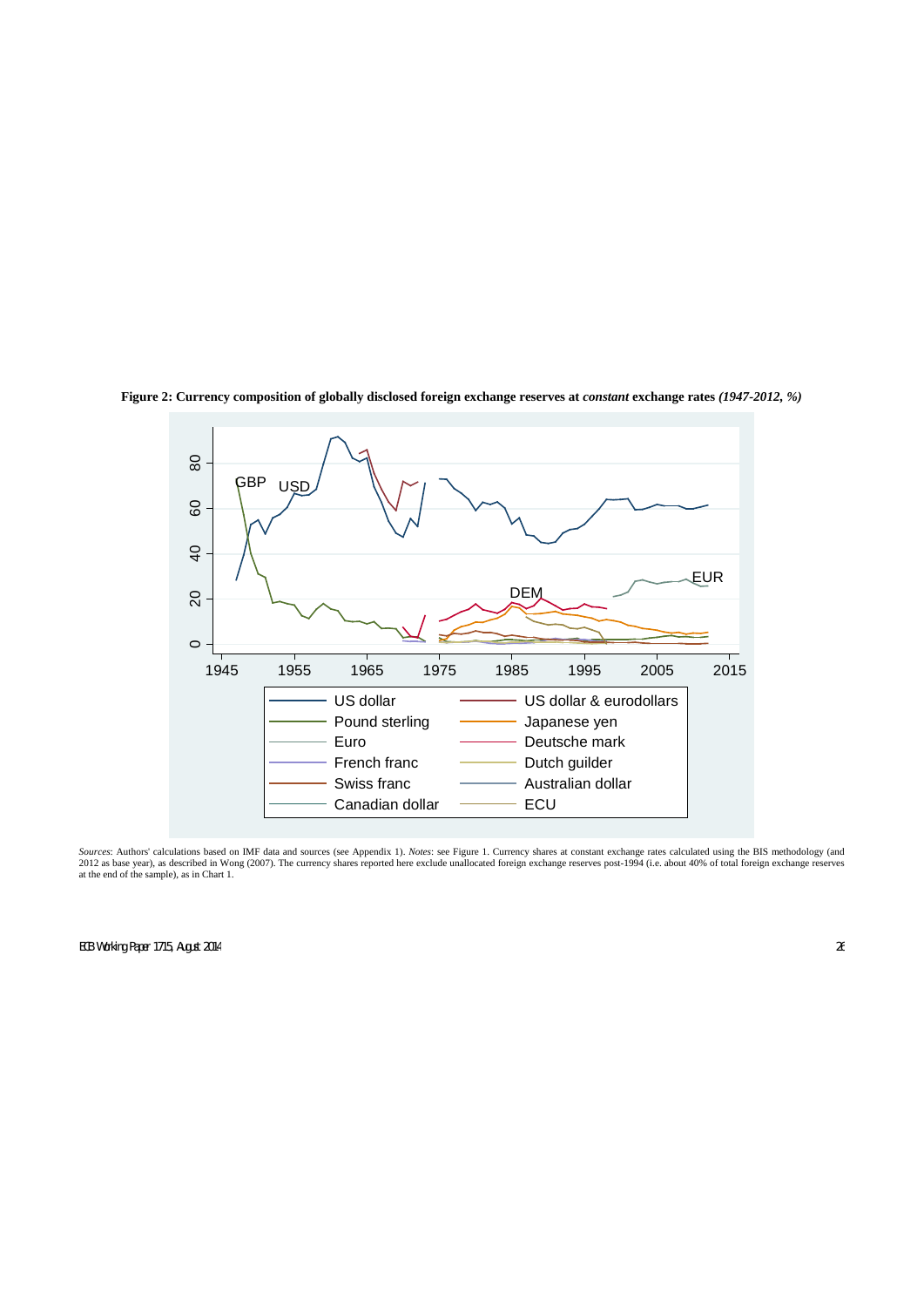**Figure 2: Currency composition of globally disclosed foreign exchange reserves at *constant* exchange rates *(1947-2012, %)***

*Sources*: Authors' calculations based on IMF data and sources (see Appendix 1). *Notes*: see Figure 1. Currency shares at constant exchange rates calculated using the BIS methodology (and 2012 as base year), as described in Wong (2007). The currency shares reported here exclude unallocated foreign exchange reserves post-1994 (i.e. about 40% of total foreign exchange reserves at the end of the sample), as in Chart 1.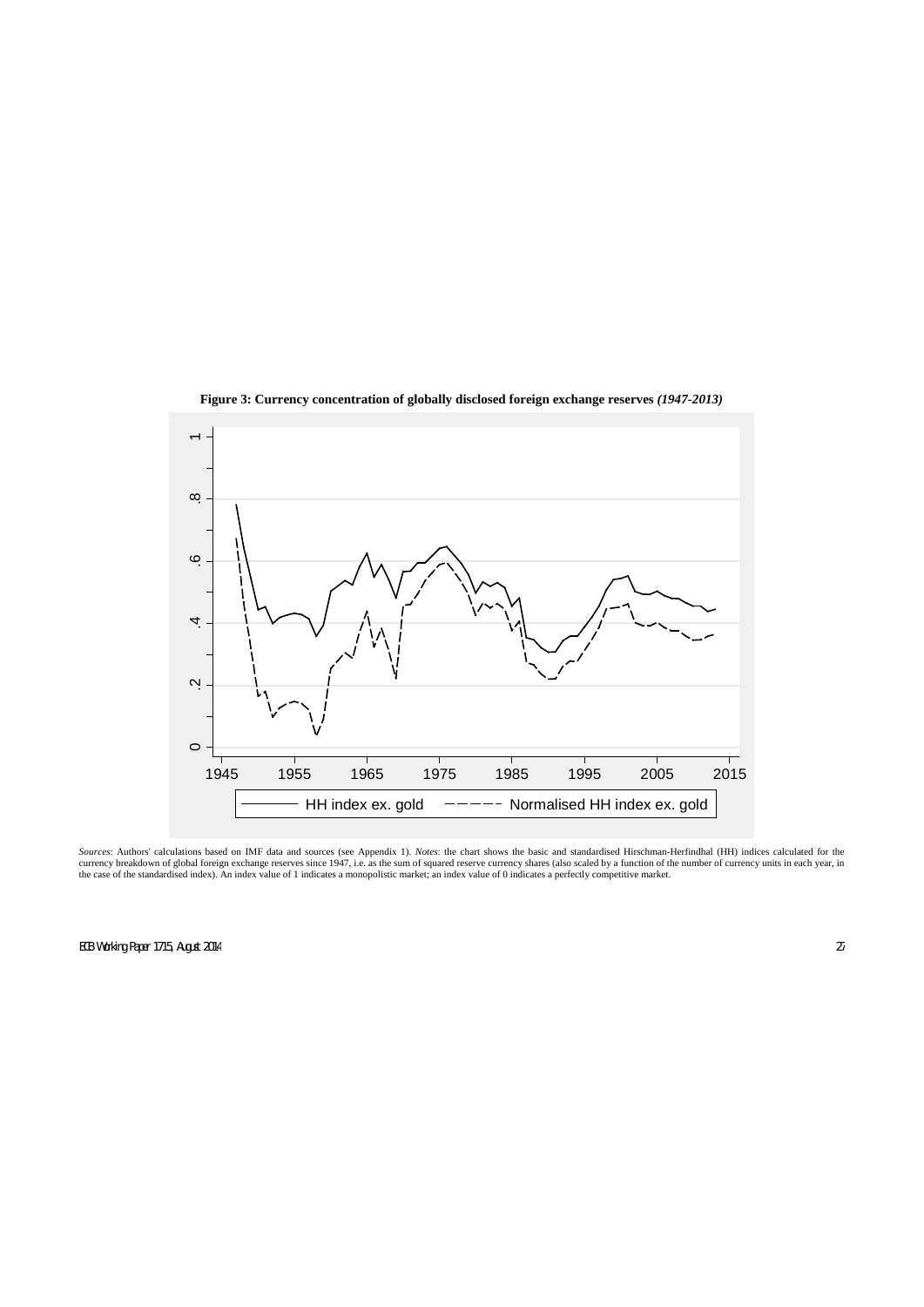**Figure 3: Currency concentration of globally disclosed foreign exchange reserves *(1947-2013)***

*Sources*: Authors' calculations based on IMF data and sources (see Appendix 1). *Notes*: the chart shows the basic and standardised Hirschman-Herfindhal (HH) indices calculated for the currency breakdown of global foreign exchange reserves since 1947, i.e. as the sum of squared reserve currency shares (also scaled by a function of the number of currency units in each year, in the case of the standardised index). An index value of 1 indicates a monopolistic market; an index value of 0 indicates a perfectly competitive market.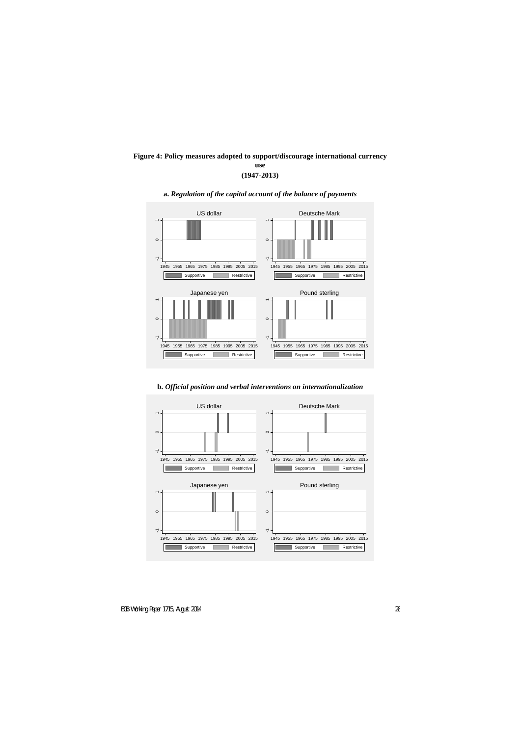**Figure 4: Policy measures adopted to support/discourage international currency use (1947-2013)**

**a.** ***Regulation of the capital account of the balance of payments***

**b.** ***Official position and verbal interventions on internationalization***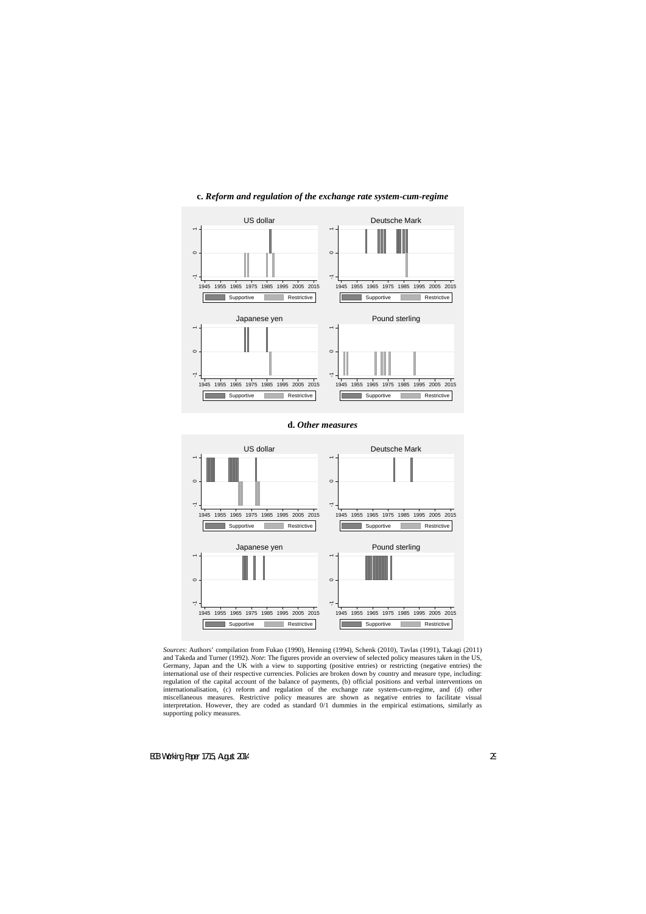**c.** ***Reform and regulation of the exchange rate system-cum-regime***

**d.** ***Other measures***

*Sources*: Authors' compilation from Fukao (1990), Henning (1994), Schenk (2010), Tavlas (1991), Takagi (2011) and Takeda and Turner (1992). *Note*: The figures provide an overview of selected policy measures taken in the US, Germany, Japan and the UK with a view to supporting (positive entries) or restricting (negative entries) the international use of their respective currencies. Policies are broken down by country and measure type, including: regulation of the capital account of the balance of payments, (b) official positions and verbal interventions on internationalisation, (c) reform and regulation of the exchange rate system-cum-regime, and (d) other miscellaneous measures. Restrictive policy measures are shown as negative entries to facilitate visual interpretation. However, they are coded as standard 0/1 dummies in the empirical estimations, similarly as supporting policy measures.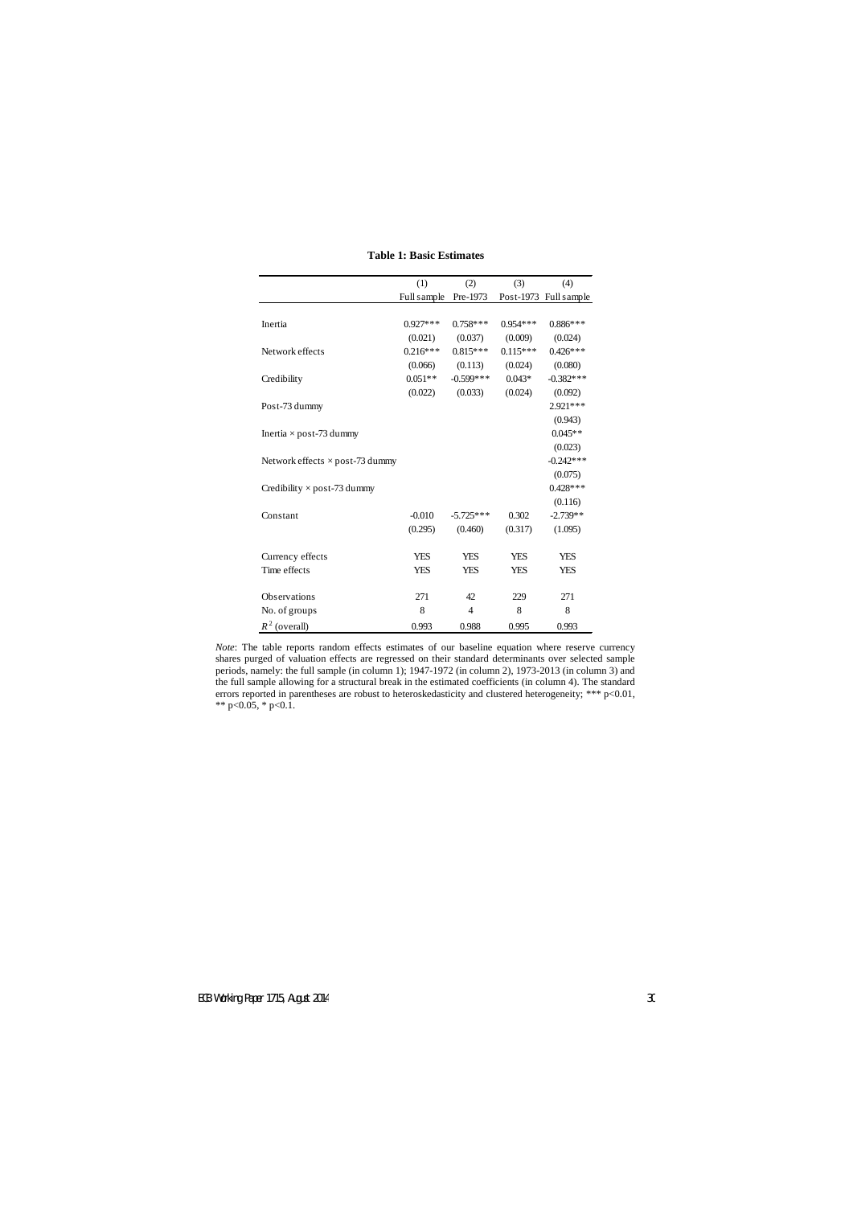**Table 1: Basic Estimates**

| | (1) | (2) | (3) | (4) |
|---|---|---|---|---|
| | Full sample | Pre-1973 | Post-1973 | Full sample |
| Inertia | 0.927*** | 0.758*** | 0.954*** | 0.886*** |
| | (0.021) | (0.037) | (0.009) | (0.024) |
| Network effects | 0.216*** | 0.815*** | 0.115*** | 0.426*** |
| | (0.066) | (0.113) | (0.024) | (0.080) |
| Credibility | 0.051** | -0.599*** | 0.043* | -0.382*** |
| | (0.022) | (0.033) | (0.024) | (0.092) |
| Post-73 dummy | | | | 2.921*** |
| | | | | (0.943) |
| Inertia × post-73 dummy | | | | 0.045** |
| | | | | (0.023) |
| Network effects × post-73 dummy | | | | -0.242*** |
| | | | | (0.075) |
| Credibility × post-73 dummy | | | | 0.428*** |
| | | | | (0.116) |
| Constant | -0.010 | -5.725*** | 0.302 | -2.739** |
| | (0.295) | (0.460) | (0.317) | (1.095) |
| Currency effects | YES | YES | YES | YES |
| Time effects | YES | YES | YES | YES |
| Observations | 271 | 42 | 229 | 271 |
| No. of groups | 8 | 4 | 8 | 8 |
| $R^2$ (overall) | 0.993 | 0.988 | 0.995 | 0.993 |

*Note*: The table reports random effects estimates of our baseline equation where reserve currency shares purged of valuation effects are regressed on their standard determinants over selected sample periods, namely: the full sample (in column 1); 1947-1972 (in column 2), 1973-2013 (in column 3) and the full sample allowing for a structural break in the estimated coefficients (in column 4). The standard errors reported in parentheses are robust to heteroskedasticity and clustered heterogeneity; *** $p<0.01$, ** $p<0.05$, * $p<0.1$.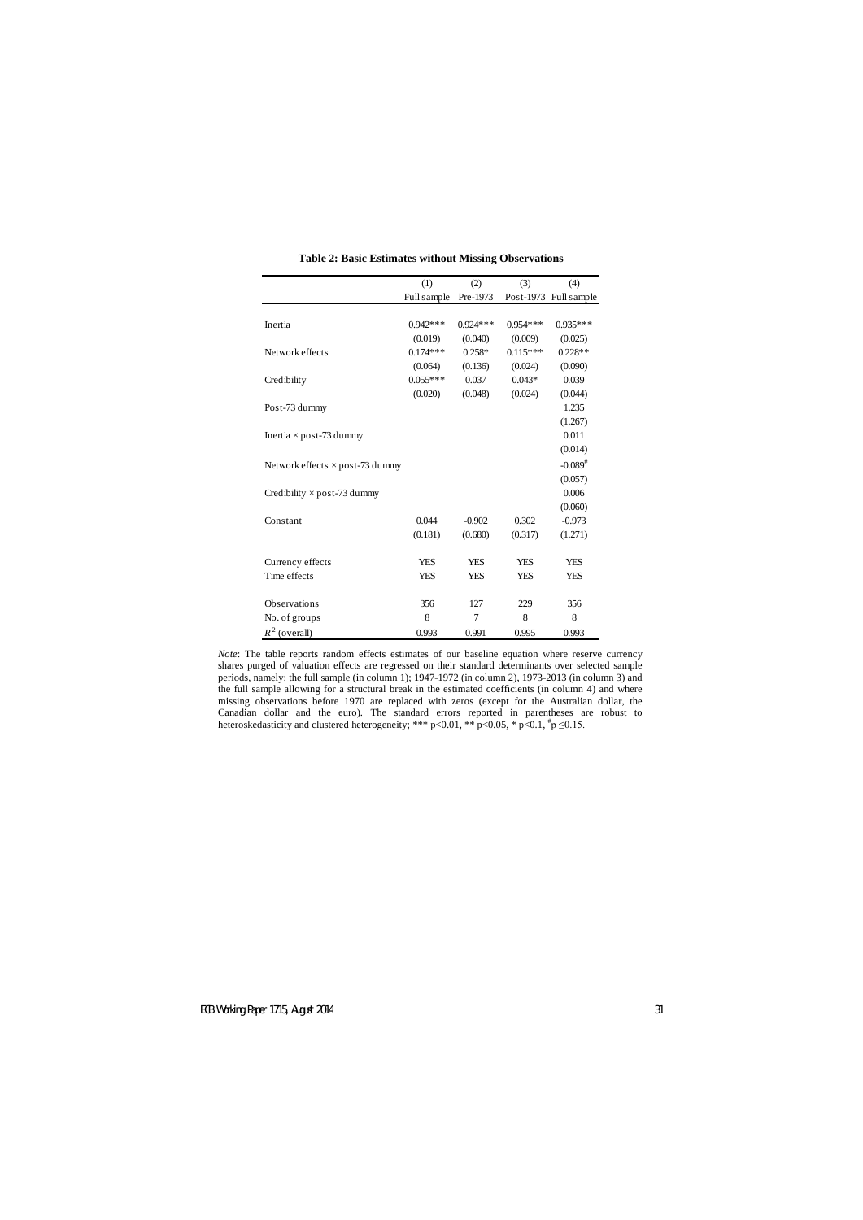**Table 2: Basic Estimates without Missing Observations**

| | (1) | (2) | (3) | (4) |
|---|---|---|---|---|
| | Full sample | Pre-1973 | Post-1973 | Full sample |
| Inertia | 0.942*** | 0.924*** | 0.954*** | 0.935*** |
| | (0.019) | (0.040) | (0.009) | (0.025) |
| Network effects | 0.174*** | 0.258* | 0.115*** | 0.228** |
| | (0.064) | (0.136) | (0.024) | (0.090) |
| Credibility | 0.055*** | 0.037 | 0.043* | 0.039 |
| | (0.020) | (0.048) | (0.024) | (0.044) |
| Post-73 dummy | | | | 1.235 |
| | | | | (1.267) |
| Inertia × post-73 dummy | | | | 0.011 |
| | | | | (0.014) |
| Network effects × post-73 dummy | | | | -0.089# |
| | | | | (0.057) |
| Credibility × post-73 dummy | | | | 0.006 |
| | | | | (0.060) |
| Constant | 0.044 | -0.902 | 0.302 | -0.973 |
| | (0.181) | (0.680) | (0.317) | (1.271) |
| Currency effects | YES | YES | YES | YES |
| Time effects | YES | YES | YES | YES |
| Observations | 356 | 127 | 229 | 356 |
| No. of groups | 8 | 7 | 8 | 8 |
| $R^2$ (overall) | 0.993 | 0.991 | 0.995 | 0.993 |

*Note*: The table reports random effects estimates of our baseline equation where reserve currency shares purged of valuation effects are regressed on their standard determinants over selected sample periods, namely: the full sample (in column 1); 1947-1972 (in column 2), 1973-2013 (in column 3) and the full sample allowing for a structural break in the estimated coefficients (in column 4) and where missing observations before 1970 are replaced with zeros (except for the Australian dollar, the Canadian dollar and the euro). The standard errors reported in parentheses are robust to heteroskedasticity and clustered heterogeneity; *** $p<0.01$, ** $p<0.05$, * $p<0.1$, # $p \leq 0.15$.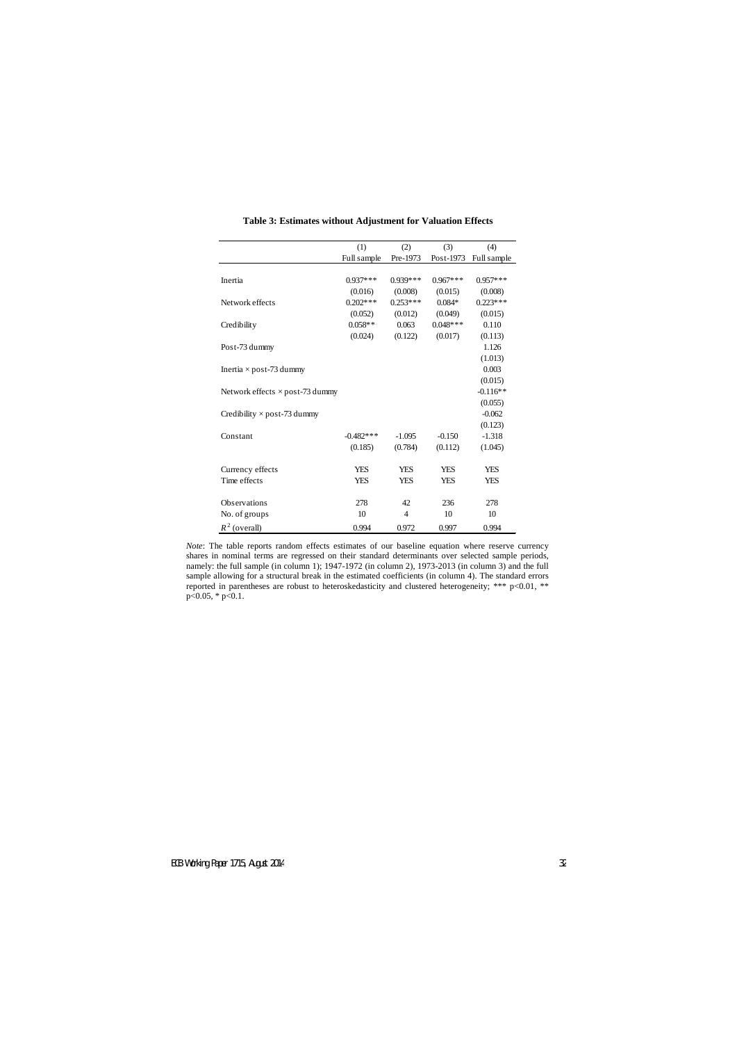**Table 3: Estimates without Adjustment for Valuation Effects**

| | (1) | (2) | (3) | (4) |
|---|---|---|---|---|
| | Full sample | Pre-1973 | Post-1973 | Full sample |
| Inertia | 0.937*** | 0.939*** | 0.967*** | 0.957*** |
| | (0.016) | (0.008) | (0.015) | (0.008) |
| Network effects | 0.202*** | 0.253*** | 0.084* | 0.223*** |
| | (0.052) | (0.012) | (0.049) | (0.015) |
| Credibility | 0.058** | 0.063 | 0.048*** | 0.110 |
| | (0.024) | (0.122) | (0.017) | (0.113) |
| Post-73 dummy | | | | 1.126 |
| | | | | (1.013) |
| Inertia × post-73 dummy | | | | 0.003 |
| | | | | (0.015) |
| Network effects × post-73 dummy | | | | -0.116** |
| | | | | (0.055) |
| Credibility × post-73 dummy | | | | -0.062 |
| | | | | (0.123) |
| Constant | -0.482*** | -1.095 | -0.150 | -1.318 |
| | (0.185) | (0.784) | (0.112) | (1.045) |
| Currency effects | YES | YES | YES | YES |
| Time effects | YES | YES | YES | YES |
| Observations | 278 | 42 | 236 | 278 |
| No. of groups | 10 | 4 | 10 | 10 |
| $R^2$ (overall) | 0.994 | 0.972 | 0.997 | 0.994 |

*Note*: The table reports random effects estimates of our baseline equation where reserve currency shares in nominal terms are regressed on their standard determinants over selected sample periods, namely: the full sample (in column 1); 1947-1972 (in column 2), 1973-2013 (in column 3) and the full sample allowing for a structural break in the estimated coefficients (in column 4). The standard errors reported in parentheses are robust to heteroskedasticity and clustered heterogeneity; *** $p<0.01$, ** $p<0.05$, * $p<0.1$.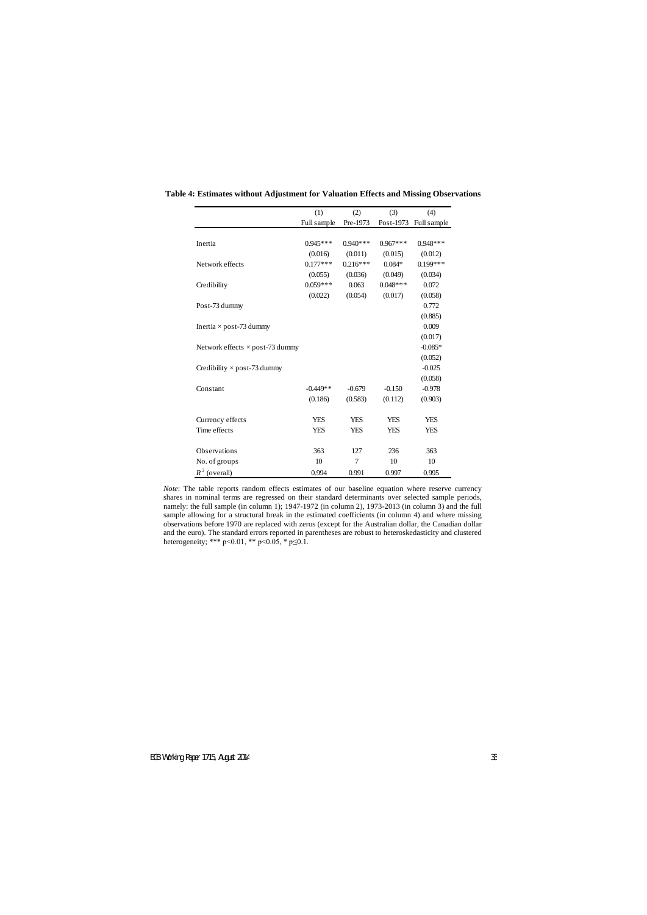**Table 4: Estimates without Adjustment for Valuation Effects and Missing Observations**

| | (1) | (2) | (3) | (4) |
|---|---|---|---|---|
| | Full sample | Pre-1973 | Post-1973 | Full sample |
| Inertia | 0.945*** | 0.940*** | 0.967*** | 0.948*** |
| | (0.016) | (0.011) | (0.015) | (0.012) |
| Network effects | 0.177*** | 0.216*** | 0.084* | 0.199*** |
| | (0.055) | (0.036) | (0.049) | (0.034) |
| Credibility | 0.059*** | 0.063 | 0.048*** | 0.072 |
| | (0.022) | (0.054) | (0.017) | (0.058) |
| Post-73 dummy | | | | 0.772 |
| | | | | (0.885) |
| Inertia × post-73 dummy | | | | 0.009 |
| | | | | (0.017) |
| Network effects × post-73 dummy | | | | -0.085* |
| | | | | (0.052) |
| Credibility × post-73 dummy | | | | -0.025 |
| | | | | (0.058) |
| Constant | -0.449** | -0.679 | -0.150 | -0.978 |
| | (0.186) | (0.583) | (0.112) | (0.903) |
| Currency effects | YES | YES | YES | YES |
| Time effects | YES | YES | YES | YES |
| Observations | 363 | 127 | 236 | 363 |
| No. of groups | 10 | 7 | 10 | 10 |
| $R^2$ (overall) | 0.994 | 0.991 | 0.997 | 0.995 |

*Note*: The table reports random effects estimates of our baseline equation where reserve currency shares in nominal terms are regressed on their standard determinants over selected sample periods, namely: the full sample (in column 1); 1947-1972 (in column 2), 1973-2013 (in column 3) and the full sample allowing for a structural break in the estimated coefficients (in column 4) and where missing observations before 1970 are replaced with zeros (except for the Australian dollar, the Canadian dollar and the euro). The standard errors reported in parentheses are robust to heteroskedasticity and clustered heterogeneity; *** p<0.01, ** p<0.05, * p≤0.1.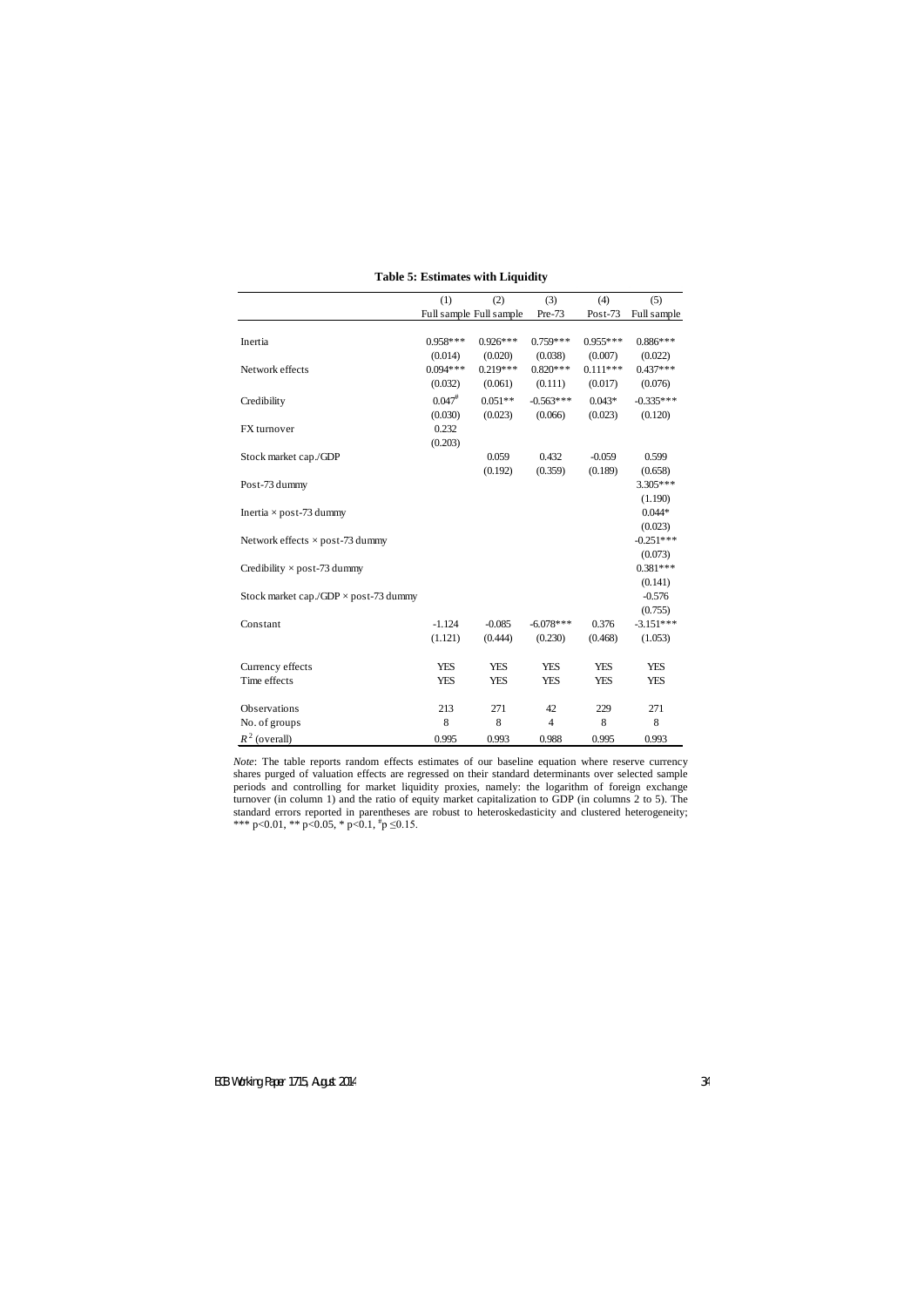**Table 5: Estimates with Liquidity**

| | (1) | (2) | (3) | (4) | (5) |
|---|---|---|---|---|---|
| | Full sample | Full sample | Pre-73 | Post-73 | Full sample |
| Inertia | 0.958*** | 0.926*** | 0.759*** | 0.955*** | 0.886*** |
| | (0.014) | (0.020) | (0.038) | (0.007) | (0.022) |
| Network effects | 0.094*** | 0.219*** | 0.820*** | 0.111*** | 0.437*** |
| | (0.032) | (0.061) | (0.111) | (0.017) | (0.076) |
| Credibility | 0.047[#] | 0.051** | -0.563*** | 0.043* | -0.335*** |
| | (0.030) | (0.023) | (0.066) | (0.023) | (0.120) |
| FX turnover | 0.232 | | | | |
| | (0.203) | | | | |
| Stock market cap./GDP | | 0.059 | 0.432 | -0.059 | 0.599 |
| | | (0.192) | (0.359) | (0.189) | (0.658) |
| Post-73 dummy | | | | | 3.305*** |
| | | | | | (1.190) |
| Inertia × post-73 dummy | | | | | 0.044* |
| | | | | | (0.023) |
| Network effects × post-73 dummy | | | | | -0.251*** |
| | | | | | (0.073) |
| Credibility × post-73 dummy | | | | | 0.381*** |
| | | | | | (0.141) |
| Stock market cap./GDP × post-73 dummy | | | | | -0.576 |
| | | | | | (0.755) |
| Constant | -1.124 | -0.085 | -6.078*** | 0.376 | -3.151*** |
| | (1.121) | (0.444) | (0.230) | (0.468) | (1.053) |
| Currency effects | YES | YES | YES | YES | YES |
| Time effects | YES | YES | YES | YES | YES |
| Observations | 213 | 271 | 42 | 229 | 271 |
| No. of groups | 8 | 8 | 4 | 8 | 8 |
| $R^2$ (overall) | 0.995 | 0.993 | 0.988 | 0.995 | 0.993 |

*Note*: The table reports random effects estimates of our baseline equation where reserve currency shares purged of valuation effects are regressed on their standard determinants over selected sample periods and controlling for market liquidity proxies, namely: the logarithm of foreign exchange turnover (in column 1) and the ratio of equity market capitalization to GDP (in columns 2 to 5). The standard errors reported in parentheses are robust to heteroskedasticity and clustered heterogeneity; *** p<0.01, ** p<0.05, * p<0.1, [#]p ≤0.15.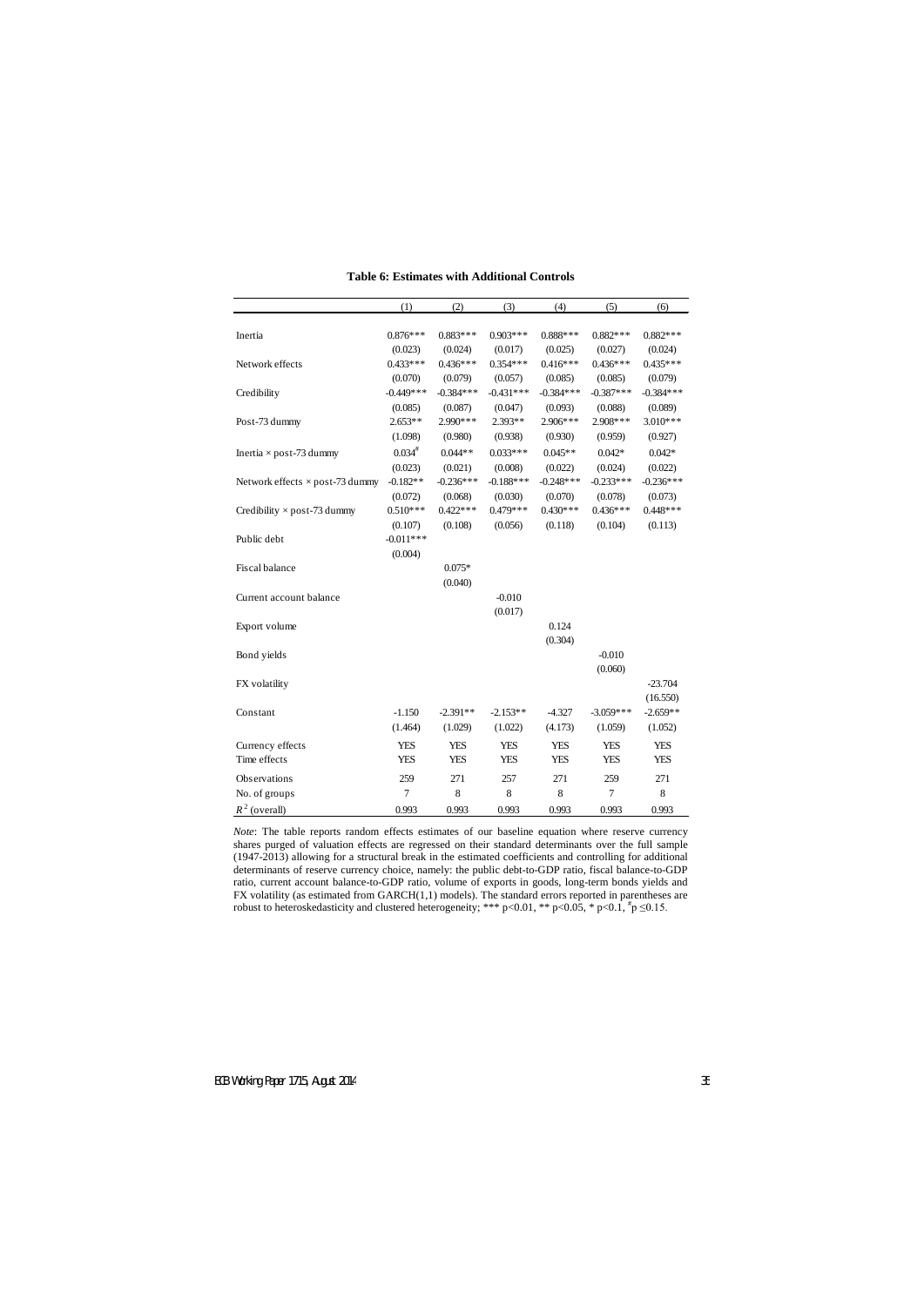**Table 6: Estimates with Additional Controls**

| | (1) | (2) | (3) | (4) | (5) | (6) |
|---|---|---|---|---|---|---|
| Inertia | 0.876*** | 0.883*** | 0.903*** | 0.888*** | 0.882*** | 0.882*** |
| | (0.023) | (0.024) | (0.017) | (0.025) | (0.027) | (0.024) |
| Network effects | 0.433*** | 0.436*** | 0.354*** | 0.416*** | 0.436*** | 0.435*** |
| | (0.070) | (0.079) | (0.057) | (0.085) | (0.085) | (0.079) |
| Credibility | -0.449*** | -0.384*** | -0.431*** | -0.384*** | -0.387*** | -0.384*** |
| | (0.085) | (0.087) | (0.047) | (0.093) | (0.088) | (0.089) |
| Post-73 dummy | 2.653** | 2.990*** | 2.393** | 2.906*** | 2.908*** | 3.010*** |
| | (1.098) | (0.980) | (0.938) | (0.930) | (0.959) | (0.927) |
| Inertia × post-73 dummy | 0.034# | 0.044** | 0.033*** | 0.045** | 0.042* | 0.042* |
| | (0.023) | (0.021) | (0.008) | (0.022) | (0.024) | (0.022) |
| Network effects × post-73 dummy | -0.182** | -0.236*** | -0.188*** | -0.248*** | -0.233*** | -0.236*** |
| | (0.072) | (0.068) | (0.030) | (0.070) | (0.078) | (0.073) |
| Credibility × post-73 dummy | 0.510*** | 0.422*** | 0.479*** | 0.430*** | 0.436*** | 0.448*** |
| | (0.107) | (0.108) | (0.056) | (0.118) | (0.104) | (0.113) |
| Public debt | -0.011*** | | | | | |
| | (0.004) | | | | | |
| Fiscal balance | | 0.075* | | | | |
| | | (0.040) | | | | |
| Current account balance | | | -0.010 | | | |
| | | | (0.017) | | | |
| Export volume | | | | 0.124 | | |
| | | | | (0.304) | | |
| Bond yields | | | | | -0.010 | |
| | | | | | (0.060) | |
| FX volatility | | | | | | -23.704 |
| | | | | | | (16.550) |
| Constant | -1.150 | -2.391** | -2.153** | -4.327 | -3.059*** | -2.659** |
| | (1.464) | (1.029) | (1.022) | (4.173) | (1.059) | (1.052) |
| Currency effects | YES | YES | YES | YES | YES | YES |
| Time effects | YES | YES | YES | YES | YES | YES |
| Observations | 259 | 271 | 257 | 271 | 259 | 271 |
| No. of groups | 7 | 8 | 8 | 8 | 7 | 8 |
| $R^2$ (overall) | 0.993 | 0.993 | 0.993 | 0.993 | 0.993 | 0.993 |

*Note*: The table reports random effects estimates of our baseline equation where reserve currency shares purged of valuation effects are regressed on their standard determinants over the full sample (1947-2013) allowing for a structural break in the estimated coefficients and controlling for additional determinants of reserve currency choice, namely: the public debt-to-GDP ratio, fiscal balance-to-GDP ratio, current account balance-to-GDP ratio, volume of exports in goods, long-term bonds yields and FX volatility (as estimated from GARCH(1,1) models). The standard errors reported in parentheses are robust to heteroskedasticity and clustered heterogeneity; *** $p<0.01$, ** $p<0.05$, * $p<0.1$, # $p \leq 0.15$.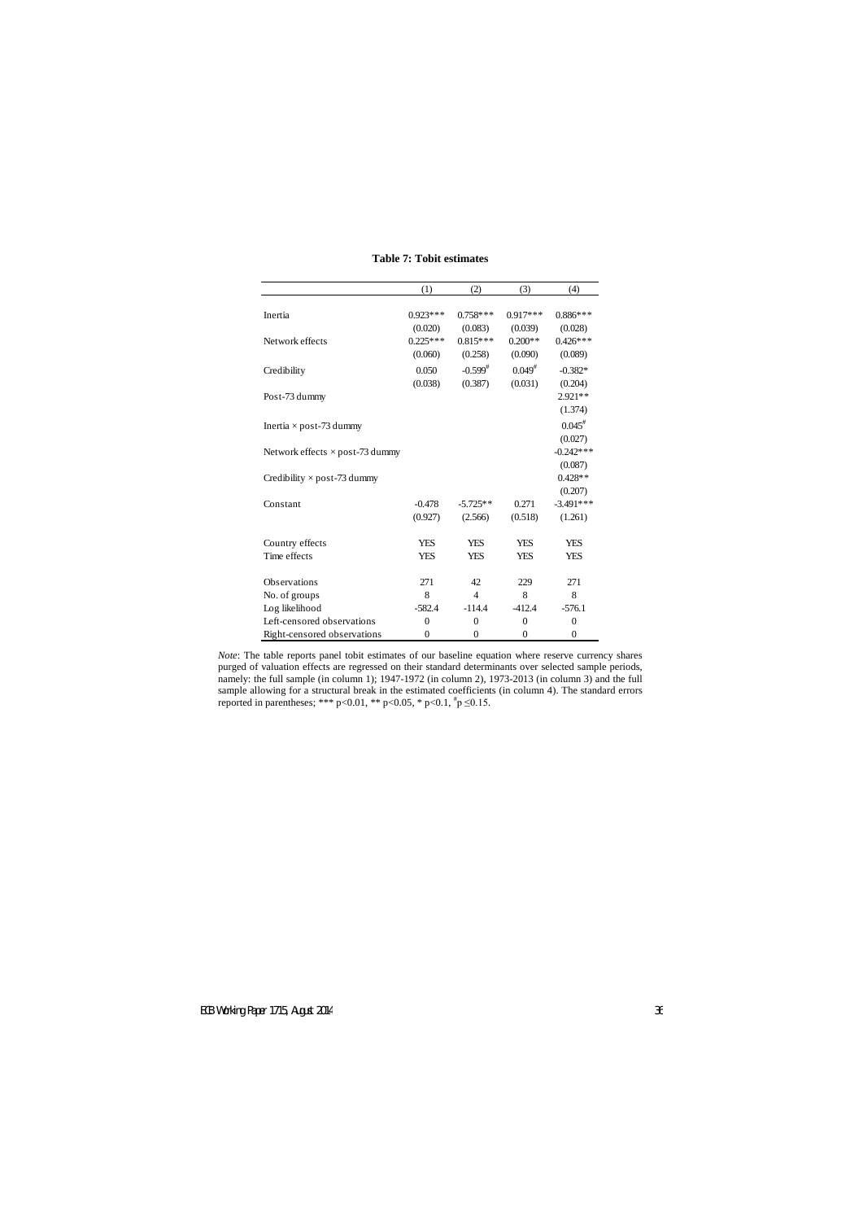**Table 7: Tobit estimates**

| | (1) | (2) | (3) | (4) |
|---|---|---|---|---|
| Inertia | 0.923*** | 0.758*** | 0.917*** | 0.886*** |
| | (0.020) | (0.083) | (0.039) | (0.028) |
| Network effects | 0.225*** | 0.815*** | 0.200** | 0.426*** |
| | (0.060) | (0.258) | (0.090) | (0.089) |
| Credibility | 0.050 | -0.599# | 0.049# | -0.382* |
| | (0.038) | (0.387) | (0.031) | (0.204) |
| Post-73 dummy | | | | 2.921** |
| | | | | (1.374) |
| Inertia × post-73 dummy | | | | 0.045# |
| | | | | (0.027) |
| Network effects × post-73 dummy | | | | -0.242*** |
| | | | | (0.087) |
| Credibility × post-73 dummy | | | | 0.428** |
| | | | | (0.207) |
| Constant | -0.478 | -5.725** | 0.271 | -3.491*** |
| | (0.927) | (2.566) | (0.518) | (1.261) |
| Country effects | YES | YES | YES | YES |
| Time effects | YES | YES | YES | YES |
| Observations | 271 | 42 | 229 | 271 |
| No. of groups | 8 | 4 | 8 | 8 |
| Log likelihood | -582.4 | -114.4 | -412.4 | -576.1 |
| Left-censored observations | 0 | 0 | 0 | 0 |
| Right-censored observations | 0 | 0 | 0 | 0 |

*Note*: The table reports panel tobit estimates of our baseline equation where reserve currency shares purged of valuation effects are regressed on their standard determinants over selected sample periods, namely: the full sample (in column 1); 1947-1972 (in column 2), 1973-2013 (in column 3) and the full sample allowing for a structural break in the estimated coefficients (in column 4). The standard errors reported in parentheses; *** $p<0.01$, ** $p<0.05$, * $p<0.1$, # $p \leq 0.15$.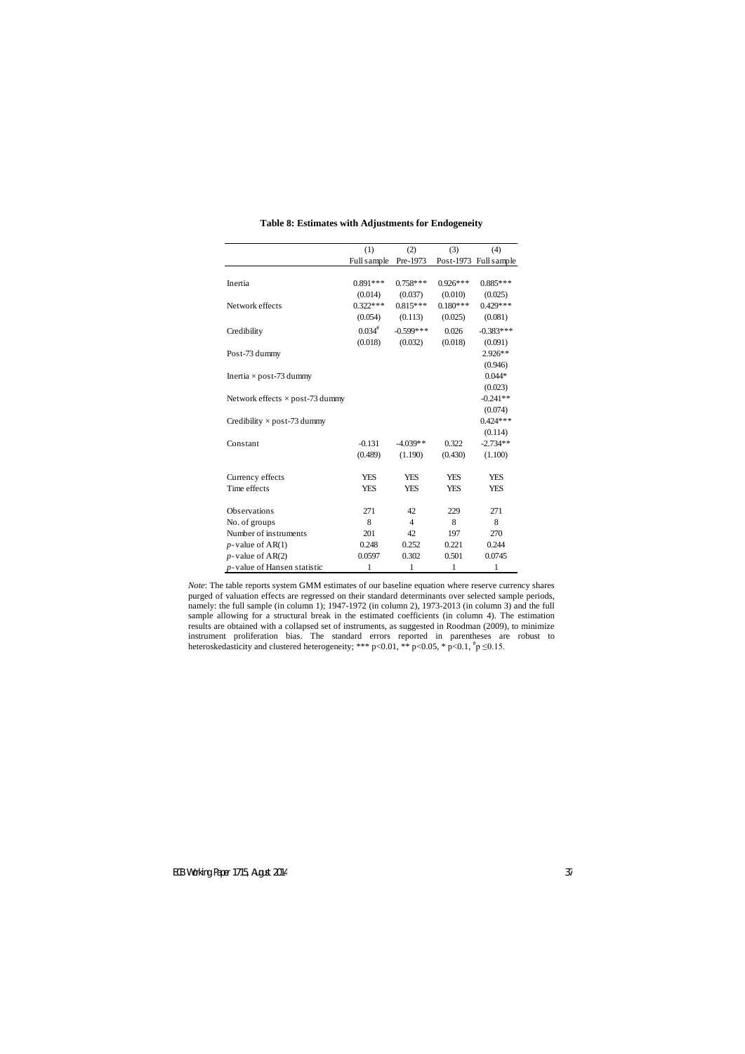**Table 8: Estimates with Adjustments for Endogeneity**

| | (1) | (2) | (3) | (4) |
|---|---|---|---|---|
| | Full sample | Pre-1973 | Post-1973 | Full sample |
| Inertia | 0.891*** | 0.758*** | 0.926*** | 0.885*** |
| | (0.014) | (0.037) | (0.010) | (0.025) |
| Network effects | 0.322*** | 0.815*** | 0.180*** | 0.429*** |
| | (0.054) | (0.113) | (0.025) | (0.081) |
| Credibility | 0.034[#] | -0.599*** | 0.026 | -0.383*** |
| | (0.018) | (0.032) | (0.018) | (0.091) |
| Post-73 dummy | | | | 2.926** |
| | | | | (0.946) |
| Inertia × post-73 dummy | | | | 0.044* |
| | | | | (0.023) |
| Network effects × post-73 dummy | | | | -0.241** |
| | | | | (0.074) |
| Credibility × post-73 dummy | | | | 0.424*** |
| | | | | (0.114) |
| Constant | -0.131 | -4.039** | 0.322 | -2.734** |
| | (0.489) | (1.190) | (0.430) | (1.100) |
| Currency effects | YES | YES | YES | YES |
| Time effects | YES | YES | YES | YES |
| Observations | 271 | 42 | 229 | 271 |
| No. of groups | 8 | 4 | 8 | 8 |
| Number of instruments | 201 | 42 | 197 | 270 |
| *p*-value of AR(1) | 0.248 | 0.252 | 0.221 | 0.244 |
| *p*-value of AR(2) | 0.0597 | 0.302 | 0.501 | 0.0745 |
| *p*-value of Hansen statistic | 1 | 1 | 1 | 1 |

*Note*: The table reports system GMM estimates of our baseline equation where reserve currency shares purged of valuation effects are regressed on their standard determinants over selected sample periods, namely: the full sample (in column 1); 1947-1972 (in column 2), 1973-2013 (in column 3) and the full sample allowing for a structural break in the estimated coefficients (in column 4). The estimation results are obtained with a collapsed set of instruments, as suggested in Roodman (2009), to minimize instrument proliferation bias. The standard errors reported in parentheses are robust to heteroskedasticity and clustered heterogeneity; *** $p<0.01$, ** $p<0.05$, * $p<0.1$, [#] $p \leq 0.15$.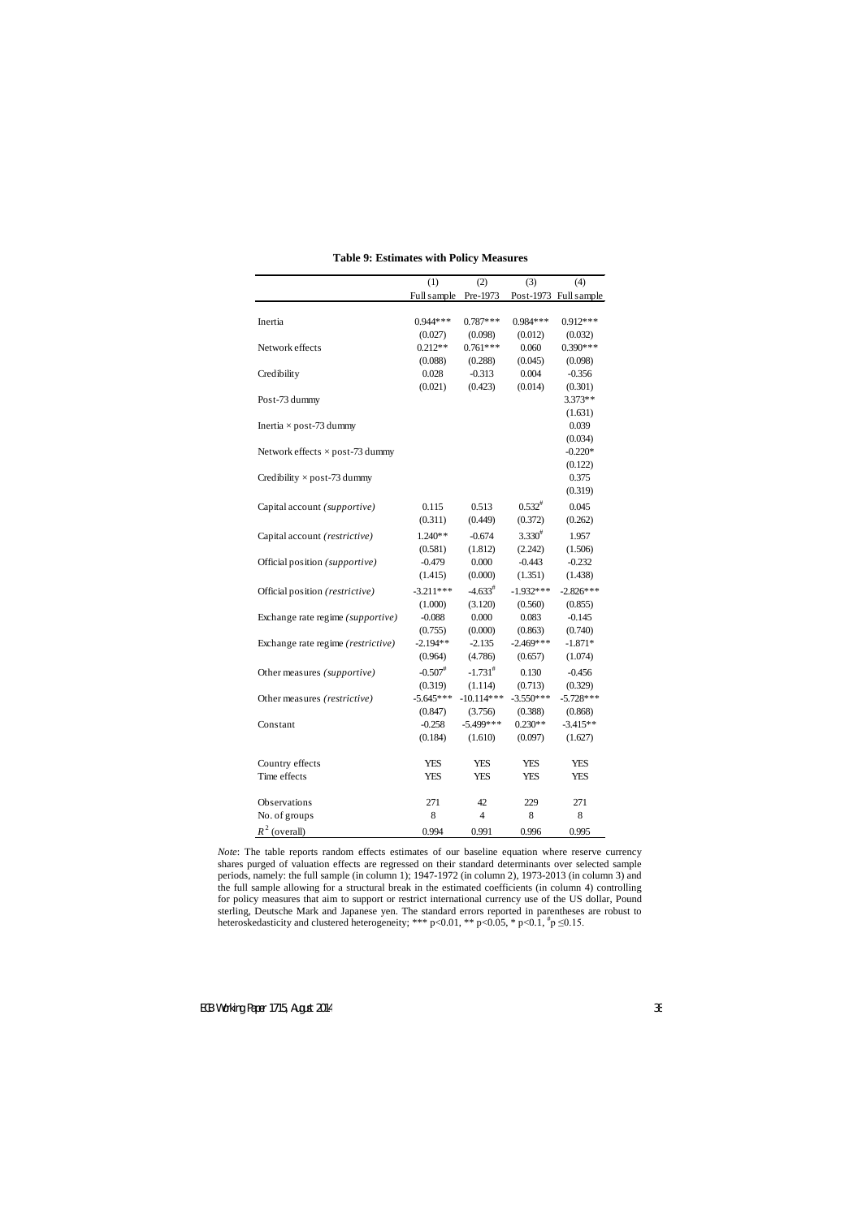**Table 9: Estimates with Policy Measures**

| | (1) | (2) | (3) | (4) |
|---|---|---|---|---|
| | Full sample | Pre-1973 | Post-1973 | Full sample |
| Inertia | 0.944*** | 0.787*** | 0.984*** | 0.912*** |
| | (0.027) | (0.098) | (0.012) | (0.032) |
| Network effects | 0.212** | 0.761*** | 0.060 | 0.390*** |
| | (0.088) | (0.288) | (0.045) | (0.098) |
| Credibility | 0.028 | -0.313 | 0.004 | -0.356 |
| | (0.021) | (0.423) | (0.014) | (0.301) |
| Post-73 dummy | | | | 3.373** |
| | | | | (1.631) |
| Inertia × post-73 dummy | | | | 0.039 |
| | | | | (0.034) |
| Network effects × post-73 dummy | | | | -0.220* |
| | | | | (0.122) |
| Credibility × post-73 dummy | | | | 0.375 |
| | | | | (0.319) |
| Capital account *(supportive)* | 0.115 | 0.513 | $0.532^{\#}$ | 0.045 |
| | (0.311) | (0.449) | (0.372) | (0.262) |
| Capital account *(restrictive)* | 1.240** | -0.674 | $3.330^{\#}$ | 1.957 |
| | (0.581) | (1.812) | (2.242) | (1.506) |
| Official position *(supportive)* | -0.479 | 0.000 | -0.443 | -0.232 |
| | (1.415) | (0.000) | (1.351) | (1.438) |
| Official position *(restrictive)* | -3.211*** | $-4.633^{\#}$ | -1.932*** | -2.826*** |
| | (1.000) | (3.120) | (0.560) | (0.855) |
| Exchange rate regime *(supportive)* | -0.088 | 0.000 | 0.083 | -0.145 |
| | (0.755) | (0.000) | (0.863) | (0.740) |
| Exchange rate regime *(restrictive)* | -2.194** | -2.135 | -2.469*** | -1.871* |
| | (0.964) | (4.786) | (0.657) | (1.074) |
| Other measures *(supportive)* | $-0.507^{\#}$ | $-1.731^{\#}$ | 0.130 | -0.456 |
| | (0.319) | (1.114) | (0.713) | (0.329) |
| Other measures *(restrictive)* | -5.645*** | -10.114*** | -3.550*** | -5.728*** |
| | (0.847) | (3.756) | (0.388) | (0.868) |
| Constant | -0.258 | -5.499*** | 0.230** | -3.415** |
| | (0.184) | (1.610) | (0.097) | (1.627) |
| Country effects | YES | YES | YES | YES |
| Time effects | YES | YES | YES | YES |
| Observations | 271 | 42 | 229 | 271 |
| No. of groups | 8 | 4 | 8 | 8 |
| $R^2$ (overall) | 0.994 | 0.991 | 0.996 | 0.995 |

*Note*: The table reports random effects estimates of our baseline equation where reserve currency shares purged of valuation effects are regressed on their standard determinants over selected sample periods, namely: the full sample (in column 1); 1947-1972 (in column 2), 1973-2013 (in column 3) and the full sample allowing for a structural break in the estimated coefficients (in column 4) controlling for policy measures that aim to support or restrict international currency use of the US dollar, Pound sterling, Deutsche Mark and Japanese yen. The standard errors reported in parentheses are robust to heteroskedasticity and clustered heterogeneity; *** p<0.01, ** p<0.05, * p<0.1, $^{\#}$p ≤0.15.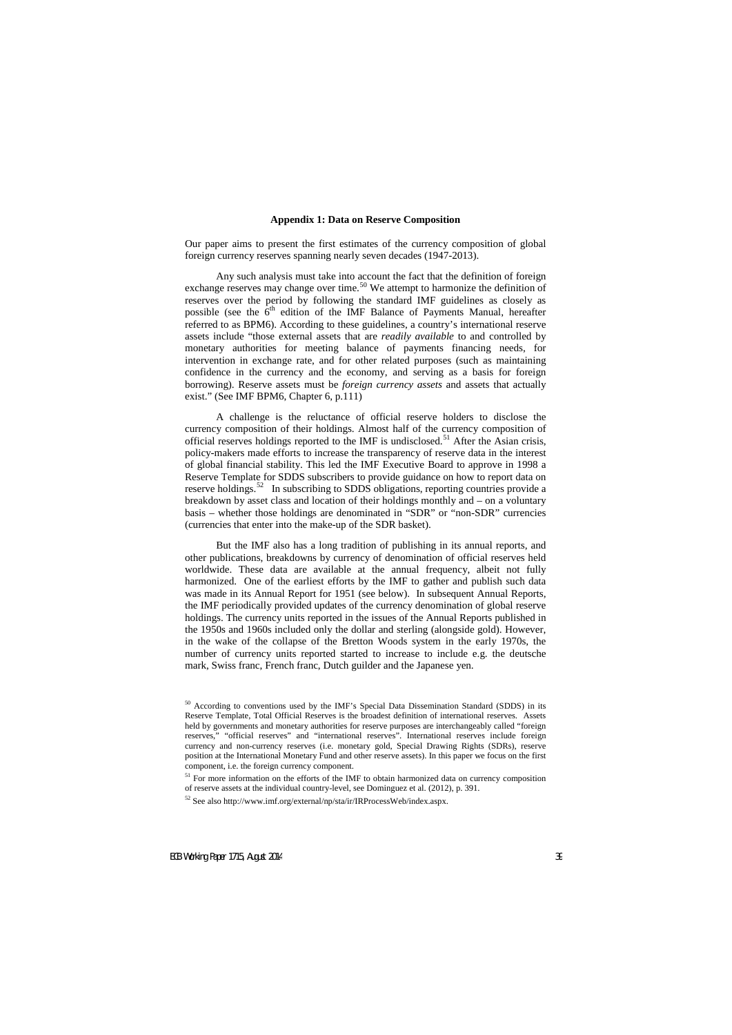### Appendix 1: Data on Reserve Composition

Our paper aims to present the first estimates of the currency composition of global foreign currency reserves spanning nearly seven decades (1947-2013).

Any such analysis must take into account the fact that the definition of foreign exchange reserves may change over time.[50] We attempt to harmonize the definition of reserves over the period by following the standard IMF guidelines as closely as possible (see the 6[th] edition of the IMF Balance of Payments Manual, hereafter referred to as BPM6). According to these guidelines, a country's international reserve assets include "those external assets that are *readily available* to and controlled by monetary authorities for meeting balance of payments financing needs, for intervention in exchange rate, and for other related purposes (such as maintaining confidence in the currency and the economy, and serving as a basis for foreign borrowing). Reserve assets must be *foreign currency assets* and assets that actually exist." (See IMF BPM6, Chapter 6, p.111)

A challenge is the reluctance of official reserve holders to disclose the currency composition of their holdings. Almost half of the currency composition of official reserves holdings reported to the IMF is undisclosed.[51] After the Asian crisis, policy-makers made efforts to increase the transparency of reserve data in the interest of global financial stability. This led the IMF Executive Board to approve in 1998 a Reserve Template for SDDS subscribers to provide guidance on how to report data on reserve holdings.[52] In subscribing to SDDS obligations, reporting countries provide a breakdown by asset class and location of their holdings monthly and – on a voluntary basis – whether those holdings are denominated in "SDR" or "non-SDR" currencies (currencies that enter into the make-up of the SDR basket).

But the IMF also has a long tradition of publishing in its annual reports, and other publications, breakdowns by currency of denomination of official reserves held worldwide. These data are available at the annual frequency, albeit not fully harmonized. One of the earliest efforts by the IMF to gather and publish such data was made in its Annual Report for 1951 (see below). In subsequent Annual Reports, the IMF periodically provided updates of the currency denomination of global reserve holdings. The currency units reported in the issues of the Annual Reports published in the 1950s and 1960s included only the dollar and sterling (alongside gold). However, in the wake of the collapse of the Bretton Woods system in the early 1970s, the number of currency units reported started to increase to include e.g. the deutsche mark, Swiss franc, French franc, Dutch guilder and the Japanese yen.

[50] According to conventions used by the IMF's Special Data Dissemination Standard (SDDS) in its Reserve Template, Total Official Reserves is the broadest definition of international reserves. Assets held by governments and monetary authorities for reserve purposes are interchangeably called "foreign reserves," "official reserves" and "international reserves". International reserves include foreign currency and non-currency reserves (i.e. monetary gold, Special Drawing Rights (SDRs), reserve position at the International Monetary Fund and other reserve assets). In this paper we focus on the first component, i.e. the foreign currency component.

[51] For more information on the efforts of the IMF to obtain harmonized data on currency composition of reserve assets at the individual country-level, see Dominguez et al. (2012), p. 391.

[52] See also http://www.imf.org/external/np/sta/ir/IRProcessWeb/index.aspx.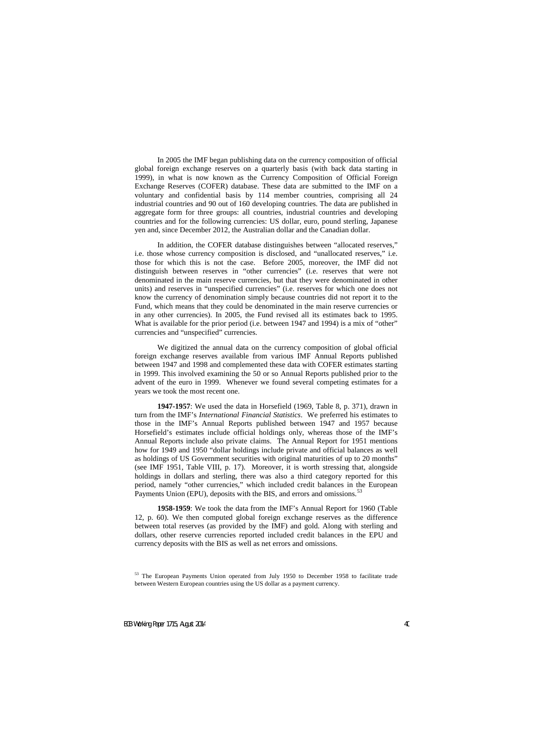In 2005 the IMF began publishing data on the currency composition of official global foreign exchange reserves on a quarterly basis (with back data starting in 1999), in what is now known as the Currency Composition of Official Foreign Exchange Reserves (COFER) database. These data are submitted to the IMF on a voluntary and confidential basis by 114 member countries, comprising all 24 industrial countries and 90 out of 160 developing countries. The data are published in aggregate form for three groups: all countries, industrial countries and developing countries and for the following currencies: US dollar, euro, pound sterling, Japanese yen and, since December 2012, the Australian dollar and the Canadian dollar.

In addition, the COFER database distinguishes between "allocated reserves," i.e. those whose currency composition is disclosed, and "unallocated reserves," i.e. those for which this is not the case. Before 2005, moreover, the IMF did not distinguish between reserves in "other currencies" (i.e. reserves that were not denominated in the main reserve currencies, but that they were denominated in other units) and reserves in "unspecified currencies" (i.e. reserves for which one does not know the currency of denomination simply because countries did not report it to the Fund, which means that they could be denominated in the main reserve currencies or in any other currencies). In 2005, the Fund revised all its estimates back to 1995. What is available for the prior period (i.e. between 1947 and 1994) is a mix of "other" currencies and "unspecified" currencies.

We digitized the annual data on the currency composition of global official foreign exchange reserves available from various IMF Annual Reports published between 1947 and 1998 and complemented these data with COFER estimates starting in 1999. This involved examining the 50 or so Annual Reports published prior to the advent of the euro in 1999. Whenever we found several competing estimates for a years we took the most recent one.

**1947-1957**: We used the data in Horsefield (1969, Table 8, p. 371), drawn in turn from the IMF's *International Financial Statistics*. We preferred his estimates to those in the IMF's Annual Reports published between 1947 and 1957 because Horsefield's estimates include official holdings only, whereas those of the IMF's Annual Reports include also private claims. The Annual Report for 1951 mentions how for 1949 and 1950 "dollar holdings include private and official balances as well as holdings of US Government securities with original maturities of up to 20 months" (see IMF 1951, Table VIII, p. 17). Moreover, it is worth stressing that, alongside holdings in dollars and sterling, there was also a third category reported for this period, namely "other currencies," which included credit balances in the European Payments Union (EPU), deposits with the BIS, and errors and omissions.[53]

**1958-1959**: We took the data from the IMF's Annual Report for 1960 (Table 12, p. 60). We then computed global foreign exchange reserves as the difference between total reserves (as provided by the IMF) and gold. Along with sterling and dollars, other reserve currencies reported included credit balances in the EPU and currency deposits with the BIS as well as net errors and omissions.

[53] The European Payments Union operated from July 1950 to December 1958 to facilitate trade between Western European countries using the US dollar as a payment currency.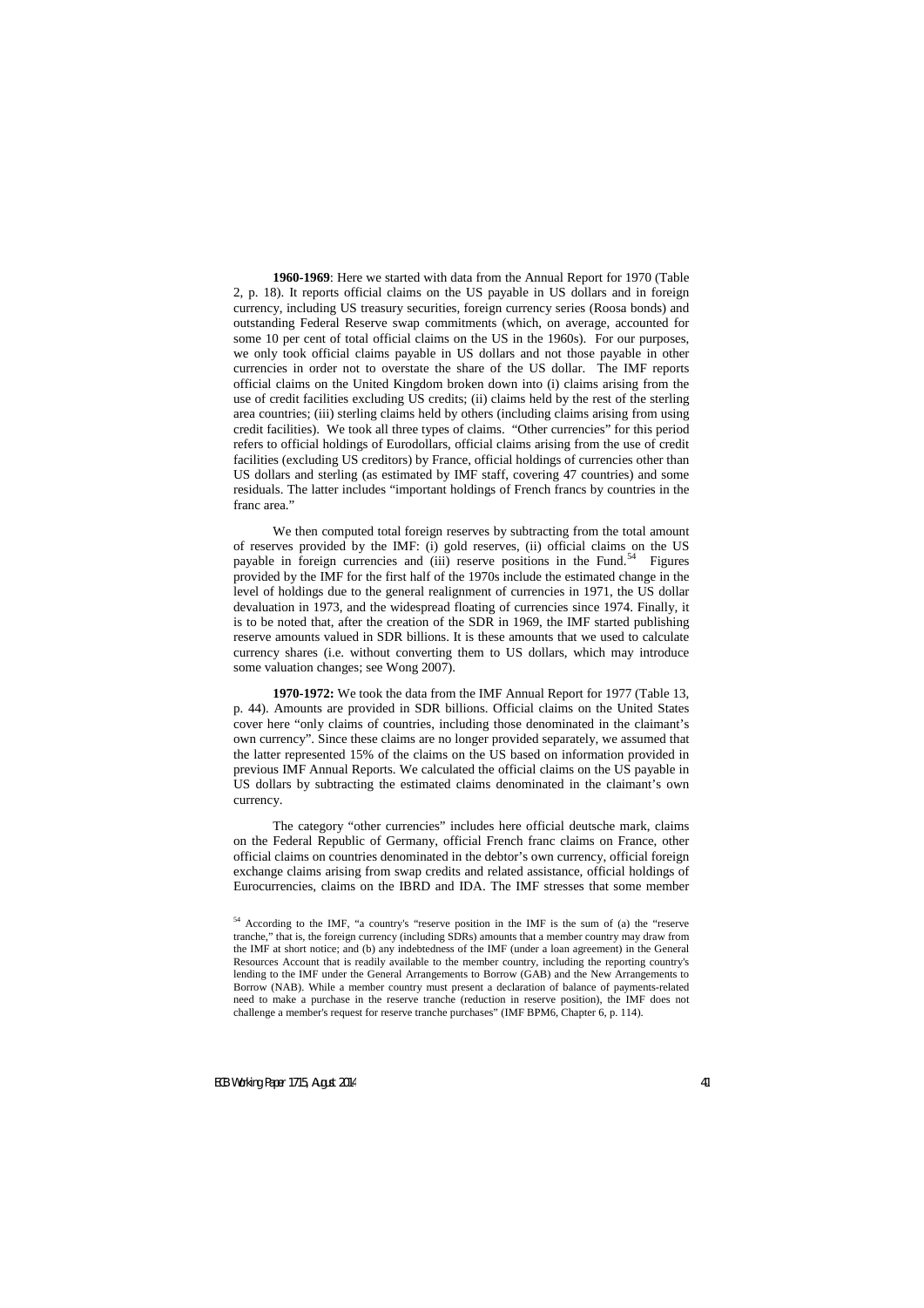**1960-1969**: Here we started with data from the Annual Report for 1970 (Table 2, p. 18). It reports official claims on the US payable in US dollars and in foreign currency, including US treasury securities, foreign currency series (Roosa bonds) and outstanding Federal Reserve swap commitments (which, on average, accounted for some 10 per cent of total official claims on the US in the 1960s). For our purposes, we only took official claims payable in US dollars and not those payable in other currencies in order not to overstate the share of the US dollar. The IMF reports official claims on the United Kingdom broken down into (i) claims arising from the use of credit facilities excluding US credits; (ii) claims held by the rest of the sterling area countries; (iii) sterling claims held by others (including claims arising from using credit facilities). We took all three types of claims. "Other currencies" for this period refers to official holdings of Eurodollars, official claims arising from the use of credit facilities (excluding US creditors) by France, official holdings of currencies other than US dollars and sterling (as estimated by IMF staff, covering 47 countries) and some residuals. The latter includes "important holdings of French francs by countries in the franc area."

We then computed total foreign reserves by subtracting from the total amount of reserves provided by the IMF: (i) gold reserves, (ii) official claims on the US payable in foreign currencies and (iii) reserve positions in the Fund.[54] Figures provided by the IMF for the first half of the 1970s include the estimated change in the level of holdings due to the general realignment of currencies in 1971, the US dollar devaluation in 1973, and the widespread floating of currencies since 1974. Finally, it is to be noted that, after the creation of the SDR in 1969, the IMF started publishing reserve amounts valued in SDR billions. It is these amounts that we used to calculate currency shares (i.e. without converting them to US dollars, which may introduce some valuation changes; see Wong 2007).

**1970-1972:** We took the data from the IMF Annual Report for 1977 (Table 13, p. 44). Amounts are provided in SDR billions. Official claims on the United States cover here "only claims of countries, including those denominated in the claimant's own currency". Since these claims are no longer provided separately, we assumed that the latter represented 15% of the claims on the US based on information provided in previous IMF Annual Reports. We calculated the official claims on the US payable in US dollars by subtracting the estimated claims denominated in the claimant's own currency.

The category "other currencies" includes here official deutsche mark, claims on the Federal Republic of Germany, official French franc claims on France, other official claims on countries denominated in the debtor's own currency, official foreign exchange claims arising from swap credits and related assistance, official holdings of Eurocurrencies, claims on the IBRD and IDA. The IMF stresses that some member

[54] According to the IMF, "a country's "reserve position in the IMF is the sum of (a) the "reserve tranche," that is, the foreign currency (including SDRs) amounts that a member country may draw from the IMF at short notice; and (b) any indebtedness of the IMF (under a loan agreement) in the General Resources Account that is readily available to the member country, including the reporting country's lending to the IMF under the General Arrangements to Borrow (GAB) and the New Arrangements to Borrow (NAB). While a member country must present a declaration of balance of payments-related need to make a purchase in the reserve tranche (reduction in reserve position), the IMF does not challenge a member's request for reserve tranche purchases" (IMF BPM6, Chapter 6, p. 114).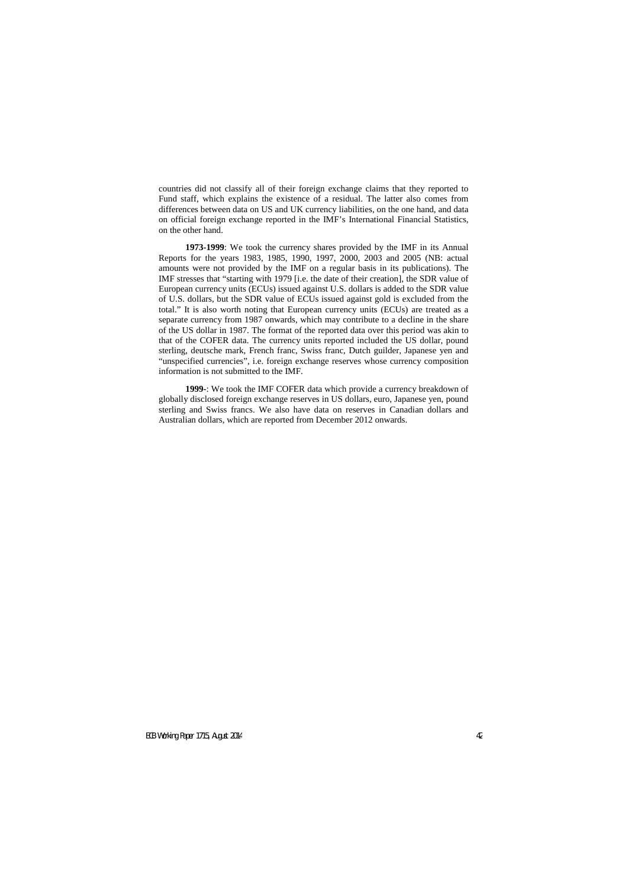countries did not classify all of their foreign exchange claims that they reported to Fund staff, which explains the existence of a residual. The latter also comes from differences between data on US and UK currency liabilities, on the one hand, and data on official foreign exchange reported in the IMF's International Financial Statistics, on the other hand.

**1973-1999**: We took the currency shares provided by the IMF in its Annual Reports for the years 1983, 1985, 1990, 1997, 2000, 2003 and 2005 (NB: actual amounts were not provided by the IMF on a regular basis in its publications). The IMF stresses that "starting with 1979 [i.e. the date of their creation], the SDR value of European currency units (ECUs) issued against U.S. dollars is added to the SDR value of U.S. dollars, but the SDR value of ECUs issued against gold is excluded from the total." It is also worth noting that European currency units (ECUs) are treated as a separate currency from 1987 onwards, which may contribute to a decline in the share of the US dollar in 1987. The format of the reported data over this period was akin to that of the COFER data. The currency units reported included the US dollar, pound sterling, deutsche mark, French franc, Swiss franc, Dutch guilder, Japanese yen and "unspecified currencies", i.e. foreign exchange reserves whose currency composition information is not submitted to the IMF.

**1999-**: We took the IMF COFER data which provide a currency breakdown of globally disclosed foreign exchange reserves in US dollars, euro, Japanese yen, pound sterling and Swiss francs. We also have data on reserves in Canadian dollars and Australian dollars, which are reported from December 2012 onwards.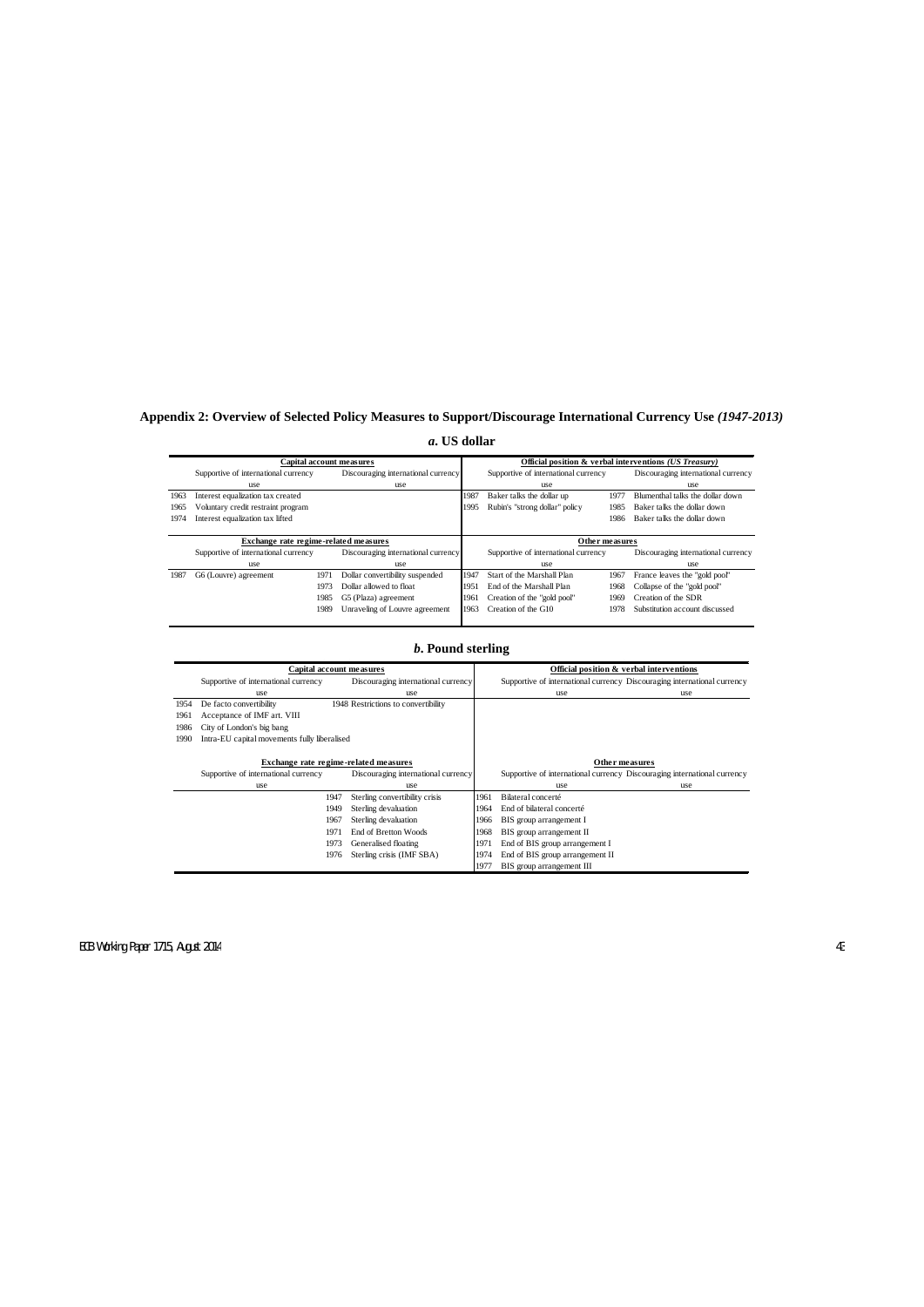## Appendix 2: Overview of Selected Policy Measures to Support/Discourage International Currency Use *(1947-2013)*

### *a.* US dollar

| Capital account measures | | | | Official position & verbal interventions *(US Treasury)* | | | |
|---|---|---|---|---|---|---|---|
| Supportive of international currency use | | Discouraging international currency use | | Supportive of international currency use | | Discouraging international currency use | |
| 1963 | Interest equalization tax created | | | 1987 | Baker talks the dollar up | 1977 | Blumenthal talks the dollar down |
| 1965 | Voluntary credit restraint program | | | 1995 | Rubin's "strong dollar" policy | 1985 | Baker talks the dollar down |
| 1974 | Interest equalization tax lifted | | | | | 1986 | Baker talks the dollar down |

| Exchange rate regime-related measures | | | | Other measures | | | |
|---|---|---|---|---|---|---|---|
| Supportive of international currency use | | Discouraging international currency use | | Supportive of international currency use | | Discouraging international currency use | |
| 1987 | G6 (Louvre) agreement | 1971 | Dollar convertibility suspended | 1947 | Start of the Marshall Plan | 1967 | France leaves the "gold pool" |
| | | 1973 | Dollar allowed to float | 1951 | End of the Marshall Plan | 1968 | Collapse of the "gold pool" |
| | | 1985 | G5 (Plaza) agreement | 1961 | Creation of the "gold pool" | 1969 | Creation of the SDR |
| | | 1989 | Unraveling of Louvre agreement | 1963 | Creation of the G10 | 1978 | Substitution account discussed |

### *b.* Pound sterling

| Capital account measures | | | | Official position & verbal interventions | | | |
|---|---|---|---|---|---|---|---|
| Supportive of international currency use | | Discouraging international currency use | | Supportive of international currency use | | Discouraging international currency use | |
| 1954 | De facto convertibility | 1948 | Restrictions to convertibility | | | | |
| 1961 | Acceptance of IMF art. VIII | | | | | | |
| 1986 | City of London's big bang | | | | | | |
| 1990 | Intra-EU capital movements fully liberalised | | | | | | |

| Exchange rate regime-related measures | | | | Other measures | | | |
|---|---|---|---|---|---|---|---|
| Supportive of international currency use | | Discouraging international currency use | | Supportive of international currency use | | Discouraging international currency use | |
| | | 1947 | Sterling convertibility crisis | 1961 | Bilateral concerté | | |
| | | 1949 | Sterling devaluation | 1964 | End of bilateral concerté | | |
| | | 1967 | Sterling devaluation | 1966 | BIS group arrangement I | | |
| | | 1971 | End of Bretton Woods | 1968 | BIS group arrangement II | | |
| | | 1973 | Generalised floating | 1971 | End of BIS group arrangement I | | |
| | | 1976 | Sterling crisis (IMF SBA) | 1974 | End of BIS group arrangement II | | |
| | | | | 1977 | BIS group arrangement III | | |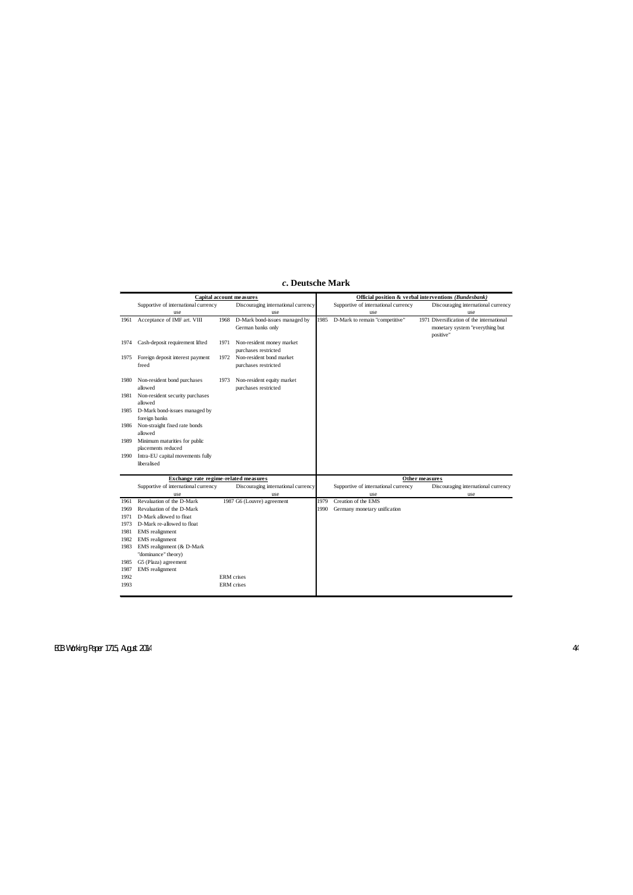### *c*. Deutsche Mark

| Capital account measures | | | | Official position & verbal interventions *(Bundesbank)* | | | |
|---|---|---|---|---|---|---|---|
| | Supportive of international currency use | | Discouraging international currency use | | Supportive of international currency use | | Discouraging international currency use |
| 1961 | Acceptance of IMF art. VIII | 1968 | D-Mark bond-issues managed by German banks only | 1985 | D-Mark to remain "competitive" | 1971 | Diversification of the international monetary system "everything but positive" |
| 1974 | Cash-deposit requirement lifted | 1971 | Non-resident money market purchases restricted | | | | |
| 1975 | Foreign deposit interest payment freed | 1972 | Non-resident bond market purchases restricted | | | | |
| 1980 | Non-resident bond purchases allowed | 1973 | Non-resident equity market purchases restricted | | | | |
| 1981 | Non-resident security purchases allowed | | | | | | |
| 1985 | D-Mark bond-issues managed by foreign banks | | | | | | |
| 1986 | Non-straight fixed rate bonds allowed | | | | | | |
| 1989 | Minimum maturities for public placements reduced | | | | | | |
| 1990 | Intra-EU capital movements fully liberalised | | | | | | |

| Exchange rate regime-related measures | | | | Other measures | | | |
|---|---|---|---|---|---|---|---|
| | Supportive of international currency use | | Discouraging international currency use | | Supportive of international currency use | | Discouraging international currency use |
| 1961 | Revaluation of the D-Mark | 1987 | G6 (Louvre) agreement | 1979 | Creation of the EMS | | |
| 1969 | Revaluation of the D-Mark | | | 1990 | Germany monetary unification | | |
| 1971 | D-Mark allowed to float | | | | | | |
| 1973 | D-Mark re-allowed to float | | | | | | |
| 1981 | EMS realignment | | | | | | |
| 1982 | EMS realignment | | | | | | |
| 1983 | EMS realignment (& D-Mark "dominance" theory) | | | | | | |
| 1985 | G5 (Plaza) agreement | | | | | | |
| 1987 | EMS realignment | | | | | | |
| 1992 | | | ERM crises | | | | |
| 1993 | | | ERM crises | | | | |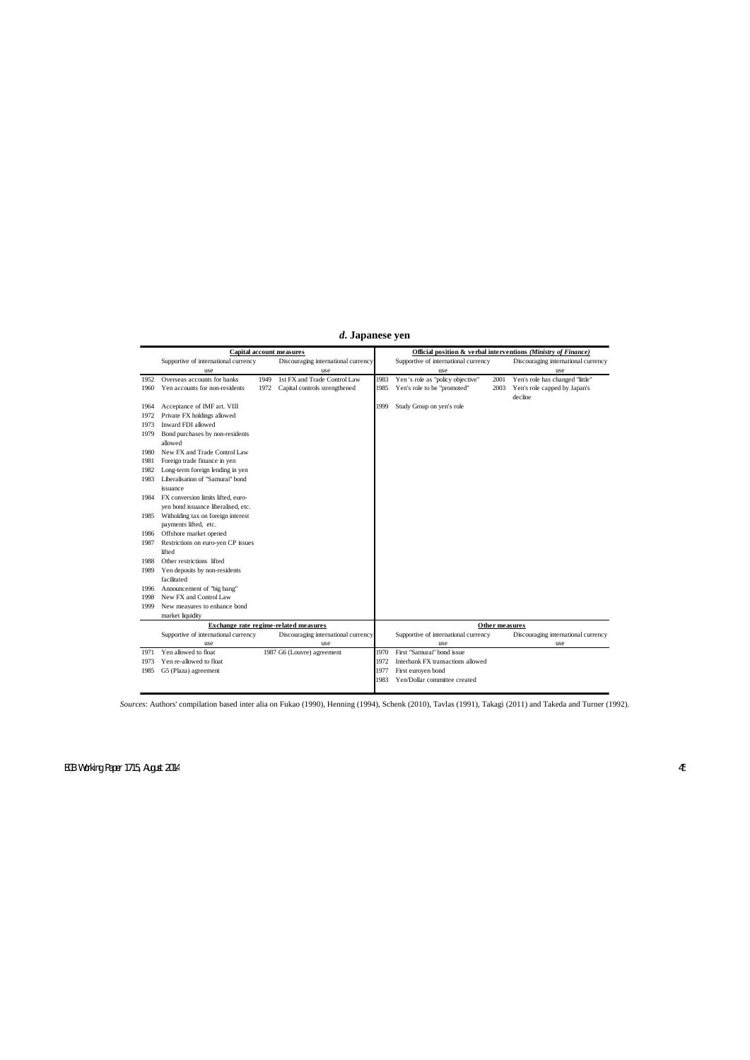### *d.* Japanese yen

| Capital account measures | | | | Official position & verbal interventions *(Ministry of Finance)* | | | |
|---|---|---|---|---|---|---|---|
| | Supportive of international currency use | | Discouraging international currency use | | Supportive of international currency use | | Discouraging international currency use |
| 1952 | Overseas accounts for banks | 1949 | 1st FX and Trade Control Law | 1983 | Yen 's role as "policy objective" | 2001 | Yen's role has changed "little" |
| 1960 | Yen accounts for non-residents | 1972 | Capital controls strengthened | 1985 | Yen's role to be "promoted" | 2003 | Yen's role capped by Japan's decline |
| 1964 | Acceptance of IMF art. VIII | | | 1999 | Study Group on yen's role | | |
| 1972 | Private FX holdings allowed | | | | | | |
| 1973 | Inward FDI allowed | | | | | | |
| 1979 | Bond purchases by non-residents allowed | | | | | | |
| 1980 | New FX and Trade Control Law | | | | | | |
| 1981 | Foreign trade finance in yen | | | | | | |
| 1982 | Long-term foreign lending in yen | | | | | | |
| 1983 | Liberalisation of "Samurai" bond issuance | | | | | | |
| 1984 | FX conversion limits lifted, euro-yen bond issuance liberalised, etc. | | | | | | |
| 1985 | Witholding tax on foreign interest payments lifted, etc. | | | | | | |
| 1986 | Offshore market opened | | | | | | |
| 1987 | Restrictions on euro-yen CP issues lifted | | | | | | |
| 1988 | Other restrictions lifted | | | | | | |
| 1989 | Yen deposits by non-residents facilitated | | | | | | |
| 1996 | Announcement of "big bang" | | | | | | |
| 1998 | New FX and Control Law | | | | | | |
| 1999 | New measures to enhance bond market liquidity | | | | | | |
| **Exchange rate regime-related measures** | | | | **Other measures** | | | |
| | Supportive of international currency use | | Discouraging international currency use | | Supportive of international currency use | | Discouraging international currency use |
| 1971 | Yen allowed to float | 1987 | G6 (Louvre) agreement | 1970 | First "Samurai" bond issue | | |
| 1973 | Yen re-allowed to float | | | 1972 | Interbank FX transactions allowed | | |
| 1985 | G5 (Plaza) agreement | | | 1977 | First euroyen bond | | |
| | | | | 1983 | Yen/Dollar committee created | | |

*Sources*: Authors' compilation based inter alia on Fukao (1990), Henning (1994), Schenk (2010), Tavlas (1991), Takagi (2011) and Takeda and Turner (1992).